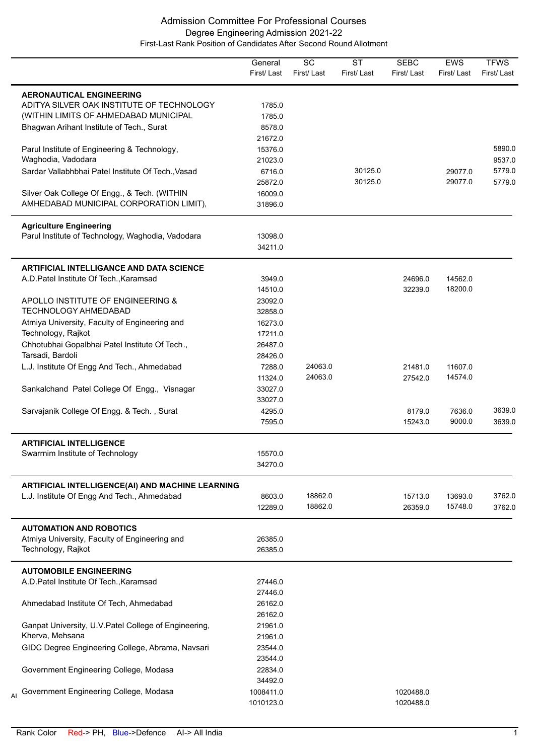# Admission Committee For Professional Courses

## Degree Engineering Admission 2021-22

### First-Last Rank Position of Candidates After Second Round Allotment

| | General First/ Last | SC First/ Last | ST First/ Last | SEBC First/ Last | EWS First/ Last | TFWS First/ Last |
|---|---|---|---|---|---|---|
| **AERONAUTICAL ENGINEERING** | | | | | | |
| ADITYA SILVER OAK INSTITUTE OF TECHNOLOGY (WITHIN LIMITS OF AHMEDABAD MUNICIPAL | 1785.0<br>1785.0 | | | | | |
| Bhagwan Arihant Institute of Tech., Surat | 8578.0<br>21672.0 | | | | | |
| Parul Institute of Engineering & Technology, Waghodia, Vadodara | 15376.0<br>21023.0 | | | | | 5890.0<br>9537.0 |
| Sardar Vallabhbhai Patel Institute Of Tech.,Vasad | 6716.0<br>25872.0 | | 30125.0<br>30125.0 | | 29077.0<br>29077.0 | 5779.0<br>5779.0 |
| Silver Oak College Of Engg., & Tech. (WITHIN AMHEDABAD MUNICIPAL CORPORATION LIMIT), | 16009.0<br>31896.0 | | | | | |
| **Agriculture Engineering** | | | | | | |
| Parul Institute of Technology, Waghodia, Vadodara | 13098.0<br>34211.0 | | | | | |
| **ARTIFICIAL INTELLIGANCE AND DATA SCIENCE** | | | | | | |
| A.D.Patel Institute Of Tech.,Karamsad | 3949.0<br>14510.0 | | | 24696.0<br>32239.0 | 14562.0<br>18200.0 | |
| APOLLO INSTITUTE OF ENGINEERING & TECHNOLOGY AHMEDABAD | 23092.0<br>32858.0 | | | | | |
| Atmiya University, Faculty of Engineering and Technology, Rajkot | 16273.0<br>17211.0 | | | | | |
| Chhotubhai Gopalbhai Patel Institute Of Tech., Tarsadi, Bardoli | 26487.0<br>28426.0 | | | | | |
| L.J. Institute Of Engg And Tech., Ahmedabad | 7288.0<br>11324.0 | 24063.0<br>24063.0 | | 21481.0<br>27542.0 | 11607.0<br>14574.0 | |
| Sankalchand Patel College Of Engg., Visnagar | 33027.0<br>33027.0 | | | | | |
| Sarvajanik College Of Engg. & Tech. , Surat | 4295.0<br>7595.0 | | | 8179.0<br>15243.0 | 7636.0<br>9000.0 | 3639.0<br>3639.0 |
| **ARTIFICIAL INTELLIGENCE** | | | | | | |
| Swarrnim Institute of Technology | 15570.0<br>34270.0 | | | | | |
| **ARTIFICIAL INTELLIGENCE(AI) AND MACHINE LEARNING** | | | | | | |
| L.J. Institute Of Engg And Tech., Ahmedabad | 8603.0<br>12289.0 | 18862.0<br>18862.0 | | 15713.0<br>26359.0 | 13693.0<br>15748.0 | 3762.0<br>3762.0 |
| **AUTOMATION AND ROBOTICS** | | | | | | |
| Atmiya University, Faculty of Engineering and Technology, Rajkot | 26385.0<br>26385.0 | | | | | |
| **AUTOMOBILE ENGINEERING** | | | | | | |
| A.D.Patel Institute Of Tech.,Karamsad | 27446.0<br>27446.0 | | | | | |
| Ahmedabad Institute Of Tech, Ahmedabad | 26162.0<br>26162.0 | | | | | |
| Ganpat University, U.V.Patel College of Engineering, Kherva, Mehsana | 21961.0<br>21961.0 | | | | | |
| GIDC Degree Engineering College, Abrama, Navsari | 23544.0<br>23544.0 | | | | | |
| Government Engineering College, Modasa | 22834.0<br>34492.0 | | | | | |
| AI Government Engineering College, Modasa | 1008411.0<br>1010123.0 | | | 1020488.0<br>1020488.0 | | |

Rank Color Red-> PH, Blue->Defence AI-> All India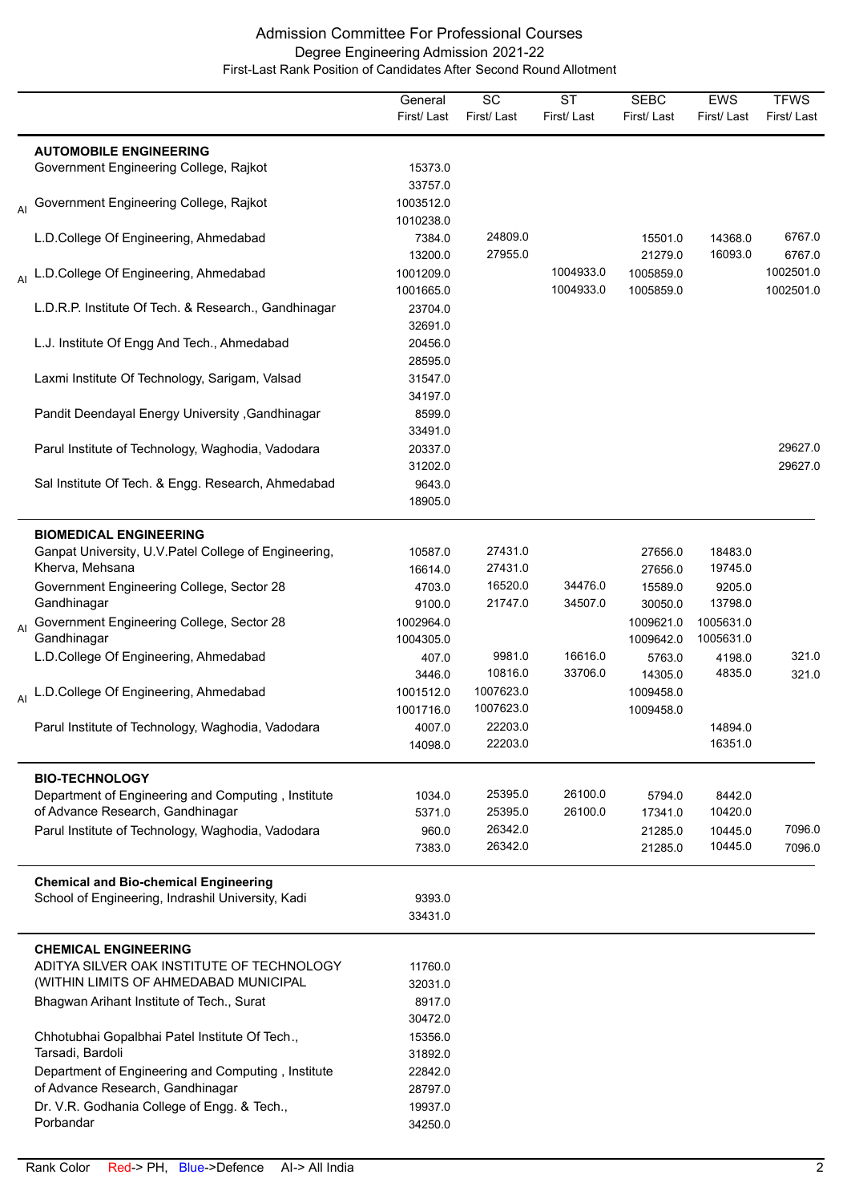# Admission Committee For Professional Courses

## Degree Engineering Admission 2021-22

### First-Last Rank Position of Candidates After Second Round Allotment

| | Institute | General First/ Last | SC First/ Last | ST First/ Last | SEBC First/ Last | EWS First/ Last | TFWS First/ Last |
|---|---|---|---|---|---|---|---|
| | **AUTOMOBILE ENGINEERING** | | | | | | |
| | Government Engineering College, Rajkot | 15373.0<br>33757.0 | | | | | |
| AI | Government Engineering College, Rajkot | 1003512.0<br>1010238.0 | | | | | |
| | L.D.College Of Engineering, Ahmedabad | 7384.0<br>13200.0 | 24809.0<br>27955.0 | | 15501.0<br>21279.0 | 14368.0<br>16093.0 | 6767.0<br>6767.0 |
| AI | L.D.College Of Engineering, Ahmedabad | 1001209.0<br>1001665.0 | | 1004933.0<br>1004933.0 | 1005859.0<br>1005859.0 | | 1002501.0<br>1002501.0 |
| | L.D.R.P. Institute Of Tech. & Research., Gandhinagar | 23704.0<br>32691.0 | | | | | |
| | L.J. Institute Of Engg And Tech., Ahmedabad | 20456.0<br>28595.0 | | | | | |
| | Laxmi Institute Of Technology, Sarigam, Valsad | 31547.0<br>34197.0 | | | | | |
| | Pandit Deendayal Energy University ,Gandhinagar | 8599.0<br>33491.0 | | | | | |
| | Parul Institute of Technology, Waghodia, Vadodara | 20337.0<br>31202.0 | | | | | 29627.0<br>29627.0 |
| | Sal Institute Of Tech. & Engg. Research, Ahmedabad | 9643.0<br>18905.0 | | | | | |
| | **BIOMEDICAL ENGINEERING** | | | | | | |
| | Ganpat University, U.V.Patel College of Engineering, Kherva, Mehsana | 10587.0<br>16614.0 | 27431.0<br>27431.0 | | 27656.0<br>27656.0 | 18483.0<br>19745.0 | |
| | Government Engineering College, Sector 28 Gandhinagar | 4703.0<br>9100.0 | 16520.0<br>21747.0 | 34476.0<br>34507.0 | 15589.0<br>30050.0 | 9205.0<br>13798.0 | |
| AI | Government Engineering College, Sector 28 Gandhinagar | 1002964.0<br>1004305.0 | | | 1009621.0<br>1009642.0 | 1005631.0<br>1005631.0 | |
| | L.D.College Of Engineering, Ahmedabad | 407.0<br>3446.0 | 9981.0<br>10816.0 | 16616.0<br>33706.0 | 5763.0<br>14305.0 | 4198.0<br>4835.0 | 321.0<br>321.0 |
| AI | L.D.College Of Engineering, Ahmedabad | 1001512.0<br>1001716.0 | 1007623.0<br>1007623.0 | | 1009458.0<br>1009458.0 | | |
| | Parul Institute of Technology, Waghodia, Vadodara | 4007.0<br>14098.0 | 22203.0<br>22203.0 | | | 14894.0<br>16351.0 | |
| | **BIO-TECHNOLOGY** | | | | | | |
| | Department of Engineering and Computing , Institute of Advance Research, Gandhinagar | 1034.0<br>5371.0 | 25395.0<br>25395.0 | 26100.0<br>26100.0 | 5794.0<br>17341.0 | 8442.0<br>10420.0 | |
| | Parul Institute of Technology, Waghodia, Vadodara | 960.0<br>7383.0 | 26342.0<br>26342.0 | | 21285.0<br>21285.0 | 10445.0<br>10445.0 | 7096.0<br>7096.0 |
| | **Chemical and Bio-chemical Engineering** | | | | | | |
| | School of Engineering, Indrashil University, Kadi | 9393.0<br>33431.0 | | | | | |
| | **CHEMICAL ENGINEERING** | | | | | | |
| | ADITYA SILVER OAK INSTITUTE OF TECHNOLOGY (WITHIN LIMITS OF AHMEDABAD MUNICIPAL | 11760.0<br>32031.0 | | | | | |
| | Bhagwan Arihant Institute of Tech., Surat | 8917.0<br>30472.0 | | | | | |
| | Chhotubhai Gopalbhai Patel Institute Of Tech., Tarsadi, Bardoli | 15356.0<br>31892.0 | | | | | |
| | Department of Engineering and Computing , Institute of Advance Research, Gandhinagar | 22842.0<br>28797.0 | | | | | |
| | Dr. V.R. Godhania College of Engg. & Tech., Porbandar | 19937.0<br>34250.0 | | | | | |

Rank Color Red-> PH, Blue->Defence AI-> All India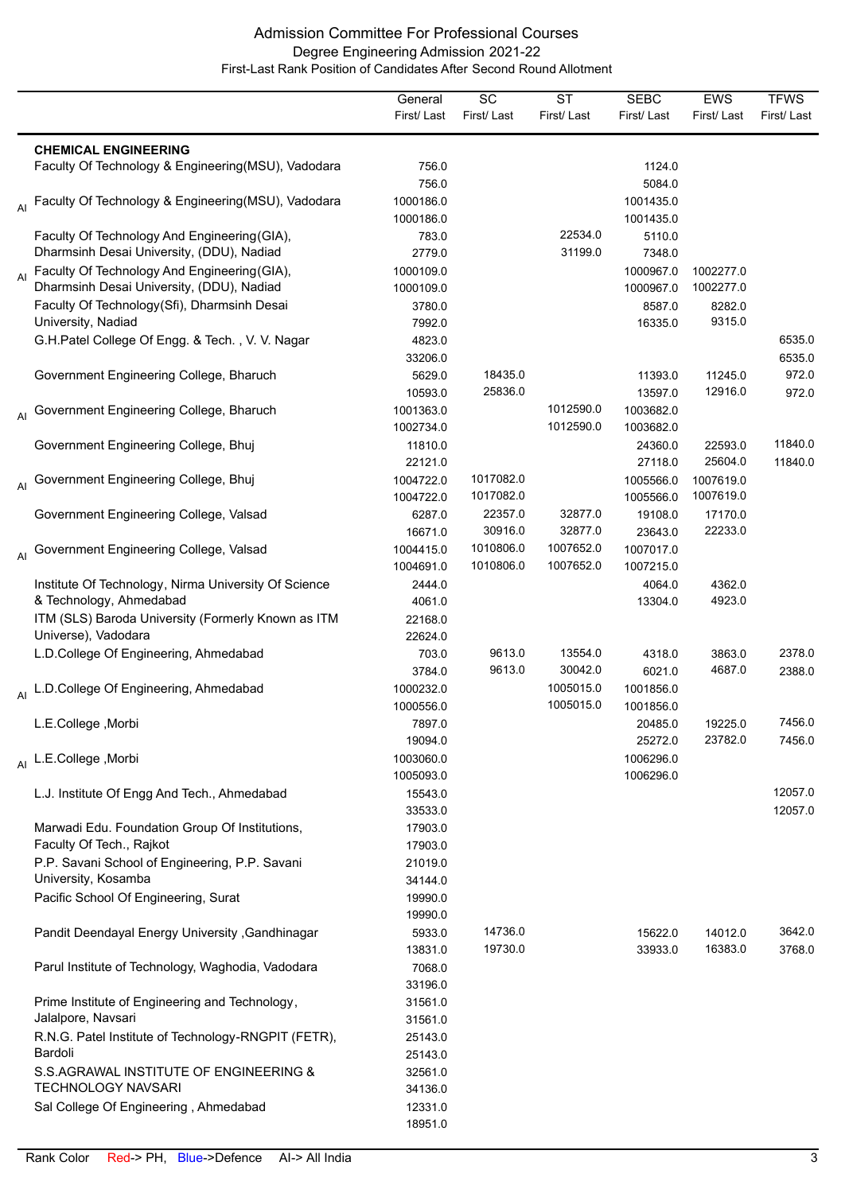# Admission Committee For Professional Courses

## Degree Engineering Admission 2021-22

### First-Last Rank Position of Candidates After Second Round Allotment

| | | General First/ Last | SC First/ Last | ST First/ Last | SEBC First/ Last | EWS First/ Last | TFWS First/ Last |
|---|---|---|---|---|---|---|---|
| | **CHEMICAL ENGINEERING** | | | | | | |
| | Faculty Of Technology & Engineering(MSU), Vadodara | 756.0<br>756.0 | | | 1124.0<br>5084.0 | | |
| AI | Faculty Of Technology & Engineering(MSU), Vadodara | 1000186.0<br>1000186.0 | | | 1001435.0<br>1001435.0 | | |
| | Faculty Of Technology And Engineering(GIA), Dharmsinh Desai University, (DDU), Nadiad | 783.0<br>2779.0 | | 22534.0<br>31199.0 | 5110.0<br>7348.0 | | |
| AI | Faculty Of Technology And Engineering(GIA), Dharmsinh Desai University, (DDU), Nadiad | 1000109.0<br>1000109.0 | | | 1000967.0<br>1000967.0 | 1002277.0<br>1002277.0 | |
| | Faculty Of Technology(Sfi), Dharmsinh Desai University, Nadiad | 3780.0<br>7992.0 | | | 8587.0<br>16335.0 | 8282.0<br>9315.0 | |
| | G.H.Patel College Of Engg. & Tech. , V. V. Nagar | 4823.0<br>33206.0 | | | | | 6535.0<br>6535.0 |
| | Government Engineering College, Bharuch | 5629.0<br>10593.0 | 18435.0<br>25836.0 | | 11393.0<br>13597.0 | 11245.0<br>12916.0 | 972.0<br>972.0 |
| AI | Government Engineering College, Bharuch | 1001363.0<br>1002734.0 | | 1012590.0<br>1012590.0 | 1003682.0<br>1003682.0 | | |
| | Government Engineering College, Bhuj | 11810.0<br>22121.0 | | | 24360.0<br>27118.0 | 22593.0<br>25604.0 | 11840.0<br>11840.0 |
| AI | Government Engineering College, Bhuj | 1004722.0<br>1004722.0 | 1017082.0<br>1017082.0 | | 1005566.0<br>1005566.0 | 1007619.0<br>1007619.0 | |
| | Government Engineering College, Valsad | 6287.0<br>16671.0 | 22357.0<br>30916.0 | 32877.0<br>32877.0 | 19108.0<br>23643.0 | 17170.0<br>22233.0 | |
| AI | Government Engineering College, Valsad | 1004415.0<br>1004691.0 | 1010806.0<br>1010806.0 | 1007652.0<br>1007652.0 | 1007017.0<br>1007215.0 | | |
| | Institute Of Technology, Nirma University Of Science & Technology, Ahmedabad | 2444.0<br>4061.0 | | | 4064.0<br>13304.0 | 4362.0<br>4923.0 | |
| | ITM (SLS) Baroda University (Formerly Known as ITM Universe), Vadodara | 22168.0<br>22624.0 | | | | | |
| | L.D.College Of Engineering, Ahmedabad | 703.0<br>3784.0 | 9613.0<br>9613.0 | 13554.0<br>30042.0 | 4318.0<br>6021.0 | 3863.0<br>4687.0 | 2378.0<br>2388.0 |
| AI | L.D.College Of Engineering, Ahmedabad | 1000232.0<br>1000556.0 | | 1005015.0<br>1005015.0 | 1001856.0<br>1001856.0 | | |
| | L.E.College ,Morbi | 7897.0<br>19094.0 | | | 20485.0<br>25272.0 | 19225.0<br>23782.0 | 7456.0<br>7456.0 |
| AI | L.E.College ,Morbi | 1003060.0<br>1005093.0 | | | 1006296.0<br>1006296.0 | | |
| | L.J. Institute Of Engg And Tech., Ahmedabad | 15543.0<br>33533.0 | | | | | 12057.0<br>12057.0 |
| | Marwadi Edu. Foundation Group Of Institutions, Faculty Of Tech., Rajkot | 17903.0<br>17903.0 | | | | | |
| | P.P. Savani School of Engineering, P.P. Savani University, Kosamba | 21019.0<br>34144.0 | | | | | |
| | Pacific School Of Engineering, Surat | 19990.0<br>19990.0 | | | | | |
| | Pandit Deendayal Energy University ,Gandhinagar | 5933.0<br>13831.0 | 14736.0<br>19730.0 | | 15622.0<br>33933.0 | 14012.0<br>16383.0 | 3642.0<br>3768.0 |
| | Parul Institute of Technology, Waghodia, Vadodara | 7068.0<br>33196.0 | | | | | |
| | Prime Institute of Engineering and Technology, Jalalpore, Navsari | 31561.0<br>31561.0 | | | | | |
| | R.N.G. Patel Institute of Technology-RNGPIT (FETR), Bardoli | 25143.0<br>25143.0 | | | | | |
| | S.S.AGRAWAL INSTITUTE OF ENGINEERING & TECHNOLOGY NAVSARI | 32561.0<br>34136.0 | | | | | |
| | Sal College Of Engineering , Ahmedabad | 12331.0<br>18951.0 | | | | | |

Rank Color Red-> PH, Blue->Defence AI-> All India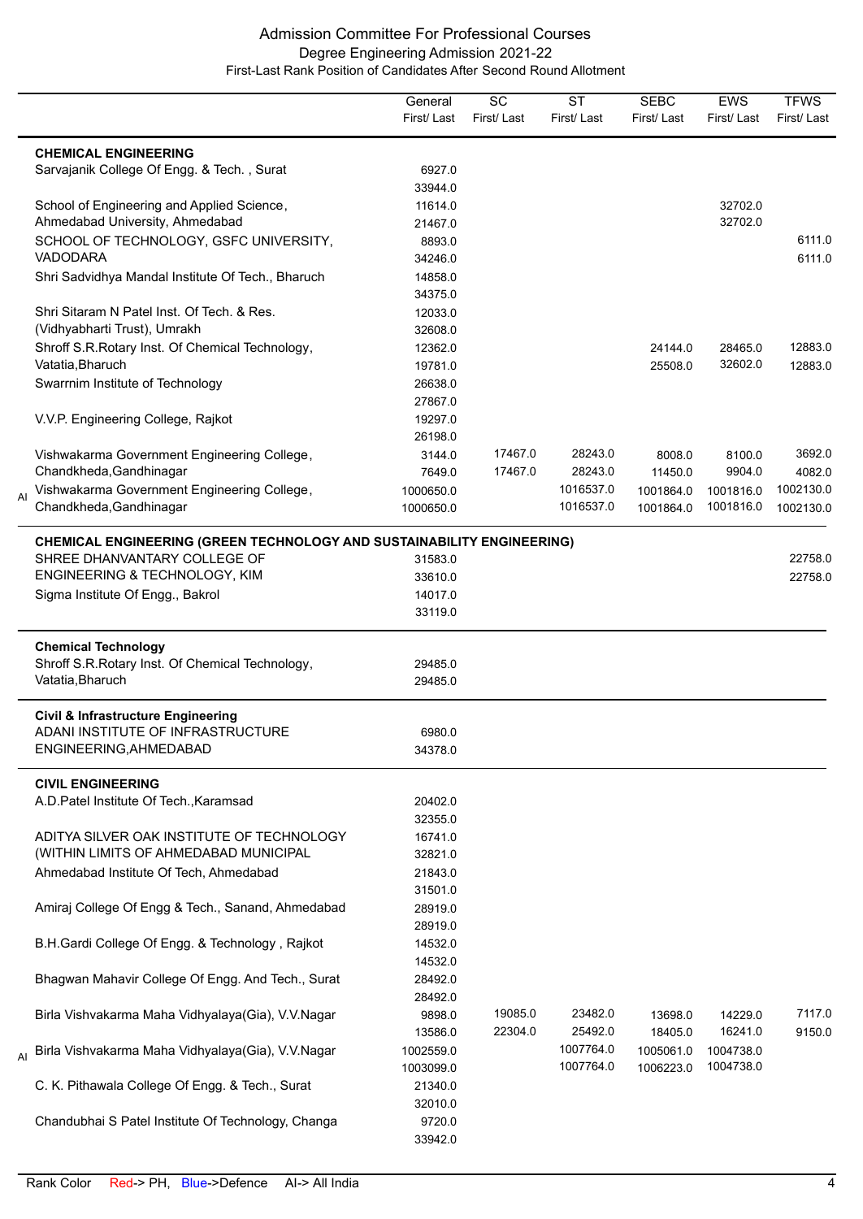# Admission Committee For Professional Courses
## Degree Engineering Admission 2021-22
### First-Last Rank Position of Candidates After Second Round Allotment

| | | General First/ Last | SC First/ Last | ST First/ Last | SEBC First/ Last | EWS First/ Last | TFWS First/ Last |
|---|---|---|---|---|---|---|---|
| | **CHEMICAL ENGINEERING** | | | | | | |
| | Sarvajanik College Of Engg. & Tech. , Surat | 6927.0<br>33944.0 | | | | | |
| | School of Engineering and Applied Science, Ahmedabad University, Ahmedabad | 11614.0<br>21467.0 | | | | 32702.0<br>32702.0 | |
| | SCHOOL OF TECHNOLOGY, GSFC UNIVERSITY, VADODARA | 8893.0<br>34246.0 | | | | | 6111.0<br>6111.0 |
| | Shri Sadvidhya Mandal Institute Of Tech., Bharuch | 14858.0<br>34375.0 | | | | | |
| | Shri Sitaram N Patel Inst. Of Tech. & Res. (Vidhyabharti Trust), Umrakh | 12033.0<br>32608.0 | | | | | |
| | Shroff S.R.Rotary Inst. Of Chemical Technology, Vatatia,Bharuch | 12362.0<br>19781.0 | | | 24144.0<br>25508.0 | 28465.0<br>32602.0 | 12883.0<br>12883.0 |
| | Swarrnim Institute of Technology | 26638.0<br>27867.0 | | | | | |
| | V.V.P. Engineering College, Rajkot | 19297.0<br>26198.0 | | | | | |
| | Vishwakarma Government Engineering College, Chandkheda,Gandhinagar | 3144.0<br>7649.0 | 17467.0<br>17467.0 | 28243.0<br>28243.0 | 8008.0<br>11450.0 | 8100.0<br>9904.0 | 3692.0<br>4082.0 |
| AI | Vishwakarma Government Engineering College, Chandkheda,Gandhinagar | 1000650.0<br>1000650.0 | | 1016537.0<br>1016537.0 | 1001864.0<br>1001864.0 | 1001816.0<br>1001816.0 | 1002130.0<br>1002130.0 |
| | **CHEMICAL ENGINEERING (GREEN TECHNOLOGY AND SUSTAINABILITY ENGINEERING)** | | | | | | |
| | SHREE DHANVANTARY COLLEGE OF ENGINEERING & TECHNOLOGY, KIM | 31583.0<br>33610.0 | | | | | 22758.0<br>22758.0 |
| | Sigma Institute Of Engg., Bakrol | 14017.0<br>33119.0 | | | | | |
| | **Chemical Technology** | | | | | | |
| | Shroff S.R.Rotary Inst. Of Chemical Technology, Vatatia,Bharuch | 29485.0<br>29485.0 | | | | | |
| | **Civil & Infrastructure Engineering** | | | | | | |
| | ADANI INSTITUTE OF INFRASTRUCTURE ENGINEERING,AHMEDABAD | 6980.0<br>34378.0 | | | | | |
| | **CIVIL ENGINEERING** | | | | | | |
| | A.D.Patel Institute Of Tech.,Karamsad | 20402.0<br>32355.0 | | | | | |
| | ADITYA SILVER OAK INSTITUTE OF TECHNOLOGY (WITHIN LIMITS OF AHMEDABAD MUNICIPAL | 16741.0<br>32821.0 | | | | | |
| | Ahmedabad Institute Of Tech, Ahmedabad | 21843.0<br>31501.0 | | | | | |
| | Amiraj College Of Engg & Tech., Sanand, Ahmedabad | 28919.0<br>28919.0 | | | | | |
| | B.H.Gardi College Of Engg. & Technology , Rajkot | 14532.0<br>14532.0 | | | | | |
| | Bhagwan Mahavir College Of Engg. And Tech., Surat | 28492.0<br>28492.0 | | | | | |
| | Birla Vishvakarma Maha Vidhyalaya(Gia), V.V.Nagar | 9898.0<br>13586.0 | 19085.0<br>22304.0 | 23482.0<br>25492.0 | 13698.0<br>18405.0 | 14229.0<br>16241.0 | 7117.0<br>9150.0 |
| AI | Birla Vishvakarma Maha Vidhyalaya(Gia), V.V.Nagar | 1002559.0<br>1003099.0 | | 1007764.0<br>1007764.0 | 1005061.0<br>1006223.0 | 1004738.0<br>1004738.0 | |
| | C. K. Pithawala College Of Engg. & Tech., Surat | 21340.0<br>32010.0 | | | | | |
| | Chandubhai S Patel Institute Of Technology, Changa | 9720.0<br>33942.0 | | | | | |

Rank Color Red-> PH, Blue->Defence AI-> All India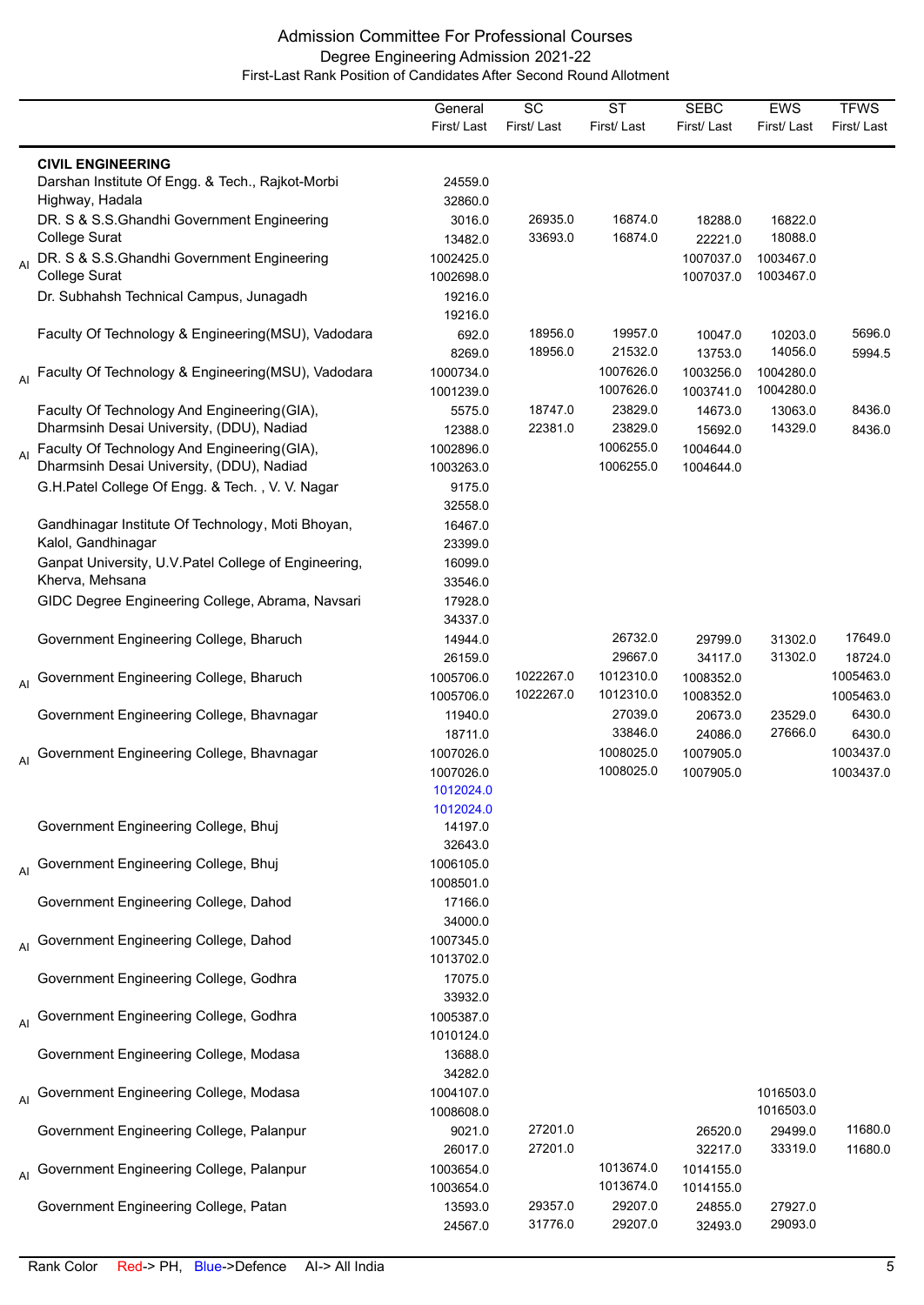# Admission Committee For Professional Courses

## Degree Engineering Admission 2021-22

### First-Last Rank Position of Candidates After Second Round Allotment

| | | General First/ Last | SC First/ Last | ST First/ Last | SEBC First/ Last | EWS First/ Last | TFWS First/ Last |
|---|---|---|---|---|---|---|---|
| | **CIVIL ENGINEERING** | | | | | | |
| | Darshan Institute Of Engg. & Tech., Rajkot-Morbi Highway, Hadala | 24559.0<br>32860.0 | | | | | |
| | DR. S & S.S.Ghandhi Government Engineering College Surat | 3016.0<br>13482.0 | 26935.0<br>33693.0 | 16874.0<br>16874.0 | 18288.0<br>22221.0 | 16822.0<br>18088.0 | |
| AI | DR. S & S.S.Ghandhi Government Engineering College Surat | 1002425.0<br>1002698.0 | | | 1007037.0<br>1007037.0 | 1003467.0<br>1003467.0 | |
| | Dr. Subhahsh Technical Campus, Junagadh | 19216.0<br>19216.0 | | | | | |
| | Faculty Of Technology & Engineering(MSU), Vadodara | 692.0<br>8269.0 | 18956.0<br>18956.0 | 19957.0<br>21532.0 | 10047.0<br>13753.0 | 10203.0<br>14056.0 | 5696.0<br>5994.5 |
| AI | Faculty Of Technology & Engineering(MSU), Vadodara | 1000734.0<br>1001239.0 | | 1007626.0<br>1007626.0 | 1003256.0<br>1003741.0 | 1004280.0<br>1004280.0 | |
| | Faculty Of Technology And Engineering(GIA), Dharmsinh Desai University, (DDU), Nadiad | 5575.0<br>12388.0 | 18747.0<br>22381.0 | 23829.0<br>23829.0 | 14673.0<br>15692.0 | 13063.0<br>14329.0 | 8436.0<br>8436.0 |
| AI | Faculty Of Technology And Engineering(GIA), Dharmsinh Desai University, (DDU), Nadiad | 1002896.0<br>1003263.0 | | 1006255.0<br>1006255.0 | 1004644.0<br>1004644.0 | | |
| | G.H.Patel College Of Engg. & Tech. , V. V. Nagar | 9175.0<br>32558.0 | | | | | |
| | Gandhinagar Institute Of Technology, Moti Bhoyan, Kalol, Gandhinagar | 16467.0<br>23399.0 | | | | | |
| | Ganpat University, U.V.Patel College of Engineering, Kherva, Mehsana | 16099.0<br>33546.0 | | | | | |
| | GIDC Degree Engineering College, Abrama, Navsari | 17928.0<br>34337.0 | | | | | |
| | Government Engineering College, Bharuch | 14944.0<br>26159.0 | | 26732.0<br>29667.0 | 29799.0<br>34117.0 | 31302.0<br>31302.0 | 17649.0<br>18724.0 |
| AI | Government Engineering College, Bharuch | 1005706.0<br>1005706.0 | 1022267.0<br>1022267.0 | 1012310.0<br>1012310.0 | 1008352.0<br>1008352.0 | | 1005463.0<br>1005463.0 |
| | Government Engineering College, Bhavnagar | 11940.0<br>18711.0 | | 27039.0<br>33846.0 | 20673.0<br>24086.0 | 23529.0<br>27666.0 | 6430.0<br>6430.0 |
| AI | Government Engineering College, Bhavnagar | 1007026.0<br>1007026.0<br>1012024.0 (Defence)<br>1012024.0 (Defence) | | 1008025.0<br>1008025.0 | 1007905.0<br>1007905.0 | | 1003437.0<br>1003437.0 |
| | Government Engineering College, Bhuj | 14197.0<br>32643.0 | | | | | |
| AI | Government Engineering College, Bhuj | 1006105.0<br>1008501.0 | | | | | |
| | Government Engineering College, Dahod | 17166.0<br>34000.0 | | | | | |
| AI | Government Engineering College, Dahod | 1007345.0<br>1013702.0 | | | | | |
| | Government Engineering College, Godhra | 17075.0<br>33932.0 | | | | | |
| AI | Government Engineering College, Godhra | 1005387.0<br>1010124.0 | | | | | |
| | Government Engineering College, Modasa | 13688.0<br>34282.0 | | | | | |
| AI | Government Engineering College, Modasa | 1004107.0<br>1008608.0 | | | | 1016503.0<br>1016503.0 | |
| | Government Engineering College, Palanpur | 9021.0<br>26017.0 | 27201.0<br>27201.0 | | 26520.0<br>32217.0 | 29499.0<br>33319.0 | 11680.0<br>11680.0 |
| AI | Government Engineering College, Palanpur | 1003654.0<br>1003654.0 | | 1013674.0<br>1013674.0 | 1014155.0<br>1014155.0 | | |
| | Government Engineering College, Patan | 13593.0<br>24567.0 | 29357.0<br>31776.0 | 29207.0<br>29207.0 | 24855.0<br>32493.0 | 27927.0<br>29093.0 | |

Rank Color Red-> PH, Blue->Defence AI-> All India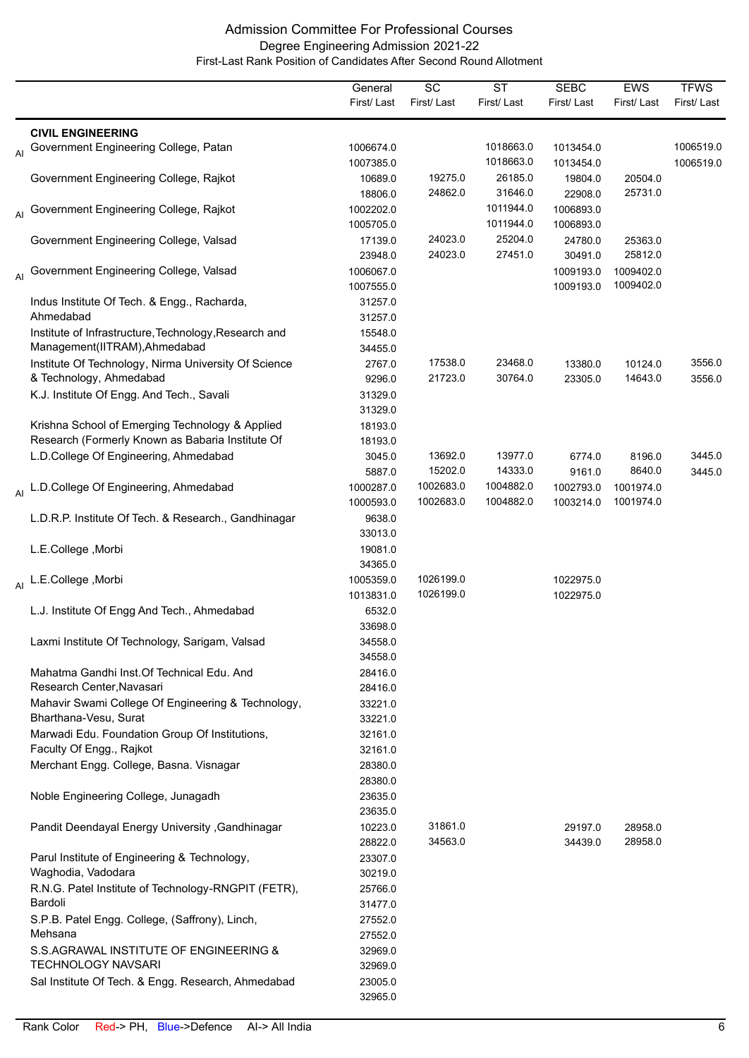# Admission Committee For Professional Courses

## Degree Engineering Admission 2021-22

### First-Last Rank Position of Candidates After Second Round Allotment

| | | General First/ Last | SC First/ Last | ST First/ Last | SEBC First/ Last | EWS First/ Last | TFWS First/ Last |
|---|---|---|---|---|---|---|---|
| | **CIVIL ENGINEERING** | | | | | | |
| AI | Government Engineering College, Patan | 1006674.0<br>1007385.0 | | 1018663.0<br>1018663.0 | 1013454.0<br>1013454.0 | | 1006519.0<br>1006519.0 |
| | Government Engineering College, Rajkot | 10689.0<br>18806.0 | 19275.0<br>24862.0 | 26185.0<br>31646.0 | 19804.0<br>22908.0 | 20504.0<br>25731.0 | |
| AI | Government Engineering College, Rajkot | 1002202.0<br>1005705.0 | | 1011944.0<br>1011944.0 | 1006893.0<br>1006893.0 | | |
| | Government Engineering College, Valsad | 17139.0<br>23948.0 | 24023.0<br>24023.0 | 25204.0<br>27451.0 | 24780.0<br>30491.0 | 25363.0<br>25812.0 | |
| AI | Government Engineering College, Valsad | 1006067.0<br>1007555.0 | | | 1009193.0<br>1009193.0 | 1009402.0<br>1009402.0 | |
| | Indus Institute Of Tech. & Engg., Racharda, Ahmedabad | 31257.0<br>31257.0 | | | | | |
| | Institute of Infrastructure,Technology,Research and Management(IITRAM),Ahmedabad | 15548.0<br>34455.0 | | | | | |
| | Institute Of Technology, Nirma University Of Science & Technology, Ahmedabad | 2767.0<br>9296.0 | 17538.0<br>21723.0 | 23468.0<br>30764.0 | 13380.0<br>23305.0 | 10124.0<br>14643.0 | 3556.0<br>3556.0 |
| | K.J. Institute Of Engg. And Tech., Savali | 31329.0<br>31329.0 | | | | | |
| | Krishna School of Emerging Technology & Applied Research (Formerly Known as Babaria Institute Of | 18193.0<br>18193.0 | | | | | |
| | L.D.College Of Engineering, Ahmedabad | 3045.0<br>5887.0 | 13692.0<br>15202.0 | 13977.0<br>14333.0 | 6774.0<br>9161.0 | 8196.0<br>8640.0 | 3445.0<br>3445.0 |
| AI | L.D.College Of Engineering, Ahmedabad | 1000287.0<br>1000593.0 | 1002683.0<br>1002683.0 | 1004882.0<br>1004882.0 | 1002793.0<br>1003214.0 | 1001974.0<br>1001974.0 | |
| | L.D.R.P. Institute Of Tech. & Research., Gandhinagar | 9638.0<br>33013.0 | | | | | |
| | L.E.College ,Morbi | 19081.0<br>34365.0 | | | | | |
| AI | L.E.College ,Morbi | 1005359.0<br>1013831.0 | 1026199.0<br>1026199.0 | | 1022975.0<br>1022975.0 | | |
| | L.J. Institute Of Engg And Tech., Ahmedabad | 6532.0<br>33698.0 | | | | | |
| | Laxmi Institute Of Technology, Sarigam, Valsad | 34558.0<br>34558.0 | | | | | |
| | Mahatma Gandhi Inst.Of Technical Edu. And Research Center,Navasari | 28416.0<br>28416.0 | | | | | |
| | Mahavir Swami College Of Engineering & Technology, Bharthana-Vesu, Surat | 33221.0<br>33221.0 | | | | | |
| | Marwadi Edu. Foundation Group Of Institutions, Faculty Of Engg., Rajkot | 32161.0<br>32161.0 | | | | | |
| | Merchant Engg. College, Basna. Visnagar | 28380.0<br>28380.0 | | | | | |
| | Noble Engineering College, Junagadh | 23635.0<br>23635.0 | | | | | |
| | Pandit Deendayal Energy University ,Gandhinagar | 10223.0<br>28822.0 | 31861.0<br>34563.0 | | 29197.0<br>34439.0 | 28958.0<br>28958.0 | |
| | Parul Institute of Engineering & Technology, Waghodia, Vadodara | 23307.0<br>30219.0 | | | | | |
| | R.N.G. Patel Institute of Technology-RNGPIT (FETR), Bardoli | 25766.0<br>31477.0 | | | | | |
| | S.P.B. Patel Engg. College, (Saffrony), Linch, Mehsana | 27552.0<br>27552.0 | | | | | |
| | S.S.AGRAWAL INSTITUTE OF ENGINEERING & TECHNOLOGY NAVSARI | 32969.0<br>32969.0 | | | | | |
| | Sal Institute Of Tech. & Engg. Research, Ahmedabad | 23005.0<br>32965.0 | | | | | |

Rank Color Red-> PH, Blue->Defence AI-> All India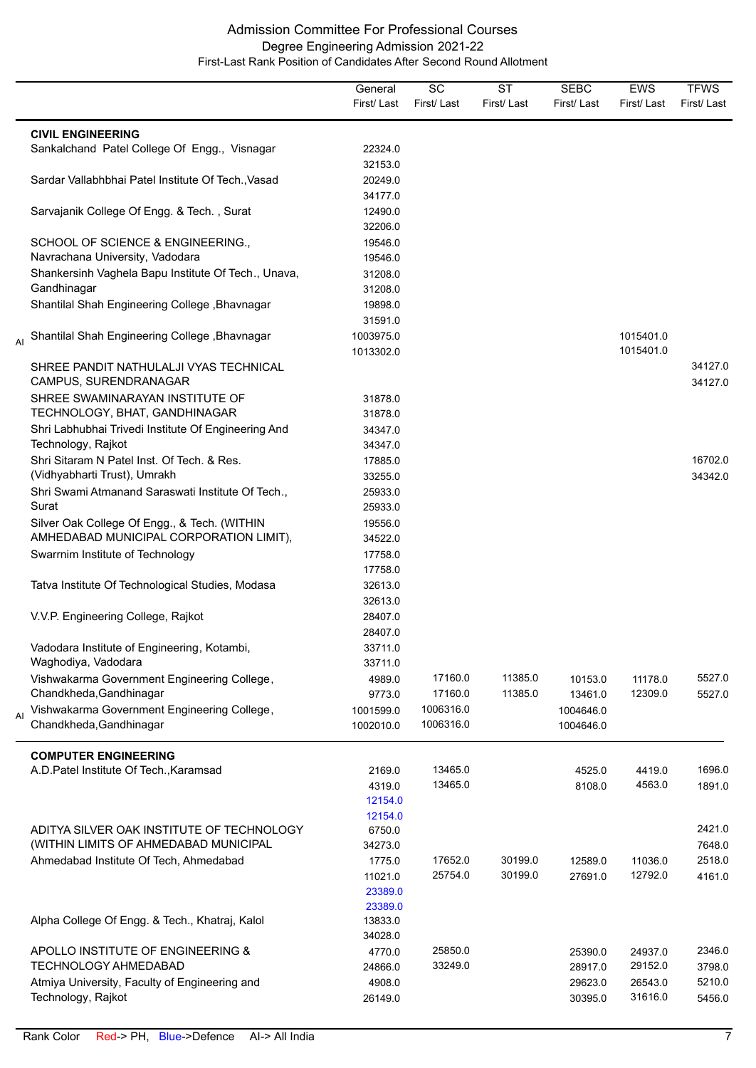# Admission Committee For Professional Courses

## Degree Engineering Admission 2021-22

### First-Last Rank Position of Candidates After Second Round Allotment

| | | General First/ Last | SC First/ Last | ST First/ Last | SEBC First/ Last | EWS First/ Last | TFWS First/ Last |
|---|---|---|---|---|---|---|---|
| | **CIVIL ENGINEERING** | | | | | | |
| | Sankalchand Patel College Of Engg., Visnagar | 22324.0<br>32153.0 | | | | | |
| | Sardar Vallabhbhai Patel Institute Of Tech.,Vasad | 20249.0<br>34177.0 | | | | | |
| | Sarvajanik College Of Engg. & Tech. , Surat | 12490.0<br>32206.0 | | | | | |
| | SCHOOL OF SCIENCE & ENGINEERING., Navrachana University, Vadodara | 19546.0<br>19546.0 | | | | | |
| | Shankersinh Vaghela Bapu Institute Of Tech., Unava, Gandhinagar | 31208.0<br>31208.0 | | | | | |
| | Shantilal Shah Engineering College ,Bhavnagar | 19898.0<br>31591.0 | | | | | |
| AI | Shantilal Shah Engineering College ,Bhavnagar | 1003975.0<br>1013302.0 | | | | 1015401.0<br>1015401.0 | |
| | SHREE PANDIT NATHULALJI VYAS TECHNICAL CAMPUS, SURENDRANAGAR | | | | | | 34127.0<br>34127.0 |
| | SHREE SWAMINARAYAN INSTITUTE OF TECHNOLOGY, BHAT, GANDHINAGAR | 31878.0<br>31878.0 | | | | | |
| | Shri Labhubhai Trivedi Institute Of Engineering And Technology, Rajkot | 34347.0<br>34347.0 | | | | | |
| | Shri Sitaram N Patel Inst. Of Tech. & Res. (Vidhyabharti Trust), Umrakh | 17885.0<br>33255.0 | | | | | 16702.0<br>34342.0 |
| | Shri Swami Atmanand Saraswati Institute Of Tech., Surat | 25933.0<br>25933.0 | | | | | |
| | Silver Oak College Of Engg., & Tech. (WITHIN AMHEDABAD MUNICIPAL CORPORATION LIMIT), | 19556.0<br>34522.0 | | | | | |
| | Swarrnim Institute of Technology | 17758.0<br>17758.0 | | | | | |
| | Tatva Institute Of Technological Studies, Modasa | 32613.0<br>32613.0 | | | | | |
| | V.V.P. Engineering College, Rajkot | 28407.0<br>28407.0 | | | | | |
| | Vadodara Institute of Engineering, Kotambi, Waghodiya, Vadodara | 33711.0<br>33711.0 | | | | | |
| | Vishwakarma Government Engineering College, Chandkheda,Gandhinagar | 4989.0<br>9773.0 | 17160.0<br>17160.0 | 11385.0<br>11385.0 | 10153.0<br>13461.0 | 11178.0<br>12309.0 | 5527.0<br>5527.0 |
| AI | Vishwakarma Government Engineering College, Chandkheda,Gandhinagar | 1001599.0<br>1002010.0 | 1006316.0<br>1006316.0 | | 1004646.0<br>1004646.0 | | |
| | **COMPUTER ENGINEERING** | | | | | | |
| | A.D.Patel Institute Of Tech.,Karamsad | 2169.0<br>4319.0<br>12154.0 (Defence)<br>12154.0 (Defence) | 13465.0<br>13465.0 | | 4525.0<br>8108.0 | 4419.0<br>4563.0 | 1696.0<br>1891.0 |
| | ADITYA SILVER OAK INSTITUTE OF TECHNOLOGY (WITHIN LIMITS OF AHMEDABAD MUNICIPAL | 6750.0<br>34273.0 | | | | | 2421.0<br>7648.0 |
| | Ahmedabad Institute Of Tech, Ahmedabad | 1775.0<br>11021.0<br>23389.0 (Defence)<br>23389.0 (Defence) | 17652.0<br>25754.0 | 30199.0<br>30199.0 | 12589.0<br>27691.0 | 11036.0<br>12792.0 | 2518.0<br>4161.0 |
| | Alpha College Of Engg. & Tech., Khatraj, Kalol | 13833.0<br>34028.0 | | | | | |
| | APOLLO INSTITUTE OF ENGINEERING & TECHNOLOGY AHMEDABAD | 4770.0<br>24866.0 | 25850.0<br>33249.0 | | 25390.0<br>28917.0 | 24937.0<br>29152.0 | 2346.0<br>3798.0 |
| | Atmiya University, Faculty of Engineering and Technology, Rajkot | 4908.0<br>26149.0 | | | 29623.0<br>30395.0 | 26543.0<br>31616.0 | 5210.0<br>5456.0 |

Rank Color Red-> PH, Blue->Defence AI-> All India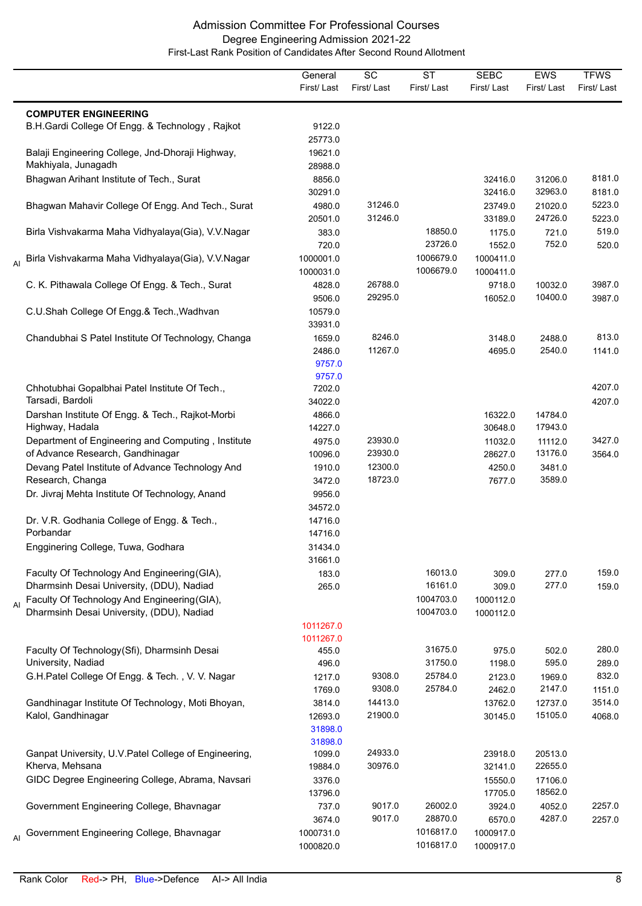# Admission Committee For Professional Courses

## Degree Engineering Admission 2021-22

### First-Last Rank Position of Candidates After Second Round Allotment

| | | General First/ Last | SC First/ Last | ST First/ Last | SEBC First/ Last | EWS First/ Last | TFWS First/ Last |
|---|---|---|---|---|---|---|---|
| | **COMPUTER ENGINEERING** | | | | | | |
| | B.H.Gardi College Of Engg. & Technology , Rajkot | 9122.0<br>25773.0 | | | | | |
| | Balaji Engineering College, Jnd-Dhoraji Highway, Makhiyala, Junagadh | 19621.0<br>28988.0 | | | | | |
| | Bhagwan Arihant Institute of Tech., Surat | 8856.0<br>30291.0 | | | 32416.0<br>32416.0 | 31206.0<br>32963.0 | 8181.0<br>8181.0 |
| | Bhagwan Mahavir College Of Engg. And Tech., Surat | 4980.0<br>20501.0 | 31246.0<br>31246.0 | | 23749.0<br>33189.0 | 21020.0<br>24726.0 | 5223.0<br>5223.0 |
| | Birla Vishvakarma Maha Vidhyalaya(Gia), V.V.Nagar | 383.0<br>720.0 | | 18850.0<br>23726.0 | 1175.0<br>1552.0 | 721.0<br>752.0 | 519.0<br>520.0 |
| AI | Birla Vishvakarma Maha Vidhyalaya(Gia), V.V.Nagar | 1000001.0<br>1000031.0 | | 1006679.0<br>1006679.0 | 1000411.0<br>1000411.0 | | |
| | C. K. Pithawala College Of Engg. & Tech., Surat | 4828.0<br>9506.0 | 26788.0<br>29295.0 | | 9718.0<br>16052.0 | 10032.0<br>10400.0 | 3987.0<br>3987.0 |
| | C.U.Shah College Of Engg.& Tech.,Wadhvan | 10579.0<br>33931.0 | | | | | |
| | Chandubhai S Patel Institute Of Technology, Changa | 1659.0<br>2486.0<br>9757.0 (Defence)<br>9757.0 (Defence) | 8246.0<br>11267.0 | | 3148.0<br>4695.0 | 2488.0<br>2540.0 | 813.0<br>1141.0 |
| | Chhotubhai Gopalbhai Patel Institute Of Tech., Tarsadi, Bardoli | 7202.0<br>34022.0 | | | | | 4207.0<br>4207.0 |
| | Darshan Institute Of Engg. & Tech., Rajkot-Morbi Highway, Hadala | 4866.0<br>14227.0 | | | 16322.0<br>30648.0 | 14784.0<br>17943.0 | |
| | Department of Engineering and Computing , Institute of Advance Research, Gandhinagar | 4975.0<br>10096.0 | 23930.0<br>23930.0 | | 11032.0<br>28627.0 | 11112.0<br>13176.0 | 3427.0<br>3564.0 |
| | Devang Patel Institute of Advance Technology And Research, Changa | 1910.0<br>3472.0 | 12300.0<br>18723.0 | | 4250.0<br>7677.0 | 3481.0<br>3589.0 | |
| | Dr. Jivraj Mehta Institute Of Technology, Anand | 9956.0<br>34572.0 | | | | | |
| | Dr. V.R. Godhania College of Engg. & Tech., Porbandar | 14716.0<br>14716.0 | | | | | |
| | Engginering College, Tuwa, Godhara | 31434.0<br>31661.0 | | | | | |
| | Faculty Of Technology And Engineering(GIA), Dharmsinh Desai University, (DDU), Nadiad | 183.0<br>265.0 | | 16013.0<br>16161.0 | 309.0<br>309.0 | 277.0<br>277.0 | 159.0<br>159.0 |
| AI | Faculty Of Technology And Engineering(GIA), Dharmsinh Desai University, (DDU), Nadiad | 1011267.0 (PH)<br>1011267.0 (PH) | | 1004703.0<br>1004703.0 | 1000112.0<br>1000112.0 | | |
| | Faculty Of Technology(Sfi), Dharmsinh Desai University, Nadiad | 455.0<br>496.0 | | 31675.0<br>31750.0 | 975.0<br>1198.0 | 502.0<br>595.0 | 280.0<br>289.0 |
| | G.H.Patel College Of Engg. & Tech. , V. V. Nagar | 1217.0<br>1769.0 | 9308.0<br>9308.0 | 25784.0<br>25784.0 | 2123.0<br>2462.0 | 1969.0<br>2147.0 | 832.0<br>1151.0 |
| | Gandhinagar Institute Of Technology, Moti Bhoyan, Kalol, Gandhinagar | 3814.0<br>12693.0<br>31898.0 (Defence)<br>31898.0 (Defence) | 14413.0<br>21900.0 | | 13762.0<br>30145.0 | 12737.0<br>15105.0 | 3514.0<br>4068.0 |
| | Ganpat University, U.V.Patel College of Engineering, Kherva, Mehsana | 1099.0<br>19884.0 | 24933.0<br>30976.0 | | 23918.0<br>32141.0 | 20513.0<br>22655.0 | |
| | GIDC Degree Engineering College, Abrama, Navsari | 3376.0<br>13796.0 | | | 15550.0<br>17705.0 | 17106.0<br>18562.0 | |
| | Government Engineering College, Bhavnagar | 737.0<br>3674.0 | 9017.0<br>9017.0 | 26002.0<br>28870.0 | 3924.0<br>6570.0 | 4052.0<br>4287.0 | 2257.0<br>2257.0 |
| AI | Government Engineering College, Bhavnagar | 1000731.0<br>1000820.0 | | 1016817.0<br>1016817.0 | 1000917.0<br>1000917.0 | | |

Rank Color Red-> PH, Blue->Defence AI-> All India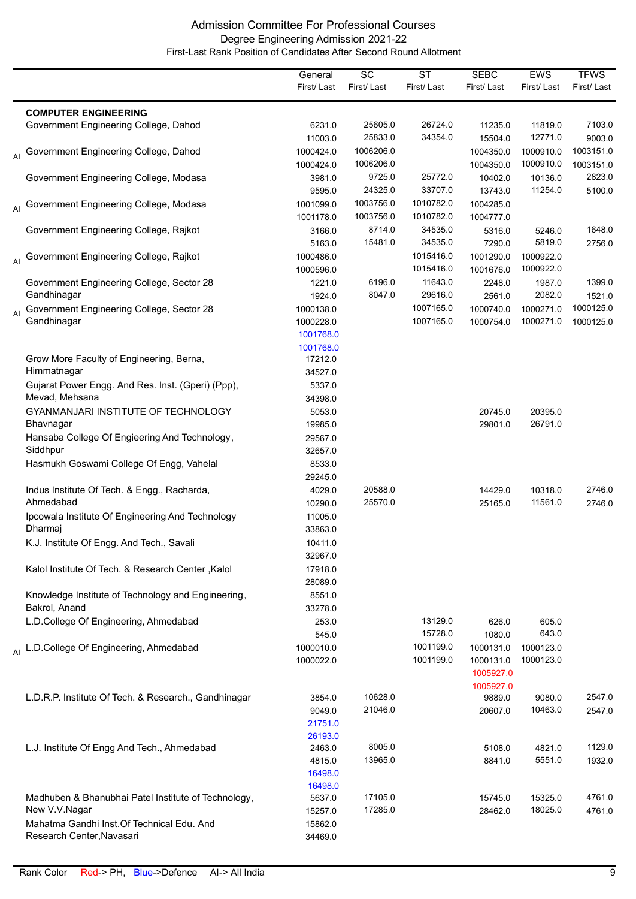# Admission Committee For Professional Courses

## Degree Engineering Admission 2021-22

### First-Last Rank Position of Candidates After Second Round Allotment

| | | General First/ Last | SC First/ Last | ST First/ Last | SEBC First/ Last | EWS First/ Last | TFWS First/ Last |
|---|---|---|---|---|---|---|---|
| | **COMPUTER ENGINEERING** | | | | | | |
| | Government Engineering College, Dahod | 6231.0<br>11003.0 | 25605.0<br>25833.0 | 26724.0<br>34354.0 | 11235.0<br>15504.0 | 11819.0<br>12771.0 | 7103.0<br>9003.0 |
| AI | Government Engineering College, Dahod | 1000424.0<br>1000424.0 | 1006206.0<br>1006206.0 | | 1004350.0<br>1004350.0 | 1000910.0<br>1000910.0 | 1003151.0<br>1003151.0 |
| | Government Engineering College, Modasa | 3981.0<br>9595.0 | 9725.0<br>24325.0 | 25772.0<br>33707.0 | 10402.0<br>13743.0 | 10136.0<br>11254.0 | 2823.0<br>5100.0 |
| AI | Government Engineering College, Modasa | 1001099.0<br>1001178.0 | 1003756.0<br>1003756.0 | 1010782.0<br>1010782.0 | 1004285.0<br>1004777.0 | | |
| | Government Engineering College, Rajkot | 3166.0<br>5163.0 | 8714.0<br>15481.0 | 34535.0<br>34535.0 | 5316.0<br>7290.0 | 5246.0<br>5819.0 | 1648.0<br>2756.0 |
| AI | Government Engineering College, Rajkot | 1000486.0<br>1000596.0 | | 1015416.0<br>1015416.0 | 1001290.0<br>1001676.0 | 1000922.0<br>1000922.0 | |
| | Government Engineering College, Sector 28 Gandhinagar | 1221.0<br>1924.0 | 6196.0<br>8047.0 | 11643.0<br>29616.0 | 2248.0<br>2561.0 | 1987.0<br>2082.0 | 1399.0<br>1521.0 |
| AI | Government Engineering College, Sector 28 Gandhinagar | 1000138.0<br>1000228.0<br>1001768.0 (Defence)<br>1001768.0 (Defence) | | 1007165.0<br>1007165.0 | 1000740.0<br>1000754.0 | 1000271.0<br>1000271.0 | 1000125.0<br>1000125.0 |
| | Grow More Faculty of Engineering, Berna, Himmatnagar | 17212.0<br>34527.0 | | | | | |
| | Gujarat Power Engg. And Res. Inst. (Gperi) (Ppp), Mevad, Mehsana | 5337.0<br>34398.0 | | | | | |
| | GYANMANJARI INSTITUTE OF TECHNOLOGY Bhavnagar | 5053.0<br>19985.0 | | | 20745.0<br>29801.0 | 20395.0<br>26791.0 | |
| | Hansaba College Of Engieering And Technology, Siddhpur | 29567.0<br>32657.0 | | | | | |
| | Hasmukh Goswami College Of Engg, Vahelal | 8533.0<br>29245.0 | | | | | |
| | Indus Institute Of Tech. & Engg., Racharda, Ahmedabad | 4029.0<br>10290.0 | 20588.0<br>25570.0 | | 14429.0<br>25165.0 | 10318.0<br>11561.0 | 2746.0<br>2746.0 |
| | Ipcowala Institute Of Engineering And Technology Dharmaj | 11005.0<br>33863.0 | | | | | |
| | K.J. Institute Of Engg. And Tech., Savali | 10411.0<br>32967.0 | | | | | |
| | Kalol Institute Of Tech. & Research Center ,Kalol | 17918.0<br>28089.0 | | | | | |
| | Knowledge Institute of Technology and Engineering, Bakrol, Anand | 8551.0<br>33278.0 | | | | | |
| | L.D.College Of Engineering, Ahmedabad | 253.0<br>545.0 | | 13129.0<br>15728.0 | 626.0<br>1080.0 | 605.0<br>643.0 | |
| AI | L.D.College Of Engineering, Ahmedabad | 1000010.0<br>1000022.0 | | 1001199.0<br>1001199.0 | 1000131.0<br>1000131.0<br>1005927.0 (PH)<br>1005927.0 (PH) | 1000123.0<br>1000123.0 | |
| | L.D.R.P. Institute Of Tech. & Research., Gandhinagar | 3854.0<br>9049.0<br>21751.0 (Defence)<br>26193.0 (Defence) | 10628.0<br>21046.0 | | 9889.0<br>20607.0 | 9080.0<br>10463.0 | 2547.0<br>2547.0 |
| | L.J. Institute Of Engg And Tech., Ahmedabad | 2463.0<br>4815.0<br>16498.0 (Defence)<br>16498.0 (Defence) | 8005.0<br>13965.0 | | 5108.0<br>8841.0 | 4821.0<br>5551.0 | 1129.0<br>1932.0 |
| | Madhuben & Bhanubhai Patel Institute of Technology, New V.V.Nagar | 5637.0<br>15257.0 | 17105.0<br>17285.0 | | 15745.0<br>28462.0 | 15325.0<br>18025.0 | 4761.0<br>4761.0 |
| | Mahatma Gandhi Inst.Of Technical Edu. And Research Center,Navasari | 15862.0<br>34469.0 | | | | | |

Rank Color Red-> PH, Blue->Defence AI-> All India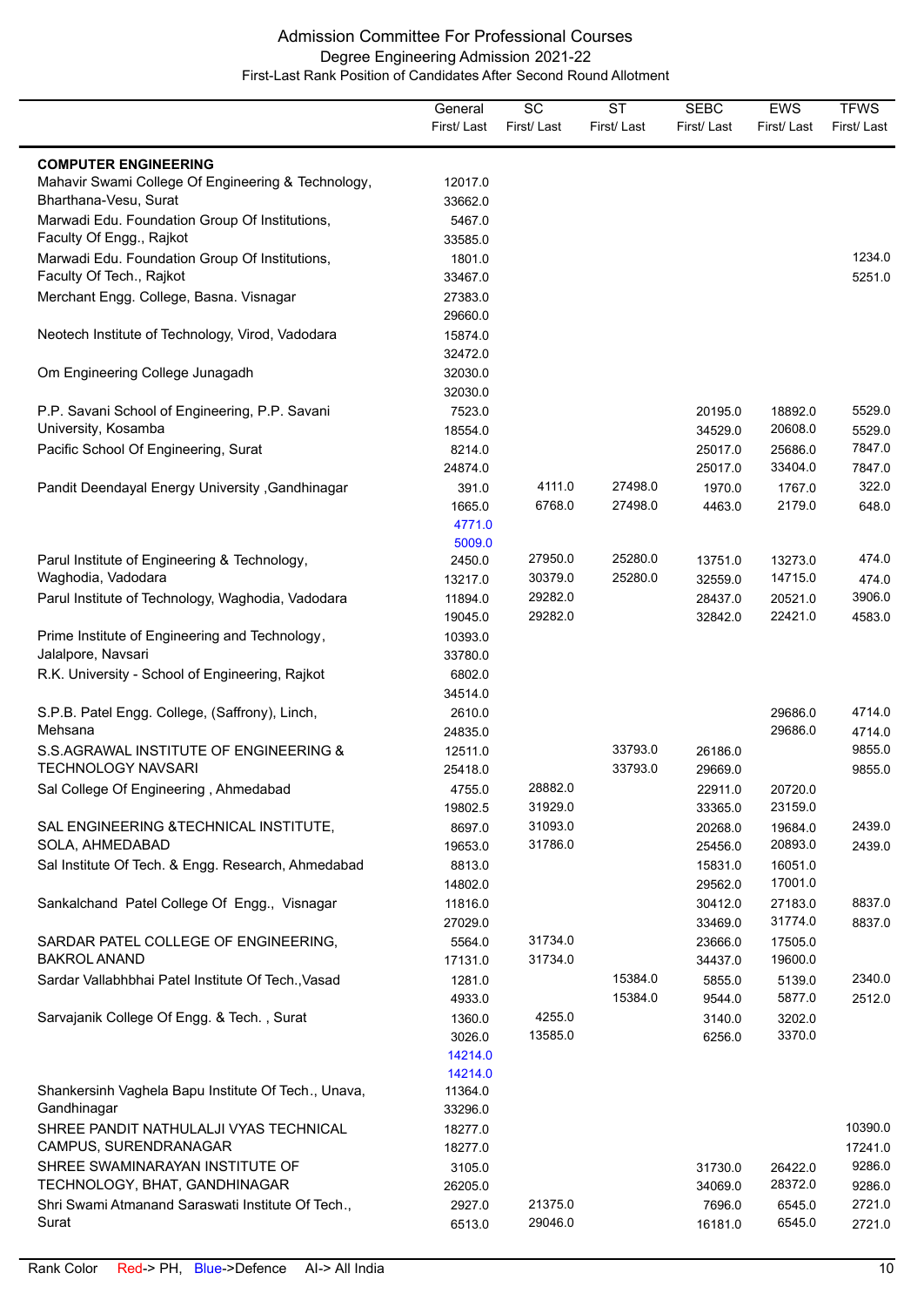Admission Committee For Professional Courses
Degree Engineering Admission 2021-22
First-Last Rank Position of Candidates After Second Round Allotment

| | General First/ Last | SC First/ Last | ST First/ Last | SEBC First/ Last | EWS First/ Last | TFWS First/ Last |
|---|---|---|---|---|---|---|
| **COMPUTER ENGINEERING** | | | | | | |
| Mahavir Swami College Of Engineering & Technology, Bharthana-Vesu, Surat | 12017.0<br>33662.0 | | | | | |
| Marwadi Edu. Foundation Group Of Institutions, Faculty Of Engg., Rajkot | 5467.0<br>33585.0 | | | | | |
| Marwadi Edu. Foundation Group Of Institutions, Faculty Of Tech., Rajkot | 1801.0<br>33467.0 | | | | | 1234.0<br>5251.0 |
| Merchant Engg. College, Basna. Visnagar | 27383.0<br>29660.0 | | | | | |
| Neotech Institute of Technology, Virod, Vadodara | 15874.0<br>32472.0 | | | | | |
| Om Engineering College Junagadh | 32030.0<br>32030.0 | | | | | |
| P.P. Savani School of Engineering, P.P. Savani University, Kosamba | 7523.0<br>18554.0 | | | 20195.0<br>34529.0 | 18892.0<br>20608.0 | 5529.0<br>5529.0 |
| Pacific School Of Engineering, Surat | 8214.0<br>24874.0 | | | 25017.0<br>25017.0 | 25686.0<br>33404.0 | 7847.0<br>7847.0 |
| Pandit Deendayal Energy University ,Gandhinagar | 391.0<br>1665.0<br>4771.0<br>5009.0 | 4111.0<br>6768.0 | 27498.0<br>27498.0 | 1970.0<br>4463.0 | 1767.0<br>2179.0 | 322.0<br>648.0 |
| Parul Institute of Engineering & Technology, Waghodia, Vadodara | 2450.0<br>13217.0 | 27950.0<br>30379.0 | 25280.0<br>25280.0 | 13751.0<br>32559.0 | 13273.0<br>14715.0 | 474.0<br>474.0 |
| Parul Institute of Technology, Waghodia, Vadodara | 11894.0<br>19045.0 | 29282.0<br>29282.0 | | 28437.0<br>32842.0 | 20521.0<br>22421.0 | 3906.0<br>4583.0 |
| Prime Institute of Engineering and Technology, Jalalpore, Navsari | 10393.0<br>33780.0 | | | | | |
| R.K. University - School of Engineering, Rajkot | 6802.0<br>34514.0 | | | | | |
| S.P.B. Patel Engg. College, (Saffrony), Linch, Mehsana | 2610.0<br>24835.0 | | | | 29686.0<br>29686.0 | 4714.0<br>4714.0 |
| S.S.AGRAWAL INSTITUTE OF ENGINEERING & TECHNOLOGY NAVSARI | 12511.0<br>25418.0 | | 33793.0<br>33793.0 | 26186.0<br>29669.0 | | 9855.0<br>9855.0 |
| Sal College Of Engineering , Ahmedabad | 4755.0<br>19802.5 | 28882.0<br>31929.0 | | 22911.0<br>33365.0 | 20720.0<br>23159.0 | |
| SAL ENGINEERING &TECHNICAL INSTITUTE, SOLA, AHMEDABAD | 8697.0<br>19653.0 | 31093.0<br>31786.0 | | 20268.0<br>25456.0 | 19684.0<br>20893.0 | 2439.0<br>2439.0 |
| Sal Institute Of Tech. & Engg. Research, Ahmedabad | 8813.0<br>14802.0 | | | 15831.0<br>29562.0 | 16051.0<br>17001.0 | |
| Sankalchand Patel College Of Engg., Visnagar | 11816.0<br>27029.0 | | | 30412.0<br>33469.0 | 27183.0<br>31774.0 | 8837.0<br>8837.0 |
| SARDAR PATEL COLLEGE OF ENGINEERING, BAKROL ANAND | 5564.0<br>17131.0 | 31734.0<br>31734.0 | | 23666.0<br>34437.0 | 17505.0<br>19600.0 | |
| Sardar Vallabhbhai Patel Institute Of Tech.,Vasad | 1281.0<br>4933.0 | | 15384.0<br>15384.0 | 5855.0<br>9544.0 | 5139.0<br>5877.0 | 2340.0<br>2512.0 |
| Sarvajanik College Of Engg. & Tech. , Surat | 1360.0<br>3026.0<br>14214.0<br>14214.0 | 4255.0<br>13585.0 | | 3140.0<br>6256.0 | 3202.0<br>3370.0 | |
| Shankersinh Vaghela Bapu Institute Of Tech., Unava, Gandhinagar | 11364.0<br>33296.0 | | | | | |
| SHREE PANDIT NATHULALJI VYAS TECHNICAL CAMPUS, SURENDRANAGAR | 18277.0<br>18277.0 | | | | | 10390.0<br>17241.0 |
| SHREE SWAMINARAYAN INSTITUTE OF TECHNOLOGY, BHAT, GANDHINAGAR | 3105.0<br>26205.0 | | | 31730.0<br>34069.0 | 26422.0<br>28372.0 | 9286.0<br>9286.0 |
| Shri Swami Atmanand Saraswati Institute Of Tech., Surat | 2927.0<br>6513.0 | 21375.0<br>29046.0 | | 7696.0<br>16181.0 | 6545.0<br>6545.0 | 2721.0<br>2721.0 |

Rank Color Red-> PH, Blue->Defence AI-> All India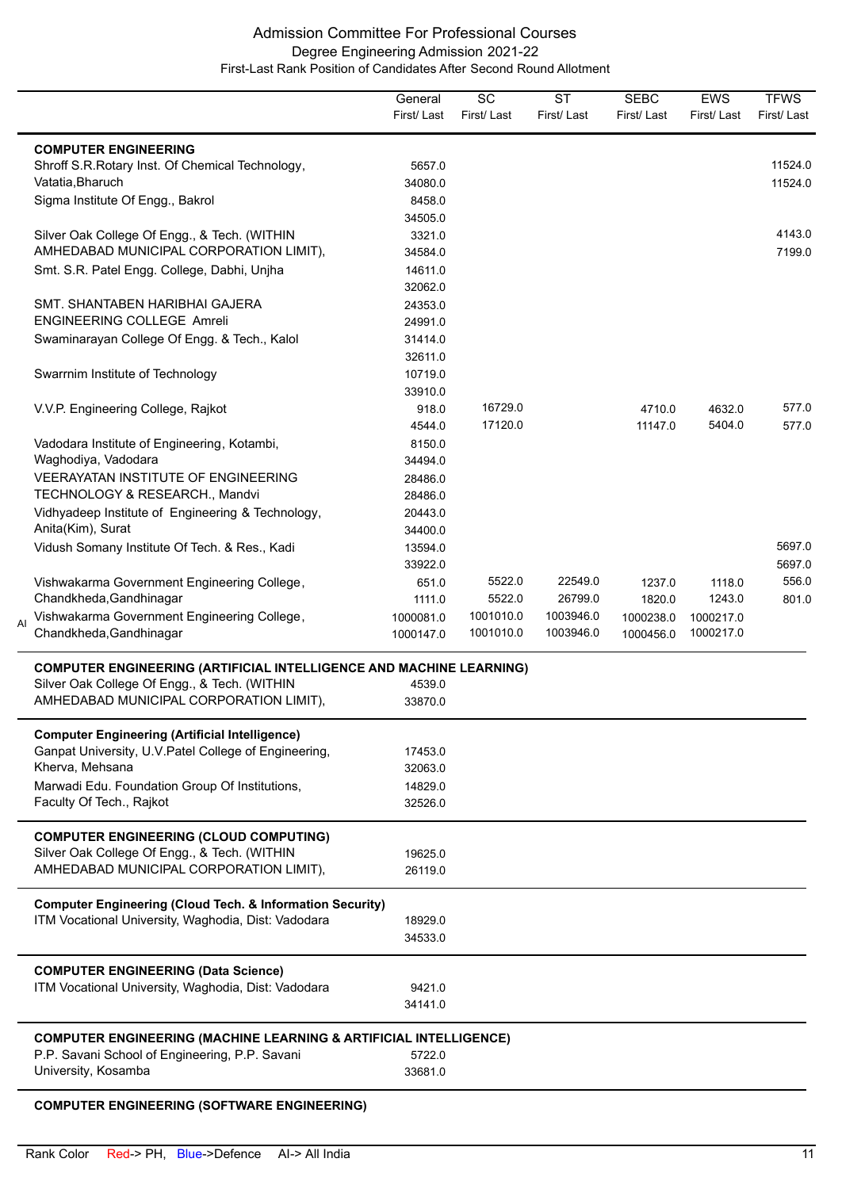# Admission Committee For Professional Courses

## Degree Engineering Admission 2021-22

### First-Last Rank Position of Candidates After Second Round Allotment

| | General First/ Last | SC First/ Last | ST First/ Last | SEBC First/ Last | EWS First/ Last | TFWS First/ Last |
|---|---|---|---|---|---|---|
| **COMPUTER ENGINEERING** | | | | | | |
| Shroff S.R.Rotary Inst. Of Chemical Technology, Vatatia,Bharuch | 5657.0<br>34080.0 | | | | | 11524.0<br>11524.0 |
| Sigma Institute Of Engg., Bakrol | 8458.0<br>34505.0 | | | | | |
| Silver Oak College Of Engg., & Tech. (WITHIN AMHEDABAD MUNICIPAL CORPORATION LIMIT), | 3321.0<br>34584.0 | | | | | 4143.0<br>7199.0 |
| Smt. S.R. Patel Engg. College, Dabhi, Unjha | 14611.0<br>32062.0 | | | | | |
| SMT. SHANTABEN HARIBHAI GAJERA ENGINEERING COLLEGE Amreli | 24353.0<br>24991.0 | | | | | |
| Swaminarayan College Of Engg. & Tech., Kalol | 31414.0<br>32611.0 | | | | | |
| Swarrnim Institute of Technology | 10719.0<br>33910.0 | | | | | |
| V.V.P. Engineering College, Rajkot | 918.0<br>4544.0 | 16729.0<br>17120.0 | | 4710.0<br>11147.0 | 4632.0<br>5404.0 | 577.0<br>577.0 |
| Vadodara Institute of Engineering, Kotambi, Waghodiya, Vadodara | 8150.0<br>34494.0 | | | | | |
| VEERAYATAN INSTITUTE OF ENGINEERING TECHNOLOGY & RESEARCH., Mandvi | 28486.0<br>28486.0 | | | | | |
| Vidhyadeep Institute of Engineering & Technology, Anita(Kim), Surat | 20443.0<br>34400.0 | | | | | |
| Vidush Somany Institute Of Tech. & Res., Kadi | 13594.0<br>33922.0 | | | | | 5697.0<br>5697.0 |
| Vishwakarma Government Engineering College, Chandkheda,Gandhinagar | 651.0<br>1111.0 | 5522.0<br>5522.0 | 22549.0<br>26799.0 | 1237.0<br>1820.0 | 1118.0<br>1243.0 | 556.0<br>801.0 |
| AI Vishwakarma Government Engineering College, Chandkheda,Gandhinagar | 1000081.0<br>1000147.0 | 1001010.0<br>1001010.0 | 1003946.0<br>1003946.0 | 1000238.0<br>1000456.0 | 1000217.0<br>1000217.0 | |
| **COMPUTER ENGINEERING (ARTIFICIAL INTELLIGENCE AND MACHINE LEARNING)** | | | | | | |
| Silver Oak College Of Engg., & Tech. (WITHIN AMHEDABAD MUNICIPAL CORPORATION LIMIT), | 4539.0<br>33870.0 | | | | | |
| **Computer Engineering (Artificial Intelligence)** | | | | | | |
| Ganpat University, U.V.Patel College of Engineering, Kherva, Mehsana | 17453.0<br>32063.0 | | | | | |
| Marwadi Edu. Foundation Group Of Institutions, Faculty Of Tech., Rajkot | 14829.0<br>32526.0 | | | | | |
| **COMPUTER ENGINEERING (CLOUD COMPUTING)** | | | | | | |
| Silver Oak College Of Engg., & Tech. (WITHIN AMHEDABAD MUNICIPAL CORPORATION LIMIT), | 19625.0<br>26119.0 | | | | | |
| **Computer Engineering (Cloud Tech. & Information Security)** | | | | | | |
| ITM Vocational University, Waghodia, Dist: Vadodara | 18929.0<br>34533.0 | | | | | |
| **COMPUTER ENGINEERING (Data Science)** | | | | | | |
| ITM Vocational University, Waghodia, Dist: Vadodara | 9421.0<br>34141.0 | | | | | |
| **COMPUTER ENGINEERING (MACHINE LEARNING & ARTIFICIAL INTELLIGENCE)** | | | | | | |
| P.P. Savani School of Engineering, P.P. Savani University, Kosamba | 5722.0<br>33681.0 | | | | | |
| **COMPUTER ENGINEERING (SOFTWARE ENGINEERING)** | | | | | | |

Rank Color Red-> PH, Blue->Defence AI-> All India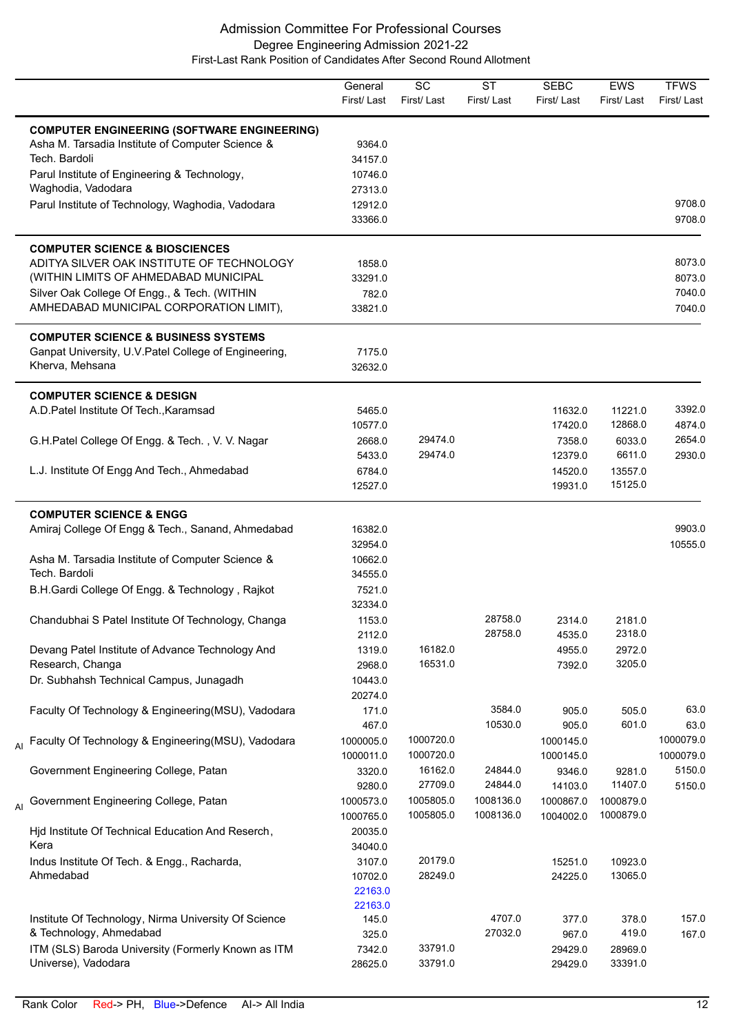# Admission Committee For Professional Courses

## Degree Engineering Admission 2021-22

### First-Last Rank Position of Candidates After Second Round Allotment

| | | General First/ Last | SC First/ Last | ST First/ Last | SEBC First/ Last | EWS First/ Last | TFWS First/ Last |
|---|---|---|---|---|---|---|---|
| | **COMPUTER ENGINEERING (SOFTWARE ENGINEERING)** | | | | | | |
| | Asha M. Tarsadia Institute of Computer Science & Tech. Bardoli | 9364.0<br>34157.0 | | | | | |
| | Parul Institute of Engineering & Technology, Waghodia, Vadodara | 10746.0<br>27313.0 | | | | | |
| | Parul Institute of Technology, Waghodia, Vadodara | 12912.0<br>33366.0 | | | | | 9708.0<br>9708.0 |
| | **COMPUTER SCIENCE & BIOSCIENCES** | | | | | | |
| | ADITYA SILVER OAK INSTITUTE OF TECHNOLOGY (WITHIN LIMITS OF AHMEDABAD MUNICIPAL | 1858.0<br>33291.0 | | | | | 8073.0<br>8073.0 |
| | Silver Oak College Of Engg., & Tech. (WITHIN AMHEDABAD MUNICIPAL CORPORATION LIMIT), | 782.0<br>33821.0 | | | | | 7040.0<br>7040.0 |
| | **COMPUTER SCIENCE & BUSINESS SYSTEMS** | | | | | | |
| | Ganpat University, U.V.Patel College of Engineering, Kherva, Mehsana | 7175.0<br>32632.0 | | | | | |
| | **COMPUTER SCIENCE & DESIGN** | | | | | | |
| | A.D.Patel Institute Of Tech.,Karamsad | 5465.0<br>10577.0 | | | 11632.0<br>17420.0 | 11221.0<br>12868.0 | 3392.0<br>4874.0 |
| | G.H.Patel College Of Engg. & Tech. , V. V. Nagar | 2668.0<br>5433.0 | 29474.0<br>29474.0 | | 7358.0<br>12379.0 | 6033.0<br>6611.0 | 2654.0<br>2930.0 |
| | L.J. Institute Of Engg And Tech., Ahmedabad | 6784.0<br>12527.0 | | | 14520.0<br>19931.0 | 13557.0<br>15125.0 | |
| | **COMPUTER SCIENCE & ENGG** | | | | | | |
| | Amiraj College Of Engg & Tech., Sanand, Ahmedabad | 16382.0<br>32954.0 | | | | | 9903.0<br>10555.0 |
| | Asha M. Tarsadia Institute of Computer Science & Tech. Bardoli | 10662.0<br>34555.0 | | | | | |
| | B.H.Gardi College Of Engg. & Technology , Rajkot | 7521.0<br>32334.0 | | | | | |
| | Chandubhai S Patel Institute Of Technology, Changa | 1153.0<br>2112.0 | | 28758.0<br>28758.0 | 2314.0<br>4535.0 | 2181.0<br>2318.0 | |
| | Devang Patel Institute of Advance Technology And Research, Changa | 1319.0<br>2968.0 | 16182.0<br>16531.0 | | 4955.0<br>7392.0 | 2972.0<br>3205.0 | |
| | Dr. Subhahsh Technical Campus, Junagadh | 10443.0<br>20274.0 | | | | | |
| | Faculty Of Technology & Engineering(MSU), Vadodara | 171.0<br>467.0 | | 3584.0<br>10530.0 | 905.0<br>905.0 | 505.0<br>601.0 | 63.0<br>63.0 |
| AI | Faculty Of Technology & Engineering(MSU), Vadodara | 1000005.0<br>1000011.0 | 1000720.0<br>1000720.0 | | 1000145.0<br>1000145.0 | | 1000079.0<br>1000079.0 |
| | Government Engineering College, Patan | 3320.0<br>9280.0 | 16162.0<br>27709.0 | 24844.0<br>24844.0 | 9346.0<br>14103.0 | 9281.0<br>11407.0 | 5150.0<br>5150.0 |
| AI | Government Engineering College, Patan | 1000573.0<br>1000765.0 | 1005805.0<br>1005805.0 | 1008136.0<br>1008136.0 | 1000867.0<br>1004002.0 | 1000879.0<br>1000879.0 | |
| | Hjd Institute Of Technical Education And Reserch, Kera | 20035.0<br>34040.0 | | | | | |
| | Indus Institute Of Tech. & Engg., Racharda, Ahmedabad | 3107.0<br>10702.0<br>22163.0<br>22163.0 | 20179.0<br>28249.0 | | 15251.0<br>24225.0 | 10923.0<br>13065.0 | |
| | Institute Of Technology, Nirma University Of Science & Technology, Ahmedabad | 145.0<br>325.0 | | 4707.0<br>27032.0 | 377.0<br>967.0 | 378.0<br>419.0 | 157.0<br>167.0 |
| | ITM (SLS) Baroda University (Formerly Known as ITM Universe), Vadodara | 7342.0<br>28625.0 | 33791.0<br>33791.0 | | 29429.0<br>29429.0 | 28969.0<br>33391.0 | |

Rank Color Red-> PH, Blue->Defence AI-> All India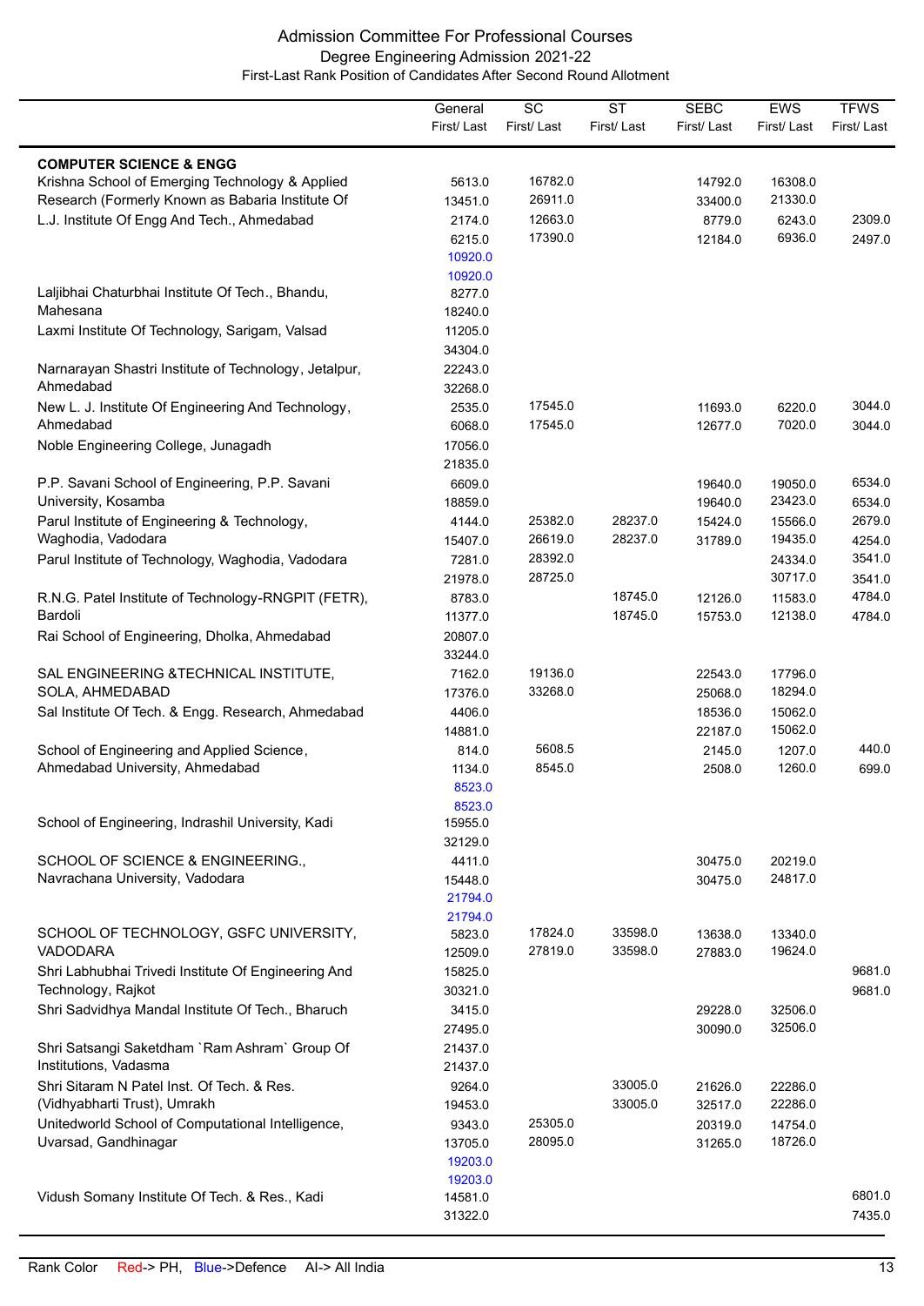# Admission Committee For Professional Courses

## Degree Engineering Admission 2021-22

### First-Last Rank Position of Candidates After Second Round Allotment

| | General First/ Last | SC First/ Last | ST First/ Last | SEBC First/ Last | EWS First/ Last | TFWS First/ Last |
|---|---|---|---|---|---|---|
| **COMPUTER SCIENCE & ENGG** | | | | | | |
| Krishna School of Emerging Technology & Applied Research (Formerly Known as Babaria Institute Of | 5613.0 | 16782.0 | | 14792.0 | 16308.0 | |
| | 13451.0 | 26911.0 | | 33400.0 | 21330.0 | |
| L.J. Institute Of Engg And Tech., Ahmedabad | 2174.0 | 12663.0 | | 8779.0 | 6243.0 | 2309.0 |
| | 6215.0 | 17390.0 | | 12184.0 | 6936.0 | 2497.0 |
| | 10920.0 | | | | | |
| | 10920.0 | | | | | |
| Laljibhai Chaturbhai Institute Of Tech., Bhandu, Mahesana | 8277.0 | | | | | |
| | 18240.0 | | | | | |
| Laxmi Institute Of Technology, Sarigam, Valsad | 11205.0 | | | | | |
| | 34304.0 | | | | | |
| Narnarayan Shastri Institute of Technology, Jetalpur, Ahmedabad | 22243.0 | | | | | |
| | 32268.0 | | | | | |
| New L. J. Institute Of Engineering And Technology, Ahmedabad | 2535.0 | 17545.0 | | 11693.0 | 6220.0 | 3044.0 |
| | 6068.0 | 17545.0 | | 12677.0 | 7020.0 | 3044.0 |
| Noble Engineering College, Junagadh | 17056.0 | | | | | |
| | 21835.0 | | | | | |
| P.P. Savani School of Engineering, P.P. Savani University, Kosamba | 6609.0 | | | 19640.0 | 19050.0 | 6534.0 |
| | 18859.0 | | | 19640.0 | 23423.0 | 6534.0 |
| Parul Institute of Engineering & Technology, Waghodia, Vadodara | 4144.0 | 25382.0 | 28237.0 | 15424.0 | 15566.0 | 2679.0 |
| | 15407.0 | 26619.0 | 28237.0 | 31789.0 | 19435.0 | 4254.0 |
| Parul Institute of Technology, Waghodia, Vadodara | 7281.0 | 28392.0 | | | 24334.0 | 3541.0 |
| | 21978.0 | 28725.0 | | | 30717.0 | 3541.0 |
| R.N.G. Patel Institute of Technology-RNGPIT (FETR), Bardoli | 8783.0 | | 18745.0 | 12126.0 | 11583.0 | 4784.0 |
| | 11377.0 | | 18745.0 | 15753.0 | 12138.0 | 4784.0 |
| Rai School of Engineering, Dholka, Ahmedabad | 20807.0 | | | | | |
| | 33244.0 | | | | | |
| SAL ENGINEERING &TECHNICAL INSTITUTE, SOLA, AHMEDABAD | 7162.0 | 19136.0 | | 22543.0 | 17796.0 | |
| | 17376.0 | 33268.0 | | 25068.0 | 18294.0 | |
| Sal Institute Of Tech. & Engg. Research, Ahmedabad | 4406.0 | | | 18536.0 | 15062.0 | |
| | 14881.0 | | | 22187.0 | 15062.0 | |
| School of Engineering and Applied Science, Ahmedabad University, Ahmedabad | 814.0 | 5608.5 | | 2145.0 | 1207.0 | 440.0 |
| | 1134.0 | 8545.0 | | 2508.0 | 1260.0 | 699.0 |
| | 8523.0 | | | | | |
| | 8523.0 | | | | | |
| School of Engineering, Indrashil University, Kadi | 15955.0 | | | | | |
| | 32129.0 | | | | | |
| SCHOOL OF SCIENCE & ENGINEERING., Navrachana University, Vadodara | 4411.0 | | | 30475.0 | 20219.0 | |
| | 15448.0 | | | 30475.0 | 24817.0 | |
| | 21794.0 | | | | | |
| | 21794.0 | | | | | |
| SCHOOL OF TECHNOLOGY, GSFC UNIVERSITY, VADODARA | 5823.0 | 17824.0 | 33598.0 | 13638.0 | 13340.0 | |
| | 12509.0 | 27819.0 | 33598.0 | 27883.0 | 19624.0 | |
| Shri Labhubhai Trivedi Institute Of Engineering And Technology, Rajkot | 15825.0 | | | | | 9681.0 |
| | 30321.0 | | | | | 9681.0 |
| Shri Sadvidhya Mandal Institute Of Tech., Bharuch | 3415.0 | | | 29228.0 | 32506.0 | |
| | 27495.0 | | | 30090.0 | 32506.0 | |
| Shri Satsangi Saketdham `Ram Ashram` Group Of Institutions, Vadasma | 21437.0 | | | | | |
| | 21437.0 | | | | | |
| Shri Sitaram N Patel Inst. Of Tech. & Res. (Vidhyabharti Trust), Umrakh | 9264.0 | | 33005.0 | 21626.0 | 22286.0 | |
| | 19453.0 | | 33005.0 | 32517.0 | 22286.0 | |
| Unitedworld School of Computational Intelligence, Uvarsad, Gandhinagar | 9343.0 | 25305.0 | | 20319.0 | 14754.0 | |
| | 13705.0 | 28095.0 | | 31265.0 | 18726.0 | |
| | 19203.0 | | | | | |
| | 19203.0 | | | | | |
| Vidush Somany Institute Of Tech. & Res., Kadi | 14581.0 | | | | | 6801.0 |
| | 31322.0 | | | | | 7435.0 |

Rank Color Red-> PH, Blue->Defence AI-> All India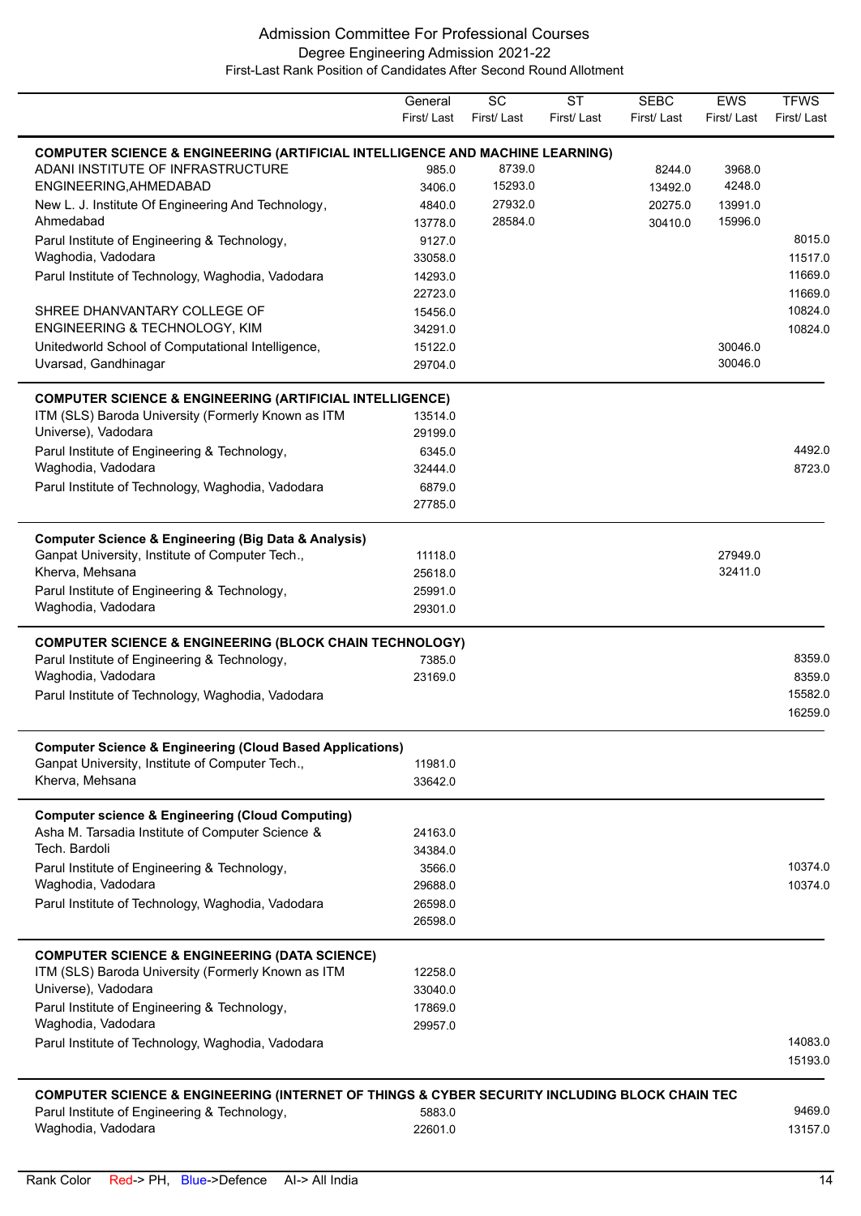# Admission Committee For Professional Courses

## Degree Engineering Admission 2021-22

### First-Last Rank Position of Candidates After Second Round Allotment

| | General First/ Last | SC First/ Last | ST First/ Last | SEBC First/ Last | EWS First/ Last | TFWS First/ Last |
|---|---|---|---|---|---|---|
| **COMPUTER SCIENCE & ENGINEERING (ARTIFICIAL INTELLIGENCE AND MACHINE LEARNING)** | | | | | | |
| ADANI INSTITUTE OF INFRASTRUCTURE ENGINEERING,AHMEDABAD | 985.0<br>3406.0 | 8739.0<br>15293.0 | | 8244.0<br>13492.0 | 3968.0<br>4248.0 | |
| New L. J. Institute Of Engineering And Technology, Ahmedabad | 4840.0<br>13778.0 | 27932.0<br>28584.0 | | 20275.0<br>30410.0 | 13991.0<br>15996.0 | |
| Parul Institute of Engineering & Technology, Waghodia, Vadodara | 9127.0<br>33058.0 | | | | | 8015.0<br>11517.0 |
| Parul Institute of Technology, Waghodia, Vadodara | 14293.0<br>22723.0 | | | | | 11669.0<br>11669.0 |
| SHREE DHANVANTARY COLLEGE OF ENGINEERING & TECHNOLOGY, KIM | 15456.0<br>34291.0 | | | | | 10824.0<br>10824.0 |
| Unitedworld School of Computational Intelligence, Uvarsad, Gandhinagar | 15122.0<br>29704.0 | | | | 30046.0<br>30046.0 | |
| **COMPUTER SCIENCE & ENGINEERING (ARTIFICIAL INTELLIGENCE)** | | | | | | |
| ITM (SLS) Baroda University (Formerly Known as ITM Universe), Vadodara | 13514.0<br>29199.0 | | | | | |
| Parul Institute of Engineering & Technology, Waghodia, Vadodara | 6345.0<br>32444.0 | | | | | 4492.0<br>8723.0 |
| Parul Institute of Technology, Waghodia, Vadodara | 6879.0<br>27785.0 | | | | | |
| **Computer Science & Engineering (Big Data & Analysis)** | | | | | | |
| Ganpat University, Institute of Computer Tech., Kherva, Mehsana | 11118.0<br>25618.0 | | | | 27949.0<br>32411.0 | |
| Parul Institute of Engineering & Technology, Waghodia, Vadodara | 25991.0<br>29301.0 | | | | | |
| **COMPUTER SCIENCE & ENGINEERING (BLOCK CHAIN TECHNOLOGY)** | | | | | | |
| Parul Institute of Engineering & Technology, Waghodia, Vadodara | 7385.0<br>23169.0 | | | | | 8359.0<br>8359.0 |
| Parul Institute of Technology, Waghodia, Vadodara | | | | | | 15582.0<br>16259.0 |
| **Computer Science & Engineering (Cloud Based Applications)** | | | | | | |
| Ganpat University, Institute of Computer Tech., Kherva, Mehsana | 11981.0<br>33642.0 | | | | | |
| **Computer science & Engineering (Cloud Computing)** | | | | | | |
| Asha M. Tarsadia Institute of Computer Science & Tech. Bardoli | 24163.0<br>34384.0 | | | | | |
| Parul Institute of Engineering & Technology, Waghodia, Vadodara | 3566.0<br>29688.0 | | | | | 10374.0<br>10374.0 |
| Parul Institute of Technology, Waghodia, Vadodara | 26598.0<br>26598.0 | | | | | |
| **COMPUTER SCIENCE & ENGINEERING (DATA SCIENCE)** | | | | | | |
| ITM (SLS) Baroda University (Formerly Known as ITM Universe), Vadodara | 12258.0<br>33040.0 | | | | | |
| Parul Institute of Engineering & Technology, Waghodia, Vadodara | 17869.0<br>29957.0 | | | | | |
| Parul Institute of Technology, Waghodia, Vadodara | | | | | | 14083.0<br>15193.0 |
| **COMPUTER SCIENCE & ENGINEERING (INTERNET OF THINGS & CYBER SECURITY INCLUDING BLOCK CHAIN TEC** | | | | | | |
| Parul Institute of Engineering & Technology, Waghodia, Vadodara | 5883.0<br>22601.0 | | | | | 9469.0<br>13157.0 |

Rank Color Red-> PH, Blue->Defence AI-> All India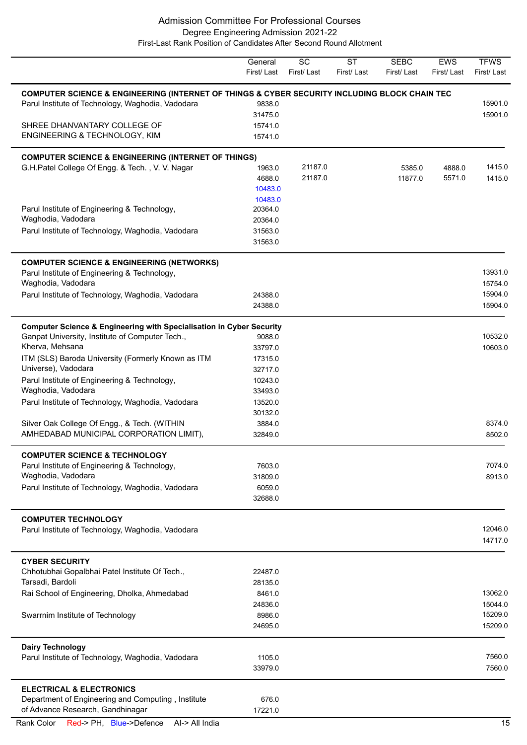## Admission Committee For Professional Courses
### Degree Engineering Admission 2021-22
#### First-Last Rank Position of Candidates After Second Round Allotment

| | General First/ Last | SC First/ Last | ST First/ Last | SEBC First/ Last | EWS First/ Last | TFWS First/ Last |
|---|---|---|---|---|---|---|
| **COMPUTER SCIENCE & ENGINEERING (INTERNET OF THINGS & CYBER SECURITY INCLUDING BLOCK CHAIN TEC** | | | | | | |
| Parul Institute of Technology, Waghodia, Vadodara | 9838.0<br>31475.0 | | | | | 15901.0<br>15901.0 |
| SHREE DHANVANTARY COLLEGE OF ENGINEERING & TECHNOLOGY, KIM | 15741.0<br>15741.0 | | | | | |
| **COMPUTER SCIENCE & ENGINEERING (INTERNET OF THINGS)** | | | | | | |
| G.H.Patel College Of Engg. & Tech. , V. V. Nagar | 1963.0<br>4688.0<br>10483.0<br>10483.0 | 21187.0<br>21187.0 | | 5385.0<br>11877.0 | 4888.0<br>5571.0 | 1415.0<br>1415.0 |
| Parul Institute of Engineering & Technology, Waghodia, Vadodara | 20364.0<br>20364.0 | | | | | |
| Parul Institute of Technology, Waghodia, Vadodara | 31563.0<br>31563.0 | | | | | |
| **COMPUTER SCIENCE & ENGINEERING (NETWORKS)** | | | | | | |
| Parul Institute of Engineering & Technology, Waghodia, Vadodara | | | | | | 13931.0<br>15754.0 |
| Parul Institute of Technology, Waghodia, Vadodara | 24388.0<br>24388.0 | | | | | 15904.0<br>15904.0 |
| **Computer Science & Engineering with Specialisation in Cyber Security** | | | | | | |
| Ganpat University, Institute of Computer Tech., Kherva, Mehsana | 9088.0<br>33797.0 | | | | | 10532.0<br>10603.0 |
| ITM (SLS) Baroda University (Formerly Known as ITM Universe), Vadodara | 17315.0<br>32717.0 | | | | | |
| Parul Institute of Engineering & Technology, Waghodia, Vadodara | 10243.0<br>33493.0 | | | | | |
| Parul Institute of Technology, Waghodia, Vadodara | 13520.0<br>30132.0 | | | | | |
| Silver Oak College Of Engg., & Tech. (WITHIN AMHEDABAD MUNICIPAL CORPORATION LIMIT), | 3884.0<br>32849.0 | | | | | 8374.0<br>8502.0 |
| **COMPUTER SCIENCE & TECHNOLOGY** | | | | | | |
| Parul Institute of Engineering & Technology, Waghodia, Vadodara | 7603.0<br>31809.0 | | | | | 7074.0<br>8913.0 |
| Parul Institute of Technology, Waghodia, Vadodara | 6059.0<br>32688.0 | | | | | |
| **COMPUTER TECHNOLOGY** | | | | | | |
| Parul Institute of Technology, Waghodia, Vadodara | | | | | | 12046.0<br>14717.0 |
| **CYBER SECURITY** | | | | | | |
| Chhotubhai Gopalbhai Patel Institute Of Tech., Tarsadi, Bardoli | 22487.0<br>28135.0 | | | | | |
| Rai School of Engineering, Dholka, Ahmedabad | 8461.0<br>24836.0 | | | | | 13062.0<br>15044.0 |
| Swarrnim Institute of Technology | 8986.0<br>24695.0 | | | | | 15209.0<br>15209.0 |
| **Dairy Technology** | | | | | | |
| Parul Institute of Technology, Waghodia, Vadodara | 1105.0<br>33979.0 | | | | | 7560.0<br>7560.0 |
| **ELECTRICAL & ELECTRONICS** | | | | | | |
| Department of Engineering and Computing , Institute of Advance Research, Gandhinagar | 676.0<br>17221.0 | | | | | |

Rank Color Red-> PH, Blue->Defence AI-> All India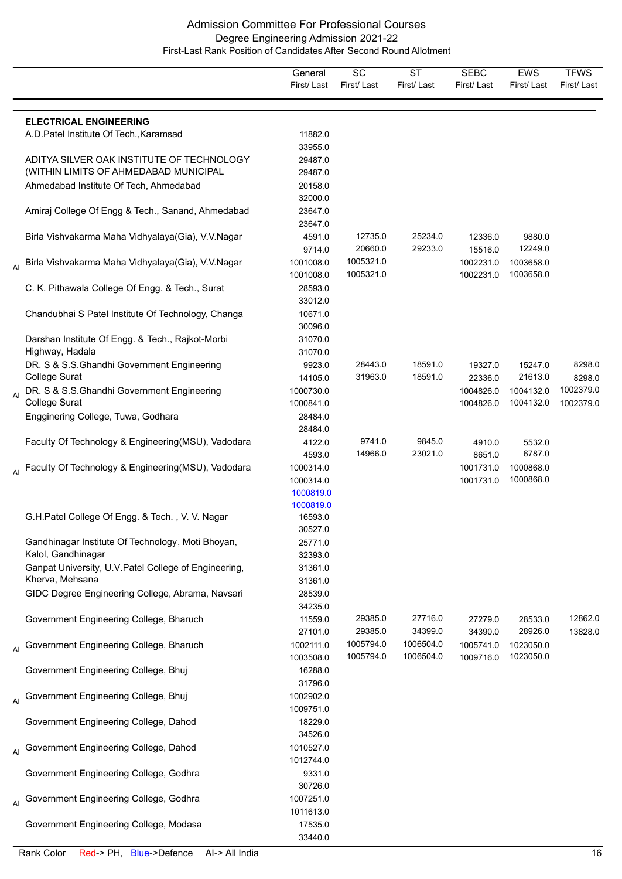# Admission Committee For Professional Courses

## Degree Engineering Admission 2021-22

### First-Last Rank Position of Candidates After Second Round Allotment

| | | General First/ Last | SC First/ Last | ST First/ Last | SEBC First/ Last | EWS First/ Last | TFWS First/ Last |
|---|---|---|---|---|---|---|---|
| | **ELECTRICAL ENGINEERING** | | | | | | |
| | A.D.Patel Institute Of Tech.,Karamsad | 11882.0<br>33955.0 | | | | | |
| | ADITYA SILVER OAK INSTITUTE OF TECHNOLOGY (WITHIN LIMITS OF AHMEDABAD MUNICIPAL | 29487.0<br>29487.0 | | | | | |
| | Ahmedabad Institute Of Tech, Ahmedabad | 20158.0<br>32000.0 | | | | | |
| | Amiraj College Of Engg & Tech., Sanand, Ahmedabad | 23647.0<br>23647.0 | | | | | |
| | Birla Vishvakarma Maha Vidhyalaya(Gia), V.V.Nagar | 4591.0<br>9714.0 | 12735.0<br>20660.0 | 25234.0<br>29233.0 | 12336.0<br>15516.0 | 9880.0<br>12249.0 | |
| AI | Birla Vishvakarma Maha Vidhyalaya(Gia), V.V.Nagar | 1001008.0<br>1001008.0 | 1005321.0<br>1005321.0 | | 1002231.0<br>1002231.0 | 1003658.0<br>1003658.0 | |
| | C. K. Pithawala College Of Engg. & Tech., Surat | 28593.0<br>33012.0 | | | | | |
| | Chandubhai S Patel Institute Of Technology, Changa | 10671.0<br>30096.0 | | | | | |
| | Darshan Institute Of Engg. & Tech., Rajkot-Morbi Highway, Hadala | 31070.0<br>31070.0 | | | | | |
| | DR. S & S.S.Ghandhi Government Engineering College Surat | 9923.0<br>14105.0 | 28443.0<br>31963.0 | 18591.0<br>18591.0 | 19327.0<br>22336.0 | 15247.0<br>21613.0 | 8298.0<br>8298.0 |
| AI | DR. S & S.S.Ghandhi Government Engineering College Surat | 1000730.0<br>1000841.0 | | | 1004826.0<br>1004826.0 | 1004132.0<br>1004132.0 | 1002379.0<br>1002379.0 |
| | Engginering College, Tuwa, Godhara | 28484.0<br>28484.0 | | | | | |
| | Faculty Of Technology & Engineering(MSU), Vadodara | 4122.0<br>4593.0 | 9741.0<br>14966.0 | 9845.0<br>23021.0 | 4910.0<br>8651.0 | 5532.0<br>6787.0 | |
| AI | Faculty Of Technology & Engineering(MSU), Vadodara | 1000314.0<br>1000314.0<br>1000819.0 (Defence)<br>1000819.0 (Defence) | | | 1001731.0<br>1001731.0 | 1000868.0<br>1000868.0 | |
| | G.H.Patel College Of Engg. & Tech. , V. V. Nagar | 16593.0<br>30527.0 | | | | | |
| | Gandhinagar Institute Of Technology, Moti Bhoyan, Kalol, Gandhinagar | 25771.0<br>32393.0 | | | | | |
| | Ganpat University, U.V.Patel College of Engineering, Kherva, Mehsana | 31361.0<br>31361.0 | | | | | |
| | GIDC Degree Engineering College, Abrama, Navsari | 28539.0<br>34235.0 | | | | | |
| | Government Engineering College, Bharuch | 11559.0<br>27101.0 | 29385.0<br>29385.0 | 27716.0<br>34399.0 | 27279.0<br>34390.0 | 28533.0<br>28926.0 | 12862.0<br>13828.0 |
| AI | Government Engineering College, Bharuch | 1002111.0<br>1003508.0 | 1005794.0<br>1005794.0 | 1006504.0<br>1006504.0 | 1005741.0<br>1009716.0 | 1023050.0<br>1023050.0 | |
| | Government Engineering College, Bhuj | 16288.0<br>31796.0 | | | | | |
| AI | Government Engineering College, Bhuj | 1002902.0<br>1009751.0 | | | | | |
| | Government Engineering College, Dahod | 18229.0<br>34526.0 | | | | | |
| AI | Government Engineering College, Dahod | 1010527.0<br>1012744.0 | | | | | |
| | Government Engineering College, Godhra | 9331.0<br>30726.0 | | | | | |
| AI | Government Engineering College, Godhra | 1007251.0<br>1011613.0 | | | | | |
| | Government Engineering College, Modasa | 17535.0<br>33440.0 | | | | | |

Rank Color Red-> PH, Blue->Defence AI-> All India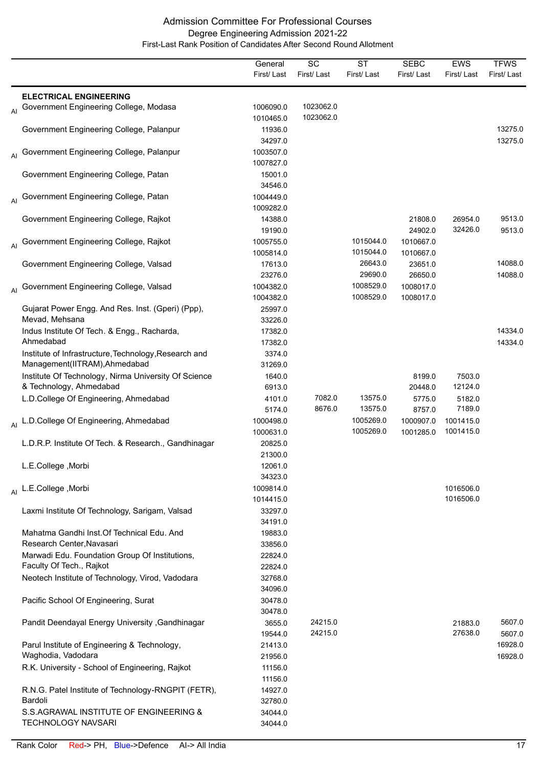# Admission Committee For Professional Courses

## Degree Engineering Admission 2021-22

### First-Last Rank Position of Candidates After Second Round Allotment

| | | General First/ Last | SC First/ Last | ST First/ Last | SEBC First/ Last | EWS First/ Last | TFWS First/ Last |
|---|---|---|---|---|---|---|---|
| | **ELECTRICAL ENGINEERING** | | | | | | |
| AI | Government Engineering College, Modasa | 1006090.0<br>1010465.0 | 1023062.0<br>1023062.0 | | | | |
| | Government Engineering College, Palanpur | 11936.0<br>34297.0 | | | | | 13275.0<br>13275.0 |
| AI | Government Engineering College, Palanpur | 1003507.0<br>1007827.0 | | | | | |
| | Government Engineering College, Patan | 15001.0<br>34546.0 | | | | | |
| AI | Government Engineering College, Patan | 1004449.0<br>1009282.0 | | | | | |
| | Government Engineering College, Rajkot | 14388.0<br>19190.0 | | | 21808.0<br>24902.0 | 26954.0<br>32426.0 | 9513.0<br>9513.0 |
| AI | Government Engineering College, Rajkot | 1005755.0<br>1005814.0 | | 1015044.0<br>1015044.0 | 1010667.0<br>1010667.0 | | |
| | Government Engineering College, Valsad | 17613.0<br>23276.0 | | 26643.0<br>29690.0 | 23651.0<br>26650.0 | | 14088.0<br>14088.0 |
| AI | Government Engineering College, Valsad | 1004382.0<br>1004382.0 | | 1008529.0<br>1008529.0 | 1008017.0<br>1008017.0 | | |
| | Gujarat Power Engg. And Res. Inst. (Gperi) (Ppp), Mevad, Mehsana | 25997.0<br>33226.0 | | | | | |
| | Indus Institute Of Tech. & Engg., Racharda, Ahmedabad | 17382.0<br>17382.0 | | | | | 14334.0<br>14334.0 |
| | Institute of Infrastructure,Technology,Research and Management(IITRAM),Ahmedabad | 3374.0<br>31269.0 | | | | | |
| | Institute Of Technology, Nirma University Of Science & Technology, Ahmedabad | 1640.0<br>6913.0 | | | 8199.0<br>20448.0 | 7503.0<br>12124.0 | |
| | L.D.College Of Engineering, Ahmedabad | 4101.0<br>5174.0 | 7082.0<br>8676.0 | 13575.0<br>13575.0 | 5775.0<br>8757.0 | 5182.0<br>7189.0 | |
| AI | L.D.College Of Engineering, Ahmedabad | 1000498.0<br>1000631.0 | | 1005269.0<br>1005269.0 | 1000907.0<br>1001285.0 | 1001415.0<br>1001415.0 | |
| | L.D.R.P. Institute Of Tech. & Research., Gandhinagar | 20825.0<br>21300.0 | | | | | |
| | L.E.College ,Morbi | 12061.0<br>34323.0 | | | | | |
| AI | L.E.College ,Morbi | 1009814.0<br>1014415.0 | | | | 1016506.0<br>1016506.0 | |
| | Laxmi Institute Of Technology, Sarigam, Valsad | 33297.0<br>34191.0 | | | | | |
| | Mahatma Gandhi Inst.Of Technical Edu. And Research Center,Navasari | 19883.0<br>33856.0 | | | | | |
| | Marwadi Edu. Foundation Group Of Institutions, Faculty Of Tech., Rajkot | 22824.0<br>22824.0 | | | | | |
| | Neotech Institute of Technology, Virod, Vadodara | 32768.0<br>34096.0 | | | | | |
| | Pacific School Of Engineering, Surat | 30478.0<br>30478.0 | | | | | |
| | Pandit Deendayal Energy University ,Gandhinagar | 3655.0<br>19544.0 | 24215.0<br>24215.0 | | | 21883.0<br>27638.0 | 5607.0<br>5607.0 |
| | Parul Institute of Engineering & Technology, Waghodia, Vadodara | 21413.0<br>21956.0 | | | | | 16928.0<br>16928.0 |
| | R.K. University - School of Engineering, Rajkot | 11156.0<br>11156.0 | | | | | |
| | R.N.G. Patel Institute of Technology-RNGPIT (FETR), Bardoli | 14927.0<br>32780.0 | | | | | |
| | S.S.AGRAWAL INSTITUTE OF ENGINEERING & TECHNOLOGY NAVSARI | 34044.0<br>34044.0 | | | | | |

Rank Color Red-> PH, Blue->Defence AI-> All India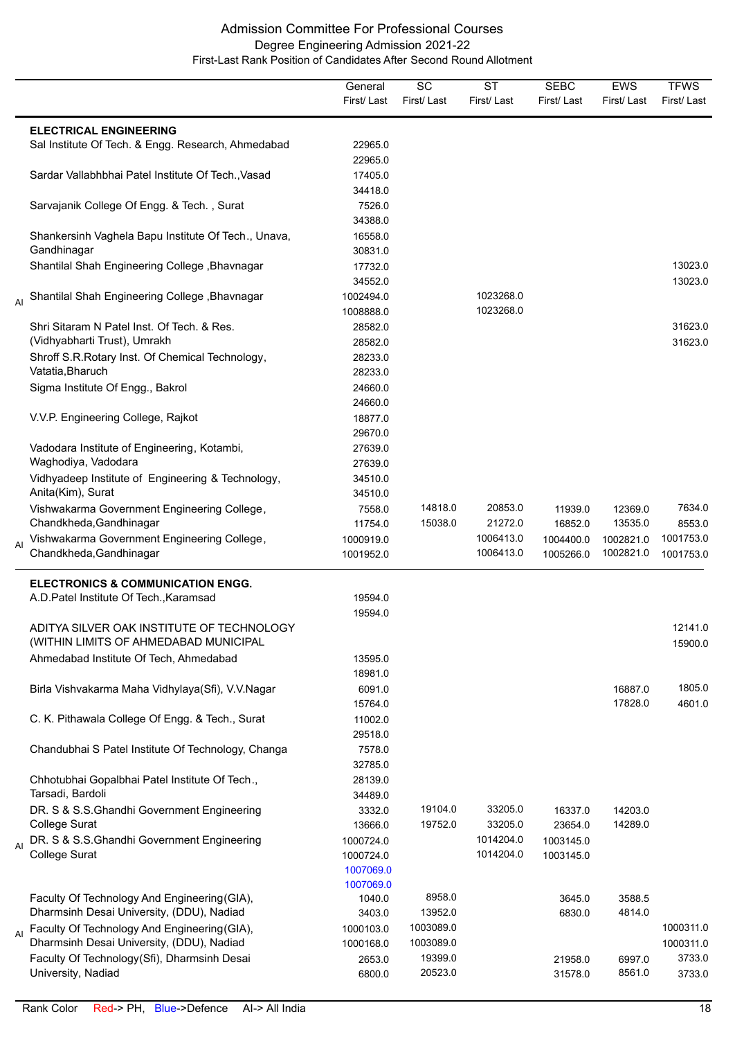## Admission Committee For Professional Courses
### Degree Engineering Admission 2021-22
### First-Last Rank Position of Candidates After Second Round Allotment

| | | General First/ Last | SC First/ Last | ST First/ Last | SEBC First/ Last | EWS First/ Last | TFWS First/ Last |
|---|---|---|---|---|---|---|---|
| | **ELECTRICAL ENGINEERING** | | | | | | |
| | Sal Institute Of Tech. & Engg. Research, Ahmedabad | 22965.0<br>22965.0 | | | | | |
| | Sardar Vallabhbhai Patel Institute Of Tech.,Vasad | 17405.0<br>34418.0 | | | | | |
| | Sarvajanik College Of Engg. & Tech. , Surat | 7526.0<br>34388.0 | | | | | |
| | Shankersinh Vaghela Bapu Institute Of Tech., Unava, Gandhinagar | 16558.0<br>30831.0 | | | | | |
| | Shantilal Shah Engineering College ,Bhavnagar | 17732.0<br>34552.0 | | | | | 13023.0<br>13023.0 |
| AI | Shantilal Shah Engineering College ,Bhavnagar | 1002494.0<br>1008888.0 | | 1023268.0<br>1023268.0 | | | |
| | Shri Sitaram N Patel Inst. Of Tech. & Res. (Vidhyabharti Trust), Umrakh | 28582.0<br>28582.0 | | | | | 31623.0<br>31623.0 |
| | Shroff S.R.Rotary Inst. Of Chemical Technology, Vatatia,Bharuch | 28233.0<br>28233.0 | | | | | |
| | Sigma Institute Of Engg., Bakrol | 24660.0<br>24660.0 | | | | | |
| | V.V.P. Engineering College, Rajkot | 18877.0<br>29670.0 | | | | | |
| | Vadodara Institute of Engineering, Kotambi, Waghodiya, Vadodara | 27639.0<br>27639.0 | | | | | |
| | Vidhyadeep Institute of Engineering & Technology, Anita(Kim), Surat | 34510.0<br>34510.0 | | | | | |
| | Vishwakarma Government Engineering College, Chandkheda,Gandhinagar | 7558.0<br>11754.0 | 14818.0<br>15038.0 | 20853.0<br>21272.0 | 11939.0<br>16852.0 | 12369.0<br>13535.0 | 7634.0<br>8553.0 |
| AI | Vishwakarma Government Engineering College, Chandkheda,Gandhinagar | 1000919.0<br>1001952.0 | | 1006413.0<br>1006413.0 | 1004400.0<br>1005266.0 | 1002821.0<br>1002821.0 | 1001753.0<br>1001753.0 |
| | **ELECTRONICS & COMMUNICATION ENGG.** | | | | | | |
| | A.D.Patel Institute Of Tech.,Karamsad | 19594.0<br>19594.0 | | | | | |
| | ADITYA SILVER OAK INSTITUTE OF TECHNOLOGY (WITHIN LIMITS OF AHMEDABAD MUNICIPAL | | | | | | 12141.0<br>15900.0 |
| | Ahmedabad Institute Of Tech, Ahmedabad | 13595.0<br>18981.0 | | | | | |
| | Birla Vishvakarma Maha Vidhylaya(Sfi), V.V.Nagar | 6091.0<br>15764.0 | | | | 16887.0<br>17828.0 | 1805.0<br>4601.0 |
| | C. K. Pithawala College Of Engg. & Tech., Surat | 11002.0<br>29518.0 | | | | | |
| | Chandubhai S Patel Institute Of Technology, Changa | 7578.0<br>32785.0 | | | | | |
| | Chhotubhai Gopalbhai Patel Institute Of Tech., Tarsadi, Bardoli | 28139.0<br>34489.0 | | | | | |
| | DR. S & S.S.Ghandhi Government Engineering College Surat | 3332.0<br>13666.0 | 19104.0<br>19752.0 | 33205.0<br>33205.0 | 16337.0<br>23654.0 | 14203.0<br>14289.0 | |
| AI | DR. S & S.S.Ghandhi Government Engineering College Surat | 1000724.0<br>1000724.0<br>1007069.0<br>1007069.0 | | 1014204.0<br>1014204.0 | 1003145.0<br>1003145.0 | | |
| | Faculty Of Technology And Engineering(GIA), Dharmsinh Desai University, (DDU), Nadiad | 1040.0<br>3403.0 | 8958.0<br>13952.0 | | 3645.0<br>6830.0 | 3588.5<br>4814.0 | |
| AI | Faculty Of Technology And Engineering(GIA), Dharmsinh Desai University, (DDU), Nadiad | 1000103.0<br>1000168.0 | 1003089.0<br>1003089.0 | | | | 1000311.0<br>1000311.0 |
| | Faculty Of Technology(Sfi), Dharmsinh Desai University, Nadiad | 2653.0<br>6800.0 | 19399.0<br>20523.0 | | 21958.0<br>31578.0 | 6997.0<br>8561.0 | 3733.0<br>3733.0 |

Rank Color Red-> PH, Blue->Defence AI-> All India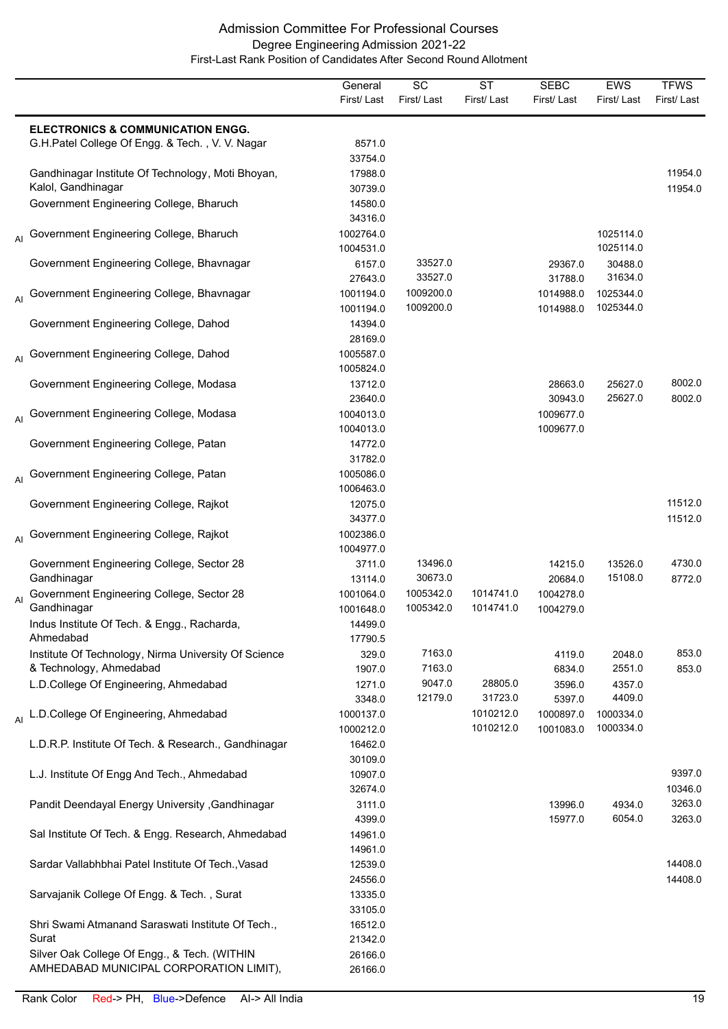# Admission Committee For Professional Courses

## Degree Engineering Admission 2021-22

### First-Last Rank Position of Candidates After Second Round Allotment

| | | General First/ Last | SC First/ Last | ST First/ Last | SEBC First/ Last | EWS First/ Last | TFWS First/ Last |
|---|---|---|---|---|---|---|---|
| | **ELECTRONICS & COMMUNICATION ENGG.** | | | | | | |
| | G.H.Patel College Of Engg. & Tech. , V. V. Nagar | 8571.0<br>33754.0 | | | | | |
| | Gandhinagar Institute Of Technology, Moti Bhoyan, Kalol, Gandhinagar | 17988.0<br>30739.0 | | | | | 11954.0<br>11954.0 |
| | Government Engineering College, Bharuch | 14580.0<br>34316.0 | | | | | |
| AI | Government Engineering College, Bharuch | 1002764.0<br>1004531.0 | | | | 1025114.0<br>1025114.0 | |
| | Government Engineering College, Bhavnagar | 6157.0<br>27643.0 | 33527.0<br>33527.0 | | 29367.0<br>31788.0 | 30488.0<br>31634.0 | |
| AI | Government Engineering College, Bhavnagar | 1001194.0<br>1001194.0 | 1009200.0<br>1009200.0 | | 1014988.0<br>1014988.0 | 1025344.0<br>1025344.0 | |
| | Government Engineering College, Dahod | 14394.0<br>28169.0 | | | | | |
| AI | Government Engineering College, Dahod | 1005587.0<br>1005824.0 | | | | | |
| | Government Engineering College, Modasa | 13712.0<br>23640.0 | | | 28663.0<br>30943.0 | 25627.0<br>25627.0 | 8002.0<br>8002.0 |
| AI | Government Engineering College, Modasa | 1004013.0<br>1004013.0 | | | 1009677.0<br>1009677.0 | | |
| | Government Engineering College, Patan | 14772.0<br>31782.0 | | | | | |
| AI | Government Engineering College, Patan | 1005086.0<br>1006463.0 | | | | | |
| | Government Engineering College, Rajkot | 12075.0<br>34377.0 | | | | | 11512.0<br>11512.0 |
| AI | Government Engineering College, Rajkot | 1002386.0<br>1004977.0 | | | | | |
| | Government Engineering College, Sector 28 Gandhinagar | 3711.0<br>13114.0 | 13496.0<br>30673.0 | | 14215.0<br>20684.0 | 13526.0<br>15108.0 | 4730.0<br>8772.0 |
| AI | Government Engineering College, Sector 28 Gandhinagar | 1001064.0<br>1001648.0 | 1005342.0<br>1005342.0 | 1014741.0<br>1014741.0 | 1004278.0<br>1004279.0 | | |
| | Indus Institute Of Tech. & Engg., Racharda, Ahmedabad | 14499.0<br>17790.5 | | | | | |
| | Institute Of Technology, Nirma University Of Science & Technology, Ahmedabad | 329.0<br>1907.0 | 7163.0<br>7163.0 | | 4119.0<br>6834.0 | 2048.0<br>2551.0 | 853.0<br>853.0 |
| | L.D.College Of Engineering, Ahmedabad | 1271.0<br>3348.0 | 9047.0<br>12179.0 | 28805.0<br>31723.0 | 3596.0<br>5397.0 | 4357.0<br>4409.0 | |
| AI | L.D.College Of Engineering, Ahmedabad | 1000137.0<br>1000212.0 | | 1010212.0<br>1010212.0 | 1000897.0<br>1001083.0 | 1000334.0<br>1000334.0 | |
| | L.D.R.P. Institute Of Tech. & Research., Gandhinagar | 16462.0<br>30109.0 | | | | | |
| | L.J. Institute Of Engg And Tech., Ahmedabad | 10907.0<br>32674.0 | | | | | 9397.0<br>10346.0 |
| | Pandit Deendayal Energy University ,Gandhinagar | 3111.0<br>4399.0 | | | 13996.0<br>15977.0 | 4934.0<br>6054.0 | 3263.0<br>3263.0 |
| | Sal Institute Of Tech. & Engg. Research, Ahmedabad | 14961.0<br>14961.0 | | | | | |
| | Sardar Vallabhbhai Patel Institute Of Tech.,Vasad | 12539.0<br>24556.0 | | | | | 14408.0<br>14408.0 |
| | Sarvajanik College Of Engg. & Tech. , Surat | 13335.0<br>33105.0 | | | | | |
| | Shri Swami Atmanand Saraswati Institute Of Tech., Surat | 16512.0<br>21342.0 | | | | | |
| | Silver Oak College Of Engg., & Tech. (WITHIN AMHEDABAD MUNICIPAL CORPORATION LIMIT), | 26166.0<br>26166.0 | | | | | |

Rank Color Red-> PH, Blue->Defence AI-> All India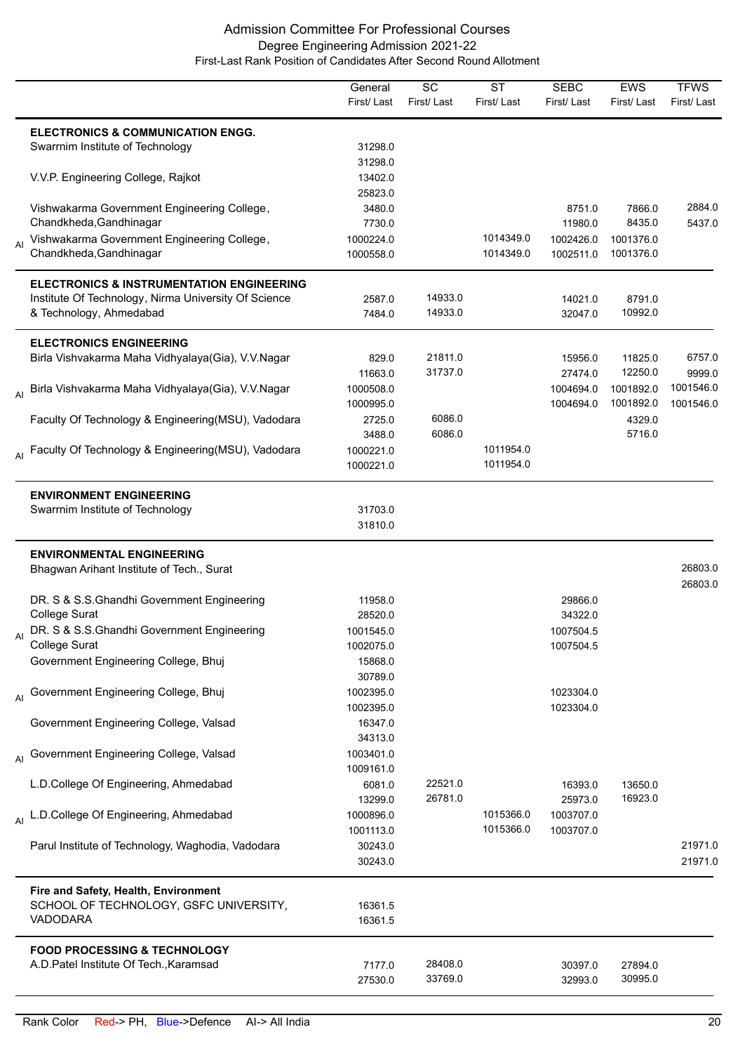# Admission Committee For Professional Courses

## Degree Engineering Admission 2021-22

### First-Last Rank Position of Candidates After Second Round Allotment

| | | General First/ Last | SC First/ Last | ST First/ Last | SEBC First/ Last | EWS First/ Last | TFWS First/ Last |
|---|---|---|---|---|---|---|---|
| | **ELECTRONICS & COMMUNICATION ENGG.** | | | | | | |
| | Swarrnim Institute of Technology | 31298.0<br>31298.0 | | | | | |
| | V.V.P. Engineering College, Rajkot | 13402.0<br>25823.0 | | | | | |
| | Vishwakarma Government Engineering College, Chandkheda,Gandhinagar | 3480.0<br>7730.0 | | | 8751.0<br>11980.0 | 7866.0<br>8435.0 | 2884.0<br>5437.0 |
| AI | Vishwakarma Government Engineering College, Chandkheda,Gandhinagar | 1000224.0<br>1000558.0 | | 1014349.0<br>1014349.0 | 1002426.0<br>1002511.0 | 1001376.0<br>1001376.0 | |
| | **ELECTRONICS & INSTRUMENTATION ENGINEERING** | | | | | | |
| | Institute Of Technology, Nirma University Of Science & Technology, Ahmedabad | 2587.0<br>7484.0 | 14933.0<br>14933.0 | | 14021.0<br>32047.0 | 8791.0<br>10992.0 | |
| | **ELECTRONICS ENGINEERING** | | | | | | |
| | Birla Vishvakarma Maha Vidhyalaya(Gia), V.V.Nagar | 829.0<br>11663.0 | 21811.0<br>31737.0 | | 15956.0<br>27474.0 | 11825.0<br>12250.0 | 6757.0<br>9999.0 |
| AI | Birla Vishvakarma Maha Vidhyalaya(Gia), V.V.Nagar | 1000508.0<br>1000995.0 | | | 1004694.0<br>1004694.0 | 1001892.0<br>1001892.0 | 1001546.0<br>1001546.0 |
| | Faculty Of Technology & Engineering(MSU), Vadodara | 2725.0<br>3488.0 | 6086.0<br>6086.0 | | | 4329.0<br>5716.0 | |
| AI | Faculty Of Technology & Engineering(MSU), Vadodara | 1000221.0<br>1000221.0 | | 1011954.0<br>1011954.0 | | | |
| | **ENVIRONMENT ENGINEERING** | | | | | | |
| | Swarrnim Institute of Technology | 31703.0<br>31810.0 | | | | | |
| | **ENVIRONMENTAL ENGINEERING** | | | | | | |
| | Bhagwan Arihant Institute of Tech., Surat | | | | | | 26803.0<br>26803.0 |
| | DR. S & S.S.Ghandhi Government Engineering College Surat | 11958.0<br>28520.0 | | | 29866.0<br>34322.0 | | |
| AI | DR. S & S.S.Ghandhi Government Engineering College Surat | 1001545.0<br>1002075.0 | | | 1007504.5<br>1007504.5 | | |
| | Government Engineering College, Bhuj | 15868.0<br>30789.0 | | | | | |
| AI | Government Engineering College, Bhuj | 1002395.0<br>1002395.0 | | | 1023304.0<br>1023304.0 | | |
| | Government Engineering College, Valsad | 16347.0<br>34313.0 | | | | | |
| AI | Government Engineering College, Valsad | 1003401.0<br>1009161.0 | | | | | |
| | L.D.College Of Engineering, Ahmedabad | 6081.0<br>13299.0 | 22521.0<br>26781.0 | | 16393.0<br>25973.0 | 13650.0<br>16923.0 | |
| AI | L.D.College Of Engineering, Ahmedabad | 1000896.0<br>1001113.0 | | 1015366.0<br>1015366.0 | 1003707.0<br>1003707.0 | | |
| | Parul Institute of Technology, Waghodia, Vadodara | 30243.0<br>30243.0 | | | | | 21971.0<br>21971.0 |
| | **Fire and Safety, Health, Environment** | | | | | | |
| | SCHOOL OF TECHNOLOGY, GSFC UNIVERSITY, VADODARA | 16361.5<br>16361.5 | | | | | |
| | **FOOD PROCESSING & TECHNOLOGY** | | | | | | |
| | A.D.Patel Institute Of Tech.,Karamsad | 7177.0<br>27530.0 | 28408.0<br>33769.0 | | 30397.0<br>32993.0 | 27894.0<br>30995.0 | |

Rank Color Red-> PH, Blue->Defence AI-> All India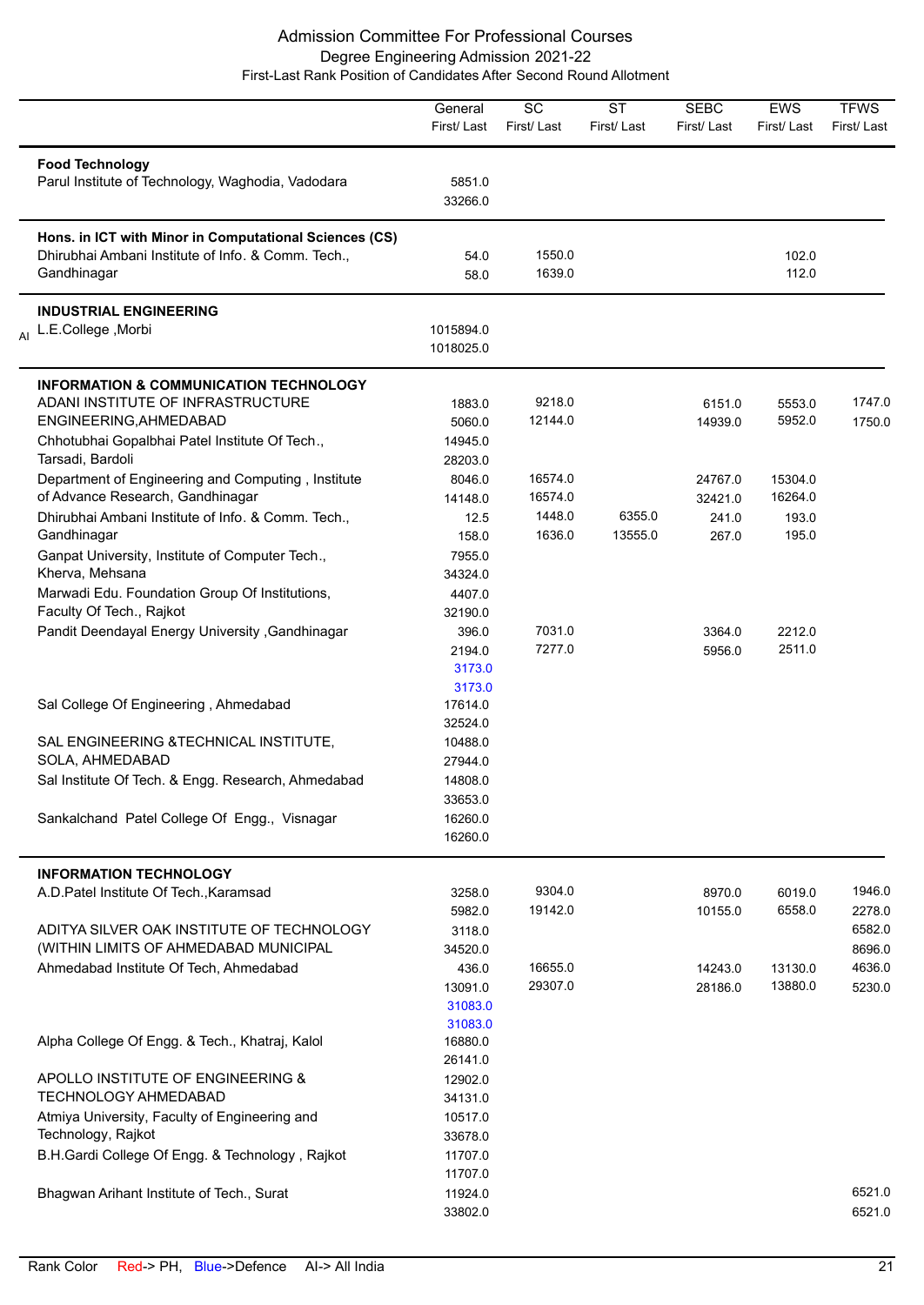# Admission Committee For Professional Courses
## Degree Engineering Admission 2021-22
### First-Last Rank Position of Candidates After Second Round Allotment

| | General First/ Last | SC First/ Last | ST First/ Last | SEBC First/ Last | EWS First/ Last | TFWS First/ Last |
|---|---|---|---|---|---|---|
| **Food Technology** | | | | | | |
| Parul Institute of Technology, Waghodia, Vadodara | 5851.0<br>33266.0 | | | | | |
| **Hons. in ICT with Minor in Computational Sciences (CS)** | | | | | | |
| Dhirubhai Ambani Institute of Info. & Comm. Tech., Gandhinagar | 54.0<br>58.0 | 1550.0<br>1639.0 | | | 102.0<br>112.0 | |
| **INDUSTRIAL ENGINEERING** | | | | | | |
| AI L.E.College ,Morbi | 1015894.0<br>1018025.0 | | | | | |
| **INFORMATION & COMMUNICATION TECHNOLOGY** | | | | | | |
| ADANI INSTITUTE OF INFRASTRUCTURE ENGINEERING,AHMEDABAD | 1883.0<br>5060.0 | 9218.0<br>12144.0 | | 6151.0<br>14939.0 | 5553.0<br>5952.0 | 1747.0<br>1750.0 |
| Chhotubhai Gopalbhai Patel Institute Of Tech., Tarsadi, Bardoli | 14945.0<br>28203.0 | | | | | |
| Department of Engineering and Computing , Institute of Advance Research, Gandhinagar | 8046.0<br>14148.0 | 16574.0<br>16574.0 | | 24767.0<br>32421.0 | 15304.0<br>16264.0 | |
| Dhirubhai Ambani Institute of Info. & Comm. Tech., Gandhinagar | 12.5<br>158.0 | 1448.0<br>1636.0 | 6355.0<br>13555.0 | 241.0<br>267.0 | 193.0<br>195.0 | |
| Ganpat University, Institute of Computer Tech., Kherva, Mehsana | 7955.0<br>34324.0 | | | | | |
| Marwadi Edu. Foundation Group Of Institutions, Faculty Of Tech., Rajkot | 4407.0<br>32190.0 | | | | | |
| Pandit Deendayal Energy University ,Gandhinagar | 396.0<br>2194.0<br>3173.0 (Defence)<br>3173.0 (Defence) | 7031.0<br>7277.0 | | 3364.0<br>5956.0 | 2212.0<br>2511.0 | |
| Sal College Of Engineering , Ahmedabad | 17614.0<br>32524.0 | | | | | |
| SAL ENGINEERING &TECHNICAL INSTITUTE, SOLA, AHMEDABAD | 10488.0<br>27944.0 | | | | | |
| Sal Institute Of Tech. & Engg. Research, Ahmedabad | 14808.0<br>33653.0 | | | | | |
| Sankalchand Patel College Of Engg., Visnagar | 16260.0<br>16260.0 | | | | | |
| **INFORMATION TECHNOLOGY** | | | | | | |
| A.D.Patel Institute Of Tech.,Karamsad | 3258.0<br>5982.0 | 9304.0<br>19142.0 | | 8970.0<br>10155.0 | 6019.0<br>6558.0 | 1946.0<br>2278.0 |
| ADITYA SILVER OAK INSTITUTE OF TECHNOLOGY (WITHIN LIMITS OF AHMEDABAD MUNICIPAL | 3118.0<br>34520.0 | | | | | 6582.0<br>8696.0 |
| Ahmedabad Institute Of Tech, Ahmedabad | 436.0<br>13091.0<br>31083.0 (Defence)<br>31083.0 (Defence) | 16655.0<br>29307.0 | | 14243.0<br>28186.0 | 13130.0<br>13880.0 | 4636.0<br>5230.0 |
| Alpha College Of Engg. & Tech., Khatraj, Kalol | 16880.0<br>26141.0 | | | | | |
| APOLLO INSTITUTE OF ENGINEERING & TECHNOLOGY AHMEDABAD | 12902.0<br>34131.0 | | | | | |
| Atmiya University, Faculty of Engineering and Technology, Rajkot | 10517.0<br>33678.0 | | | | | |
| B.H.Gardi College Of Engg. & Technology , Rajkot | 11707.0<br>11707.0 | | | | | |
| Bhagwan Arihant Institute of Tech., Surat | 11924.0<br>33802.0 | | | | | 6521.0<br>6521.0 |

Rank Color Red-> PH, Blue->Defence AI-> All India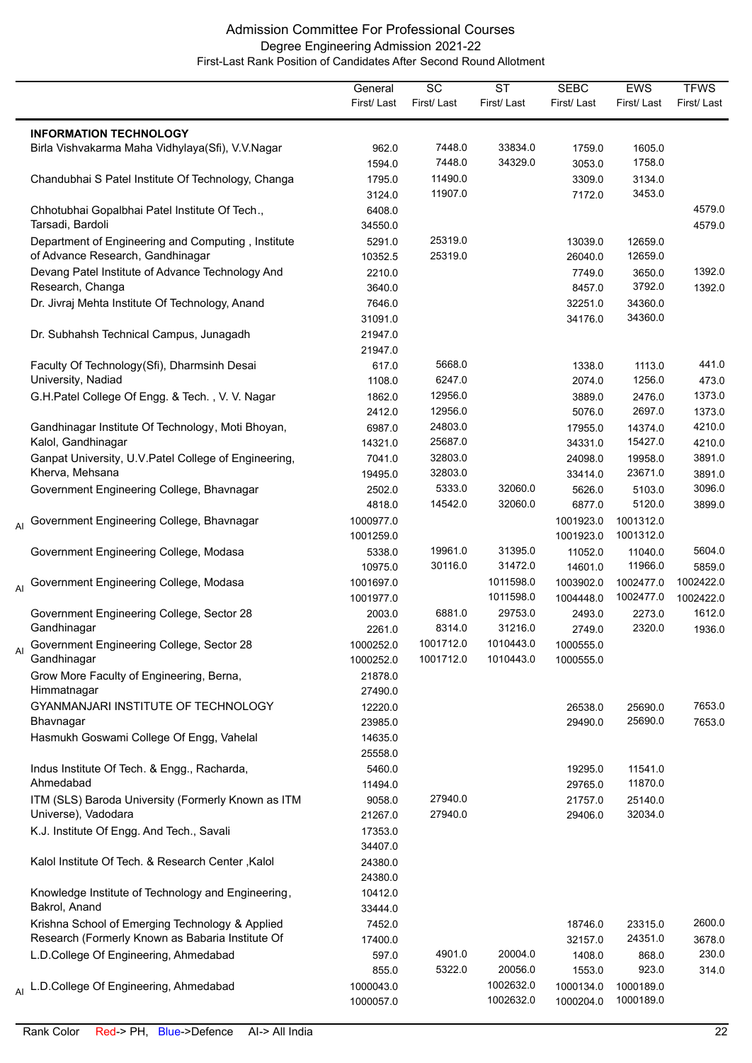# Admission Committee For Professional Courses

## Degree Engineering Admission 2021-22

### First-Last Rank Position of Candidates After Second Round Allotment

| | | General First/ Last | SC First/ Last | ST First/ Last | SEBC First/ Last | EWS First/ Last | TFWS First/ Last |
|---|---|---|---|---|---|---|---|
| | **INFORMATION TECHNOLOGY** | | | | | | |
| | Birla Vishvakarma Maha Vidhylaya(Sfi), V.V.Nagar | 962.0<br>1594.0 | 7448.0<br>7448.0 | 33834.0<br>34329.0 | 1759.0<br>3053.0 | 1605.0<br>1758.0 | |
| | Chandubhai S Patel Institute Of Technology, Changa | 1795.0<br>3124.0 | 11490.0<br>11907.0 | | 3309.0<br>7172.0 | 3134.0<br>3453.0 | |
| | Chhotubhai Gopalbhai Patel Institute Of Tech., Tarsadi, Bardoli | 6408.0<br>34550.0 | | | | | 4579.0<br>4579.0 |
| | Department of Engineering and Computing , Institute of Advance Research, Gandhinagar | 5291.0<br>10352.5 | 25319.0<br>25319.0 | | 13039.0<br>26040.0 | 12659.0<br>12659.0 | |
| | Devang Patel Institute of Advance Technology And Research, Changa | 2210.0<br>3640.0 | | | 7749.0<br>8457.0 | 3650.0<br>3792.0 | 1392.0<br>1392.0 |
| | Dr. Jivraj Mehta Institute Of Technology, Anand | 7646.0<br>31091.0 | | | 32251.0<br>34176.0 | 34360.0<br>34360.0 | |
| | Dr. Subhahsh Technical Campus, Junagadh | 21947.0<br>21947.0 | | | | | |
| | Faculty Of Technology(Sfi), Dharmsinh Desai University, Nadiad | 617.0<br>1108.0 | 5668.0<br>6247.0 | | 1338.0<br>2074.0 | 1113.0<br>1256.0 | 441.0<br>473.0 |
| | G.H.Patel College Of Engg. & Tech. , V. V. Nagar | 1862.0<br>2412.0 | 12956.0<br>12956.0 | | 3889.0<br>5076.0 | 2476.0<br>2697.0 | 1373.0<br>1373.0 |
| | Gandhinagar Institute Of Technology, Moti Bhoyan, Kalol, Gandhinagar | 6987.0<br>14321.0 | 24803.0<br>25687.0 | | 17955.0<br>34331.0 | 14374.0<br>15427.0 | 4210.0<br>4210.0 |
| | Ganpat University, U.V.Patel College of Engineering, Kherva, Mehsana | 7041.0<br>19495.0 | 32803.0<br>32803.0 | | 24098.0<br>33414.0 | 19958.0<br>23671.0 | 3891.0<br>3891.0 |
| | Government Engineering College, Bhavnagar | 2502.0<br>4818.0 | 5333.0<br>14542.0 | 32060.0<br>32060.0 | 5626.0<br>6877.0 | 5103.0<br>5120.0 | 3096.0<br>3899.0 |
| AI | Government Engineering College, Bhavnagar | 1000977.0<br>1001259.0 | | | 1001923.0<br>1001923.0 | 1001312.0<br>1001312.0 | |
| | Government Engineering College, Modasa | 5338.0<br>10975.0 | 19961.0<br>30116.0 | 31395.0<br>31472.0 | 11052.0<br>14601.0 | 11040.0<br>11966.0 | 5604.0<br>5859.0 |
| AI | Government Engineering College, Modasa | 1001697.0<br>1001977.0 | | 1011598.0<br>1011598.0 | 1003902.0<br>1004448.0 | 1002477.0<br>1002477.0 | 1002422.0<br>1002422.0 |
| | Government Engineering College, Sector 28 Gandhinagar | 2003.0<br>2261.0 | 6881.0<br>8314.0 | 29753.0<br>31216.0 | 2493.0<br>2749.0 | 2273.0<br>2320.0 | 1612.0<br>1936.0 |
| AI | Government Engineering College, Sector 28 Gandhinagar | 1000252.0<br>1000252.0 | 1001712.0<br>1001712.0 | 1010443.0<br>1010443.0 | 1000555.0<br>1000555.0 | | |
| | Grow More Faculty of Engineering, Berna, Himmatnagar | 21878.0<br>27490.0 | | | | | |
| | GYANMANJARI INSTITUTE OF TECHNOLOGY Bhavnagar | 12220.0<br>23985.0 | | | 26538.0<br>29490.0 | 25690.0<br>25690.0 | 7653.0<br>7653.0 |
| | Hasmukh Goswami College Of Engg, Vahelal | 14635.0<br>25558.0 | | | | | |
| | Indus Institute Of Tech. & Engg., Racharda, Ahmedabad | 5460.0<br>11494.0 | | | 19295.0<br>29765.0 | 11541.0<br>11870.0 | |
| | ITM (SLS) Baroda University (Formerly Known as ITM Universe), Vadodara | 9058.0<br>21267.0 | 27940.0<br>27940.0 | | 21757.0<br>29406.0 | 25140.0<br>32034.0 | |
| | K.J. Institute Of Engg. And Tech., Savali | 17353.0<br>34407.0 | | | | | |
| | Kalol Institute Of Tech. & Research Center ,Kalol | 24380.0<br>24380.0 | | | | | |
| | Knowledge Institute of Technology and Engineering, Bakrol, Anand | 10412.0<br>33444.0 | | | | | |
| | Krishna School of Emerging Technology & Applied Research (Formerly Known as Babaria Institute Of | 7452.0<br>17400.0 | | | 18746.0<br>32157.0 | 23315.0<br>24351.0 | 2600.0<br>3678.0 |
| | L.D.College Of Engineering, Ahmedabad | 597.0<br>855.0 | 4901.0<br>5322.0 | 20004.0<br>20056.0 | 1408.0<br>1553.0 | 868.0<br>923.0 | 230.0<br>314.0 |
| AI | L.D.College Of Engineering, Ahmedabad | 1000043.0<br>1000057.0 | | 1002632.0<br>1002632.0 | 1000134.0<br>1000204.0 | 1000189.0<br>1000189.0 | |

Rank Color Red-> PH, Blue->Defence AI-> All India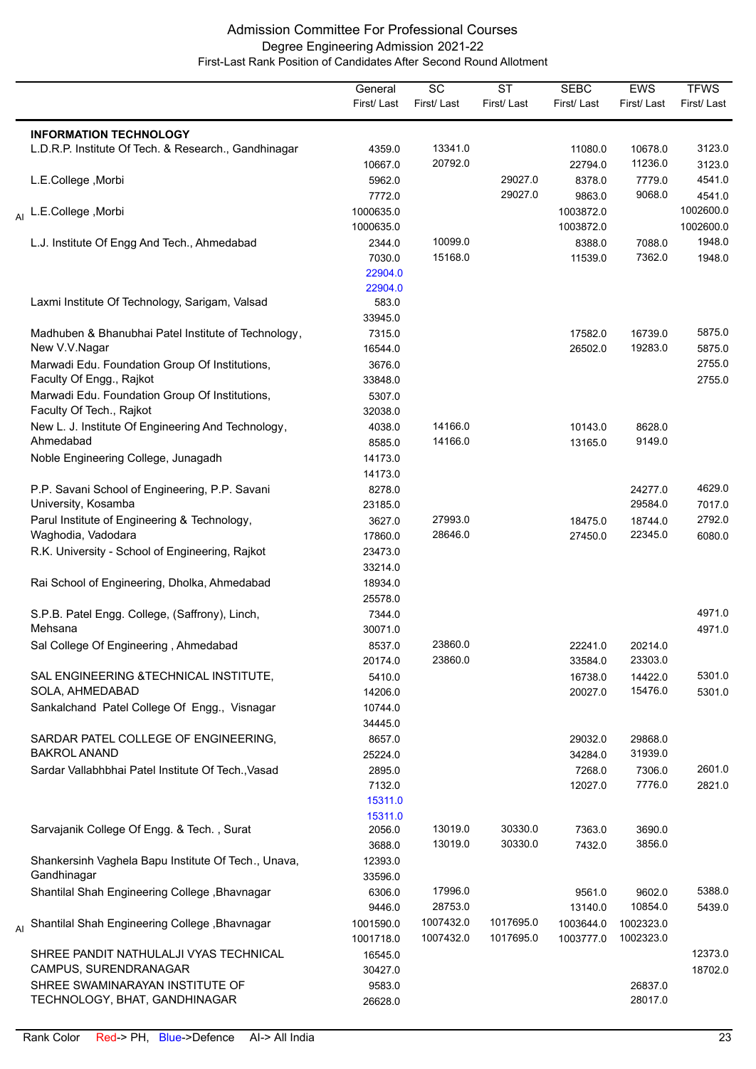# Admission Committee For Professional Courses

## Degree Engineering Admission 2021-22

### First-Last Rank Position of Candidates After Second Round Allotment

| | | General First/ Last | SC First/ Last | ST First/ Last | SEBC First/ Last | EWS First/ Last | TFWS First/ Last |
|---|---|---|---|---|---|---|---|
| | **INFORMATION TECHNOLOGY** | | | | | | |
| | L.D.R.P. Institute Of Tech. & Research., Gandhinagar | 4359.0 | 13341.0 | | 11080.0 | 10678.0 | 3123.0 |
| | | 10667.0 | 20792.0 | | 22794.0 | 11236.0 | 3123.0 |
| | L.E.College ,Morbi | 5962.0 | | 29027.0 | 8378.0 | 7779.0 | 4541.0 |
| | | 7772.0 | | 29027.0 | 9863.0 | 9068.0 | 4541.0 |
| AI | L.E.College ,Morbi | 1000635.0 | | | 1003872.0 | | 1002600.0 |
| | | 1000635.0 | | | 1003872.0 | | 1002600.0 |
| | L.J. Institute Of Engg And Tech., Ahmedabad | 2344.0 | 10099.0 | | 8388.0 | 7088.0 | 1948.0 |
| | | 7030.0 | 15168.0 | | 11539.0 | 7362.0 | 1948.0 |
| | | 22904.0 (Defence) | | | | | |
| | | 22904.0 (Defence) | | | | | |
| | Laxmi Institute Of Technology, Sarigam, Valsad | 583.0 | | | | | |
| | | 33945.0 | | | | | |
| | Madhuben & Bhanubhai Patel Institute of Technology, New V.V.Nagar | 7315.0 | | | 17582.0 | 16739.0 | 5875.0 |
| | | 16544.0 | | | 26502.0 | 19283.0 | 5875.0 |
| | Marwadi Edu. Foundation Group Of Institutions, Faculty Of Engg., Rajkot | 3676.0 | | | | | 2755.0 |
| | | 33848.0 | | | | | 2755.0 |
| | Marwadi Edu. Foundation Group Of Institutions, Faculty Of Tech., Rajkot | 5307.0 | | | | | |
| | | 32038.0 | | | | | |
| | New L. J. Institute Of Engineering And Technology, Ahmedabad | 4038.0 | 14166.0 | | 10143.0 | 8628.0 | |
| | | 8585.0 | 14166.0 | | 13165.0 | 9149.0 | |
| | Noble Engineering College, Junagadh | 14173.0 | | | | | |
| | | 14173.0 | | | | | |
| | P.P. Savani School of Engineering, P.P. Savani University, Kosamba | 8278.0 | | | | 24277.0 | 4629.0 |
| | | 23185.0 | | | | 29584.0 | 7017.0 |
| | Parul Institute of Engineering & Technology, Waghodia, Vadodara | 3627.0 | 27993.0 | | 18475.0 | 18744.0 | 2792.0 |
| | | 17860.0 | 28646.0 | | 27450.0 | 22345.0 | 6080.0 |
| | R.K. University - School of Engineering, Rajkot | 23473.0 | | | | | |
| | | 33214.0 | | | | | |
| | Rai School of Engineering, Dholka, Ahmedabad | 18934.0 | | | | | |
| | | 25578.0 | | | | | |
| | S.P.B. Patel Engg. College, (Saffrony), Linch, Mehsana | 7344.0 | | | | | 4971.0 |
| | | 30071.0 | | | | | 4971.0 |
| | Sal College Of Engineering , Ahmedabad | 8537.0 | 23860.0 | | 22241.0 | 20214.0 | |
| | | 20174.0 | 23860.0 | | 33584.0 | 23303.0 | |
| | SAL ENGINEERING &TECHNICAL INSTITUTE, SOLA, AHMEDABAD | 5410.0 | | | 16738.0 | 14422.0 | 5301.0 |
| | | 14206.0 | | | 20027.0 | 15476.0 | 5301.0 |
| | Sankalchand Patel College Of Engg., Visnagar | 10744.0 | | | | | |
| | | 34445.0 | | | | | |
| | SARDAR PATEL COLLEGE OF ENGINEERING, BAKROL ANAND | 8657.0 | | | 29032.0 | 29868.0 | |
| | | 25224.0 | | | 34284.0 | 31939.0 | |
| | Sardar Vallabhbhai Patel Institute Of Tech.,Vasad | 2895.0 | | | 7268.0 | 7306.0 | 2601.0 |
| | | 7132.0 | | | 12027.0 | 7776.0 | 2821.0 |
| | | 15311.0 (Defence) | | | | | |
| | | 15311.0 (Defence) | | | | | |
| | Sarvajanik College Of Engg. & Tech. , Surat | 2056.0 | 13019.0 | 30330.0 | 7363.0 | 3690.0 | |
| | | 3688.0 | 13019.0 | 30330.0 | 7432.0 | 3856.0 | |
| | Shankersinh Vaghela Bapu Institute Of Tech., Unava, Gandhinagar | 12393.0 | | | | | |
| | | 33596.0 | | | | | |
| | Shantilal Shah Engineering College ,Bhavnagar | 6306.0 | 17996.0 | | 9561.0 | 9602.0 | 5388.0 |
| | | 9446.0 | 28753.0 | | 13140.0 | 10854.0 | 5439.0 |
| AI | Shantilal Shah Engineering College ,Bhavnagar | 1001590.0 | 1007432.0 | 1017695.0 | 1003644.0 | 1002323.0 | |
| | | 1001718.0 | 1007432.0 | 1017695.0 | 1003777.0 | 1002323.0 | |
| | SHREE PANDIT NATHULALJI VYAS TECHNICAL CAMPUS, SURENDRANAGAR | 16545.0 | | | | | 12373.0 |
| | | 30427.0 | | | | | 18702.0 |
| | SHREE SWAMINARAYAN INSTITUTE OF TECHNOLOGY, BHAT, GANDHINAGAR | 9583.0 | | | | 26837.0 | |
| | | 26628.0 | | | | 28017.0 | |

Rank Color Red-> PH, Blue->Defence AI-> All India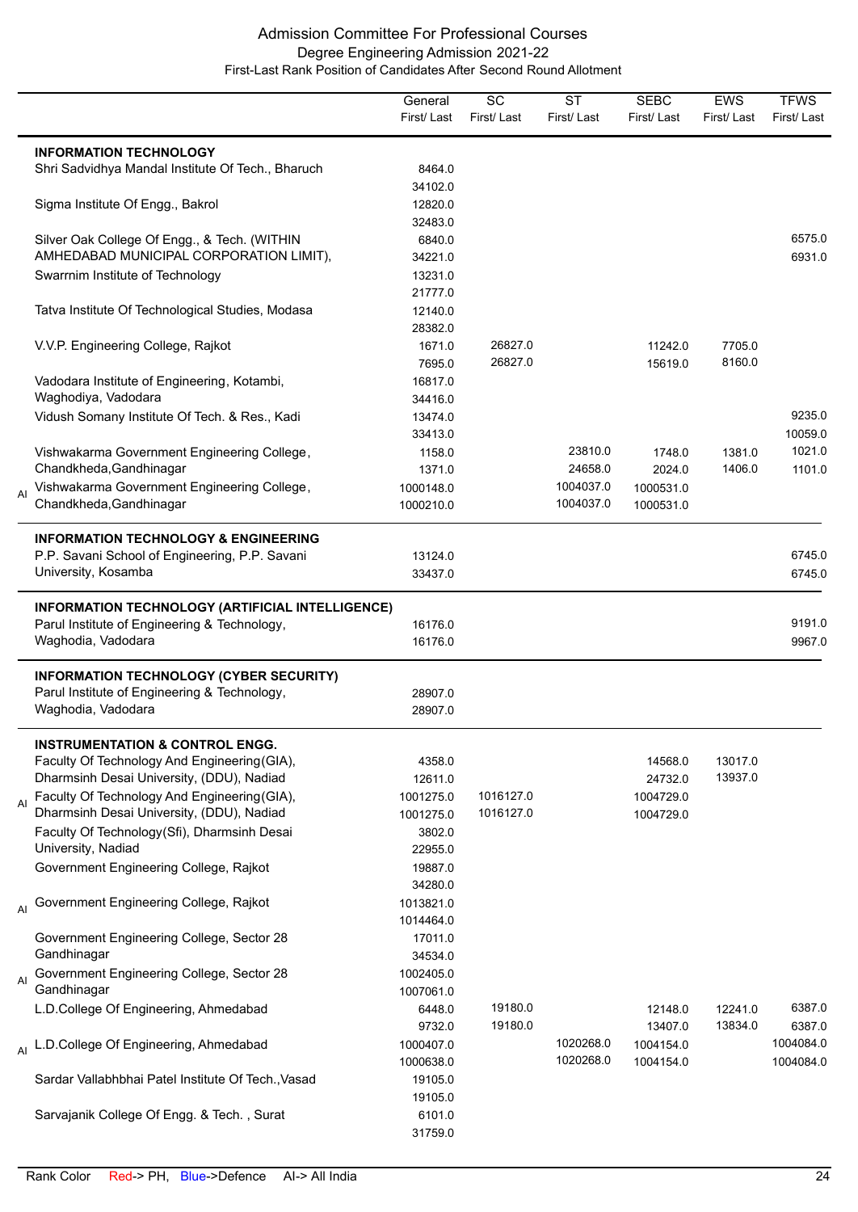# Admission Committee For Professional Courses

## Degree Engineering Admission 2021-22

### First-Last Rank Position of Candidates After Second Round Allotment

| | | General First/ Last | SC First/ Last | ST First/ Last | SEBC First/ Last | EWS First/ Last | TFWS First/ Last |
|---|---|---|---|---|---|---|---|
| | **INFORMATION TECHNOLOGY** | | | | | | |
| | Shri Sadvidhya Mandal Institute Of Tech., Bharuch | 8464.0<br>34102.0 | | | | | |
| | Sigma Institute Of Engg., Bakrol | 12820.0<br>32483.0 | | | | | |
| | Silver Oak College Of Engg., & Tech. (WITHIN AMHEDABAD MUNICIPAL CORPORATION LIMIT), | 6840.0<br>34221.0 | | | | | 6575.0<br>6931.0 |
| | Swarrnim Institute of Technology | 13231.0<br>21777.0 | | | | | |
| | Tatva Institute Of Technological Studies, Modasa | 12140.0<br>28382.0 | | | | | |
| | V.V.P. Engineering College, Rajkot | 1671.0<br>7695.0 | 26827.0<br>26827.0 | | 11242.0<br>15619.0 | 7705.0<br>8160.0 | |
| | Vadodara Institute of Engineering, Kotambi, Waghodiya, Vadodara | 16817.0<br>34416.0 | | | | | |
| | Vidush Somany Institute Of Tech. & Res., Kadi | 13474.0<br>33413.0 | | | | | 9235.0<br>10059.0 |
| | Vishwakarma Government Engineering College, Chandkheda,Gandhinagar | 1158.0<br>1371.0 | | 23810.0<br>24658.0 | 1748.0<br>2024.0 | 1381.0<br>1406.0 | 1021.0<br>1101.0 |
| AI | Vishwakarma Government Engineering College, Chandkheda,Gandhinagar | 1000148.0<br>1000210.0 | | 1004037.0<br>1004037.0 | 1000531.0<br>1000531.0 | | |
| | **INFORMATION TECHNOLOGY & ENGINEERING** | | | | | | |
| | P.P. Savani School of Engineering, P.P. Savani University, Kosamba | 13124.0<br>33437.0 | | | | | 6745.0<br>6745.0 |
| | **INFORMATION TECHNOLOGY (ARTIFICIAL INTELLIGENCE)** | | | | | | |
| | Parul Institute of Engineering & Technology, Waghodia, Vadodara | 16176.0<br>16176.0 | | | | | 9191.0<br>9967.0 |
| | **INFORMATION TECHNOLOGY (CYBER SECURITY)** | | | | | | |
| | Parul Institute of Engineering & Technology, Waghodia, Vadodara | 28907.0<br>28907.0 | | | | | |
| | **INSTRUMENTATION & CONTROL ENGG.** | | | | | | |
| | Faculty Of Technology And Engineering(GIA), Dharmsinh Desai University, (DDU), Nadiad | 4358.0<br>12611.0 | | | 14568.0<br>24732.0 | 13017.0<br>13937.0 | |
| AI | Faculty Of Technology And Engineering(GIA), Dharmsinh Desai University, (DDU), Nadiad | 1001275.0<br>1001275.0 | 1016127.0<br>1016127.0 | | 1004729.0<br>1004729.0 | | |
| | Faculty Of Technology(Sfi), Dharmsinh Desai University, Nadiad | 3802.0<br>22955.0 | | | | | |
| | Government Engineering College, Rajkot | 19887.0<br>34280.0 | | | | | |
| AI | Government Engineering College, Rajkot | 1013821.0<br>1014464.0 | | | | | |
| | Government Engineering College, Sector 28 Gandhinagar | 17011.0<br>34534.0 | | | | | |
| AI | Government Engineering College, Sector 28 Gandhinagar | 1002405.0<br>1007061.0 | | | | | |
| | L.D.College Of Engineering, Ahmedabad | 6448.0<br>9732.0 | 19180.0<br>19180.0 | | 12148.0<br>13407.0 | 12241.0<br>13834.0 | 6387.0<br>6387.0 |
| AI | L.D.College Of Engineering, Ahmedabad | 1000407.0<br>1000638.0 | | 1020268.0<br>1020268.0 | 1004154.0<br>1004154.0 | | 1004084.0<br>1004084.0 |
| | Sardar Vallabhbhai Patel Institute Of Tech.,Vasad | 19105.0<br>19105.0 | | | | | |
| | Sarvajanik College Of Engg. & Tech. , Surat | 6101.0<br>31759.0 | | | | | |

Rank Color Red-> PH, Blue->Defence AI-> All India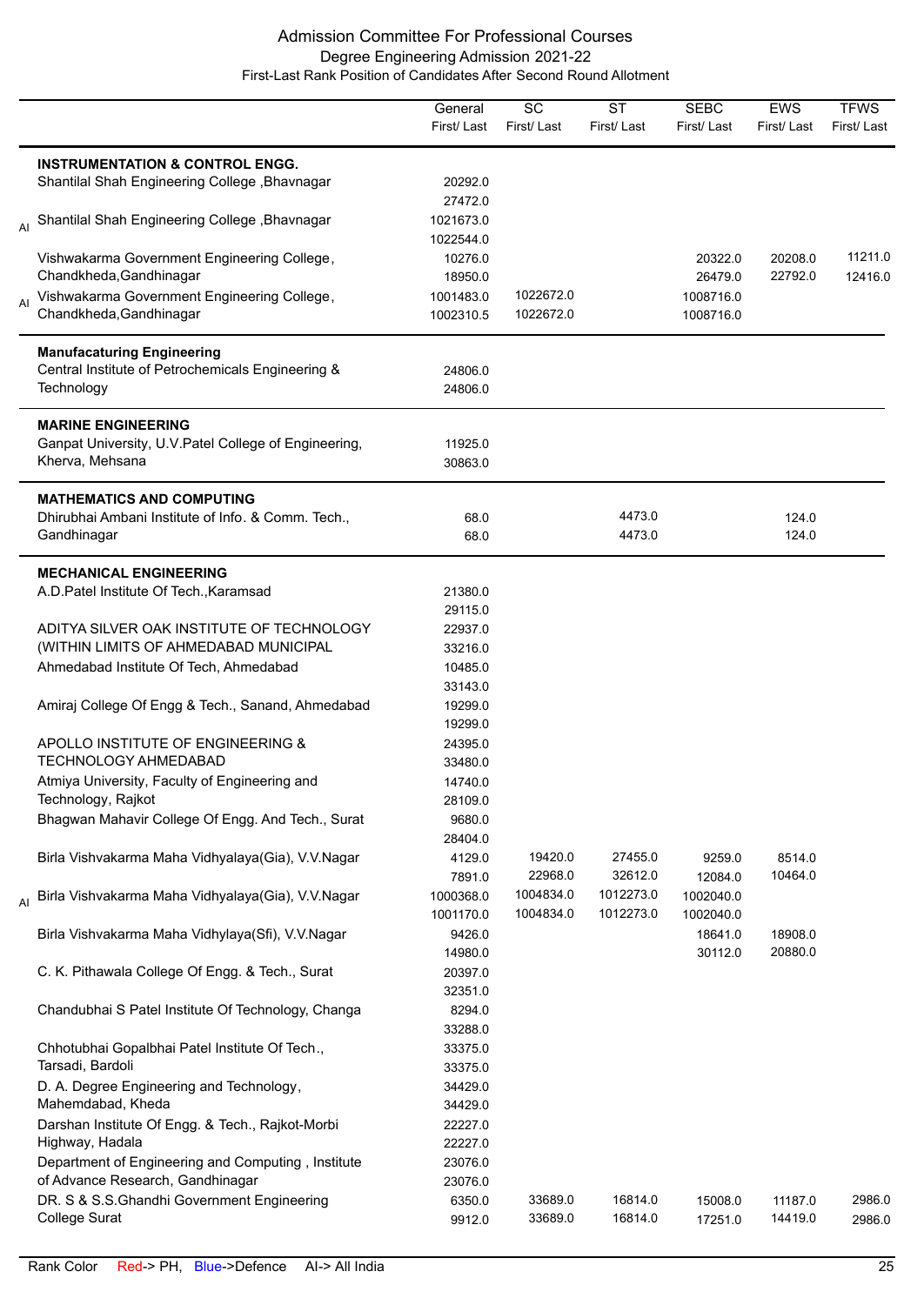# Admission Committee For Professional Courses

## Degree Engineering Admission 2021-22

### First-Last Rank Position of Candidates After Second Round Allotment

| | | General First/ Last | SC First/ Last | ST First/ Last | SEBC First/ Last | EWS First/ Last | TFWS First/ Last |
|---|---|---|---|---|---|---|---|
| | **INSTRUMENTATION & CONTROL ENGG.** | | | | | | |
| | Shantilal Shah Engineering College ,Bhavnagar | 20292.0<br>27472.0 | | | | | |
| AI | Shantilal Shah Engineering College ,Bhavnagar | 1021673.0<br>1022544.0 | | | | | |
| | Vishwakarma Government Engineering College, Chandkheda,Gandhinagar | 10276.0<br>18950.0 | | | 20322.0<br>26479.0 | 20208.0<br>22792.0 | 11211.0<br>12416.0 |
| AI | Vishwakarma Government Engineering College, Chandkheda,Gandhinagar | 1001483.0<br>1002310.5 | 1022672.0<br>1022672.0 | | 1008716.0<br>1008716.0 | | |
| | **Manufacaturing Engineering** | | | | | | |
| | Central Institute of Petrochemicals Engineering & Technology | 24806.0<br>24806.0 | | | | | |
| | **MARINE ENGINEERING** | | | | | | |
| | Ganpat University, U.V.Patel College of Engineering, Kherva, Mehsana | 11925.0<br>30863.0 | | | | | |
| | **MATHEMATICS AND COMPUTING** | | | | | | |
| | Dhirubhai Ambani Institute of Info. & Comm. Tech., Gandhinagar | 68.0<br>68.0 | | 4473.0<br>4473.0 | | 124.0<br>124.0 | |
| | **MECHANICAL ENGINEERING** | | | | | | |
| | A.D.Patel Institute Of Tech.,Karamsad | 21380.0<br>29115.0 | | | | | |
| | ADITYA SILVER OAK INSTITUTE OF TECHNOLOGY (WITHIN LIMITS OF AHMEDABAD MUNICIPAL | 22937.0<br>33216.0 | | | | | |
| | Ahmedabad Institute Of Tech, Ahmedabad | 10485.0<br>33143.0 | | | | | |
| | Amiraj College Of Engg & Tech., Sanand, Ahmedabad | 19299.0<br>19299.0 | | | | | |
| | APOLLO INSTITUTE OF ENGINEERING & TECHNOLOGY AHMEDABAD | 24395.0<br>33480.0 | | | | | |
| | Atmiya University, Faculty of Engineering and Technology, Rajkot | 14740.0<br>28109.0 | | | | | |
| | Bhagwan Mahavir College Of Engg. And Tech., Surat | 9680.0<br>28404.0 | | | | | |
| | Birla Vishvakarma Maha Vidhyalaya(Gia), V.V.Nagar | 4129.0<br>7891.0 | 19420.0<br>22968.0 | 27455.0<br>32612.0 | 9259.0<br>12084.0 | 8514.0<br>10464.0 | |
| AI | Birla Vishvakarma Maha Vidhyalaya(Gia), V.V.Nagar | 1000368.0<br>1001170.0 | 1004834.0<br>1004834.0 | 1012273.0<br>1012273.0 | 1002040.0<br>1002040.0 | | |
| | Birla Vishvakarma Maha Vidhylaya(Sfi), V.V.Nagar | 9426.0<br>14980.0 | | | 18641.0<br>30112.0 | 18908.0<br>20880.0 | |
| | C. K. Pithawala College Of Engg. & Tech., Surat | 20397.0<br>32351.0 | | | | | |
| | Chandubhai S Patel Institute Of Technology, Changa | 8294.0<br>33288.0 | | | | | |
| | Chhotubhai Gopalbhai Patel Institute Of Tech., Tarsadi, Bardoli | 33375.0<br>33375.0 | | | | | |
| | D. A. Degree Engineering and Technology, Mahemdabad, Kheda | 34429.0<br>34429.0 | | | | | |
| | Darshan Institute Of Engg. & Tech., Rajkot-Morbi Highway, Hadala | 22227.0<br>22227.0 | | | | | |
| | Department of Engineering and Computing , Institute of Advance Research, Gandhinagar | 23076.0<br>23076.0 | | | | | |
| | DR. S & S.S.Ghandhi Government Engineering College Surat | 6350.0<br>9912.0 | 33689.0<br>33689.0 | 16814.0<br>16814.0 | 15008.0<br>17251.0 | 11187.0<br>14419.0 | 2986.0<br>2986.0 |

Rank Color Red-> PH, Blue->Defence AI-> All India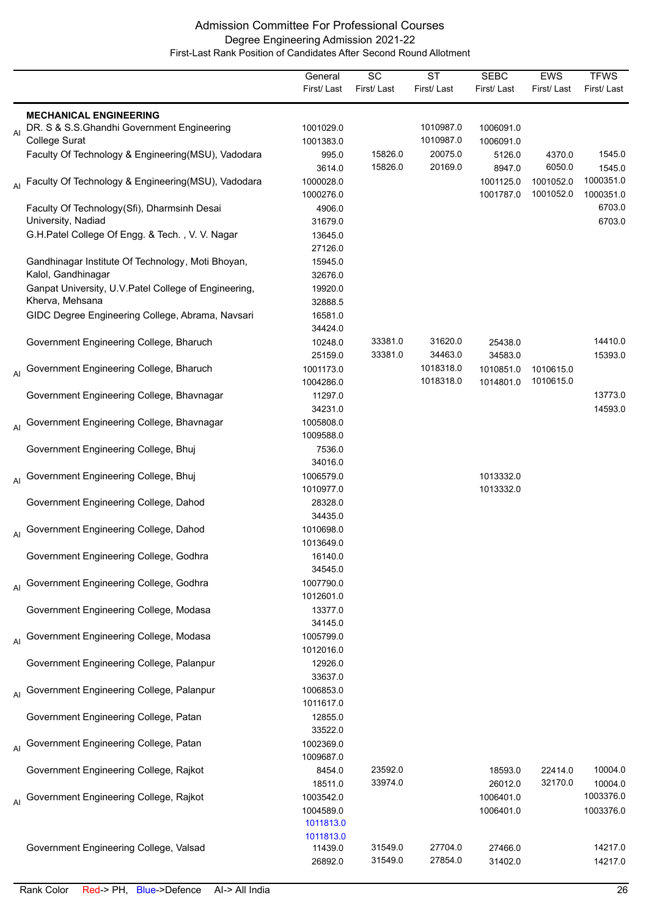# Admission Committee For Professional Courses

## Degree Engineering Admission 2021-22

### First-Last Rank Position of Candidates After Second Round Allotment

| | | General First/ Last | SC First/ Last | ST First/ Last | SEBC First/ Last | EWS First/ Last | TFWS First/ Last |
|---|---|---|---|---|---|---|---|
| | **MECHANICAL ENGINEERING** | | | | | | |
| AI | DR. S & S.S.Ghandhi Government Engineering College Surat | 1001029.0<br>1001383.0 | | 1010987.0<br>1010987.0 | 1006091.0<br>1006091.0 | | |
| | Faculty Of Technology & Engineering(MSU), Vadodara | 995.0<br>3614.0 | 15826.0<br>15826.0 | 20075.0<br>20169.0 | 5126.0<br>8947.0 | 4370.0<br>6050.0 | 1545.0<br>1545.0 |
| AI | Faculty Of Technology & Engineering(MSU), Vadodara | 1000028.0<br>1000276.0 | | | 1001125.0<br>1001787.0 | 1001052.0<br>1001052.0 | 1000351.0<br>1000351.0 |
| | Faculty Of Technology(Sfi), Dharmsinh Desai University, Nadiad | 4906.0<br>31679.0 | | | | | 6703.0<br>6703.0 |
| | G.H.Patel College Of Engg. & Tech. , V. V. Nagar | 13645.0<br>27126.0 | | | | | |
| | Gandhinagar Institute Of Technology, Moti Bhoyan, Kalol, Gandhinagar | 15945.0<br>32676.0 | | | | | |
| | Ganpat University, U.V.Patel College of Engineering, Kherva, Mehsana | 19920.0<br>32888.5 | | | | | |
| | GIDC Degree Engineering College, Abrama, Navsari | 16581.0<br>34424.0 | | | | | |
| | Government Engineering College, Bharuch | 10248.0<br>25159.0 | 33381.0<br>33381.0 | 31620.0<br>34463.0 | 25438.0<br>34583.0 | | 14410.0<br>15393.0 |
| AI | Government Engineering College, Bharuch | 1001173.0<br>1004286.0 | | 1018318.0<br>1018318.0 | 1010851.0<br>1014801.0 | 1010615.0<br>1010615.0 | |
| | Government Engineering College, Bhavnagar | 11297.0<br>34231.0 | | | | | 13773.0<br>14593.0 |
| AI | Government Engineering College, Bhavnagar | 1005808.0<br>1009588.0 | | | | | |
| | Government Engineering College, Bhuj | 7536.0<br>34016.0 | | | | | |
| AI | Government Engineering College, Bhuj | 1006579.0<br>1010977.0 | | | 1013332.0<br>1013332.0 | | |
| | Government Engineering College, Dahod | 28328.0<br>34435.0 | | | | | |
| AI | Government Engineering College, Dahod | 1010698.0<br>1013649.0 | | | | | |
| | Government Engineering College, Godhra | 16140.0<br>34545.0 | | | | | |
| AI | Government Engineering College, Godhra | 1007790.0<br>1012601.0 | | | | | |
| | Government Engineering College, Modasa | 13377.0<br>34145.0 | | | | | |
| AI | Government Engineering College, Modasa | 1005799.0<br>1012016.0 | | | | | |
| | Government Engineering College, Palanpur | 12926.0<br>33637.0 | | | | | |
| AI | Government Engineering College, Palanpur | 1006853.0<br>1011617.0 | | | | | |
| | Government Engineering College, Patan | 12855.0<br>33522.0 | | | | | |
| AI | Government Engineering College, Patan | 1002369.0<br>1009687.0 | | | | | |
| | Government Engineering College, Rajkot | 8454.0<br>18511.0 | 23592.0<br>33974.0 | | 18593.0<br>26012.0 | 22414.0<br>32170.0 | 10004.0<br>10004.0 |
| AI | Government Engineering College, Rajkot | 1003542.0<br>1004589.0<br>1011813.0 (Defence)<br>1011813.0 (Defence) | | | 1006401.0<br>1006401.0 | | 1003376.0<br>1003376.0 |
| | Government Engineering College, Valsad | 11439.0<br>26892.0 | 31549.0<br>31549.0 | 27704.0<br>27854.0 | 27466.0<br>31402.0 | | 14217.0<br>14217.0 |

Rank Color Red-> PH, Blue->Defence AI-> All India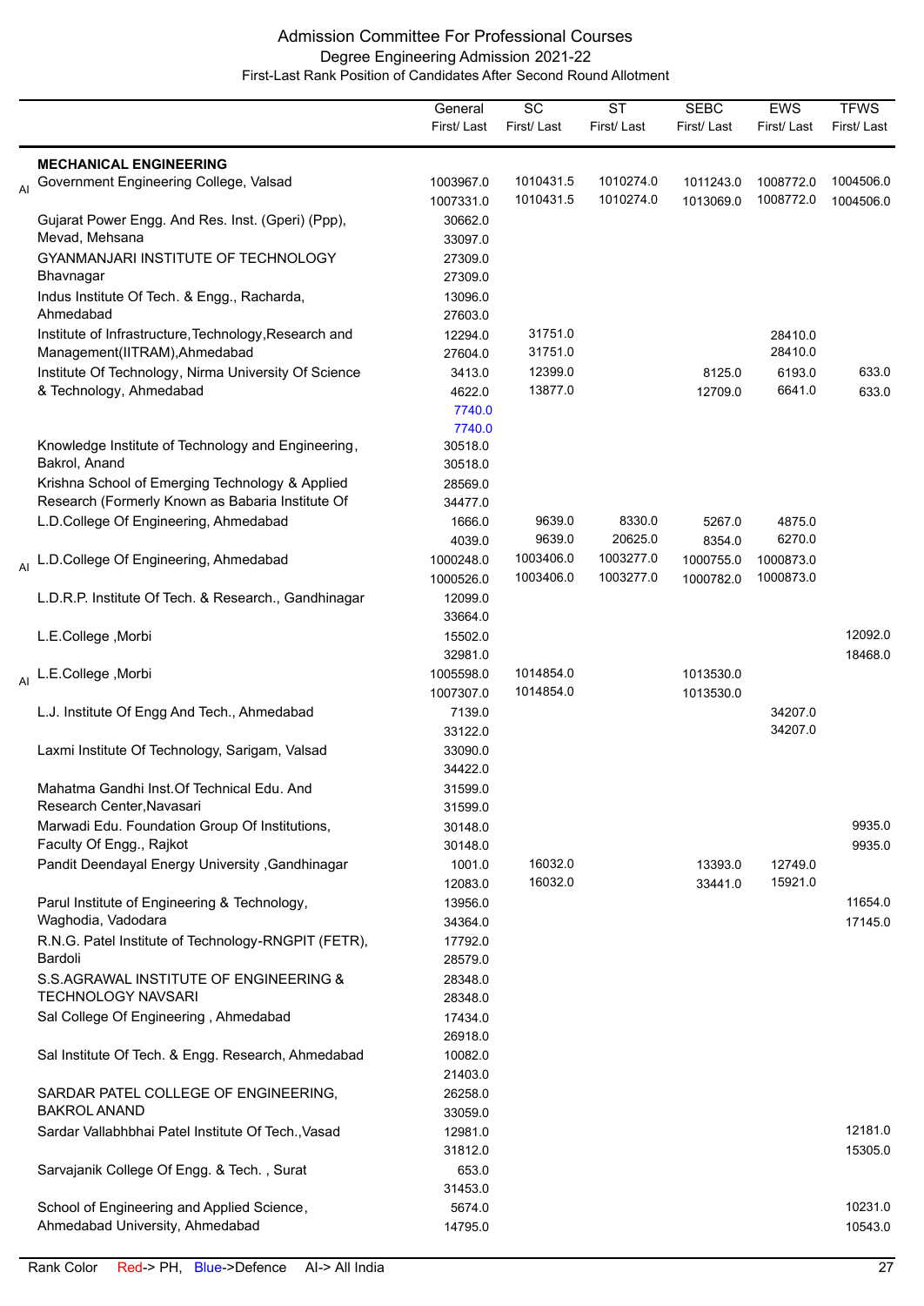# Admission Committee For Professional Courses
## Degree Engineering Admission 2021-22
### First-Last Rank Position of Candidates After Second Round Allotment

| | | General First/ Last | SC First/ Last | ST First/ Last | SEBC First/ Last | EWS First/ Last | TFWS First/ Last |
|---|---|---|---|---|---|---|---|
| | **MECHANICAL ENGINEERING** | | | | | | |
| AI | Government Engineering College, Valsad | 1003967.0<br>1007331.0 | 1010431.5<br>1010431.5 | 1010274.0<br>1010274.0 | 1011243.0<br>1013069.0 | 1008772.0<br>1008772.0 | 1004506.0<br>1004506.0 |
| | Gujarat Power Engg. And Res. Inst. (Gperi) (Ppp), Mevad, Mehsana | 30662.0<br>33097.0 | | | | | |
| | GYANMANJARI INSTITUTE OF TECHNOLOGY Bhavnagar | 27309.0<br>27309.0 | | | | | |
| | Indus Institute Of Tech. & Engg., Racharda, Ahmedabad | 13096.0<br>27603.0 | | | | | |
| | Institute of Infrastructure,Technology,Research and Management(IITRAM),Ahmedabad | 12294.0<br>27604.0 | 31751.0<br>31751.0 | | | 28410.0<br>28410.0 | |
| | Institute Of Technology, Nirma University Of Science & Technology, Ahmedabad | 3413.0<br>4622.0<br>7740.0<br>7740.0 | 12399.0<br>13877.0 | | 8125.0<br>12709.0 | 6193.0<br>6641.0 | 633.0<br>633.0 |
| | Knowledge Institute of Technology and Engineering, Bakrol, Anand | 30518.0<br>30518.0 | | | | | |
| | Krishna School of Emerging Technology & Applied Research (Formerly Known as Babaria Institute Of | 28569.0<br>34477.0 | | | | | |
| | L.D.College Of Engineering, Ahmedabad | 1666.0<br>4039.0 | 9639.0<br>9639.0 | 8330.0<br>20625.0 | 5267.0<br>8354.0 | 4875.0<br>6270.0 | |
| AI | L.D.College Of Engineering, Ahmedabad | 1000248.0<br>1000526.0 | 1003406.0<br>1003406.0 | 1003277.0<br>1003277.0 | 1000755.0<br>1000782.0 | 1000873.0<br>1000873.0 | |
| | L.D.R.P. Institute Of Tech. & Research., Gandhinagar | 12099.0<br>33664.0 | | | | | |
| | L.E.College ,Morbi | 15502.0<br>32981.0 | | | | | 12092.0<br>18468.0 |
| AI | L.E.College ,Morbi | 1005598.0<br>1007307.0 | 1014854.0<br>1014854.0 | | 1013530.0<br>1013530.0 | | |
| | L.J. Institute Of Engg And Tech., Ahmedabad | 7139.0<br>33122.0 | | | | 34207.0<br>34207.0 | |
| | Laxmi Institute Of Technology, Sarigam, Valsad | 33090.0<br>34422.0 | | | | | |
| | Mahatma Gandhi Inst.Of Technical Edu. And Research Center,Navasari | 31599.0<br>31599.0 | | | | | |
| | Marwadi Edu. Foundation Group Of Institutions, Faculty Of Engg., Rajkot | 30148.0<br>30148.0 | | | | | 9935.0<br>9935.0 |
| | Pandit Deendayal Energy University ,Gandhinagar | 1001.0<br>12083.0 | 16032.0<br>16032.0 | | 13393.0<br>33441.0 | 12749.0<br>15921.0 | |
| | Parul Institute of Engineering & Technology, Waghodia, Vadodara | 13956.0<br>34364.0 | | | | | 11654.0<br>17145.0 |
| | R.N.G. Patel Institute of Technology-RNGPIT (FETR), Bardoli | 17792.0<br>28579.0 | | | | | |
| | S.S.AGRAWAL INSTITUTE OF ENGINEERING & TECHNOLOGY NAVSARI | 28348.0<br>28348.0 | | | | | |
| | Sal College Of Engineering , Ahmedabad | 17434.0<br>26918.0 | | | | | |
| | Sal Institute Of Tech. & Engg. Research, Ahmedabad | 10082.0<br>21403.0 | | | | | |
| | SARDAR PATEL COLLEGE OF ENGINEERING, BAKROL ANAND | 26258.0<br>33059.0 | | | | | |
| | Sardar Vallabhbhai Patel Institute Of Tech.,Vasad | 12981.0<br>31812.0 | | | | | 12181.0<br>15305.0 |
| | Sarvajanik College Of Engg. & Tech. , Surat | 653.0<br>31453.0 | | | | | |
| | School of Engineering and Applied Science, Ahmedabad University, Ahmedabad | 5674.0<br>14795.0 | | | | | 10231.0<br>10543.0 |

Rank Color Red-> PH, Blue->Defence AI-> All India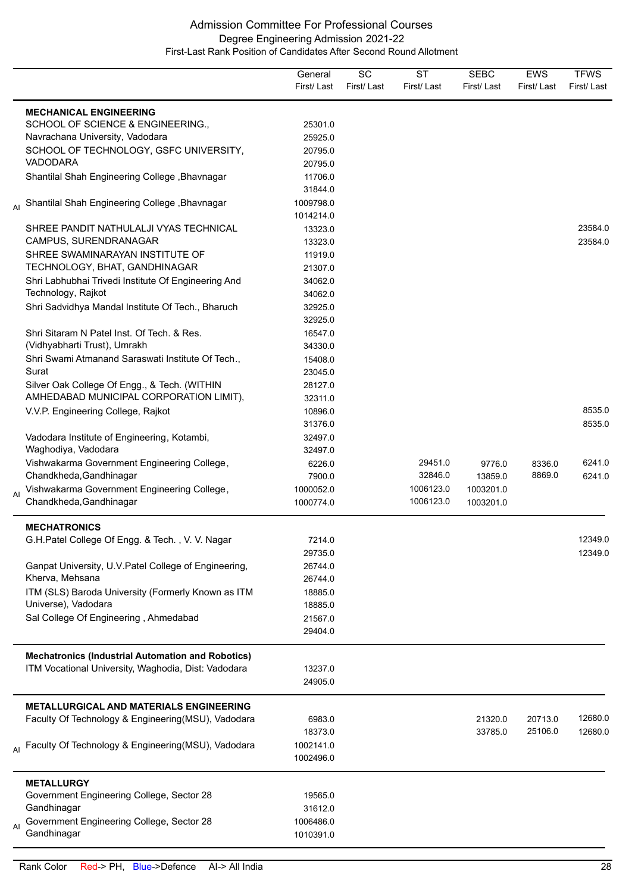## Admission Committee For Professional Courses

### Degree Engineering Admission 2021-22

#### First-Last Rank Position of Candidates After Second Round Allotment

| | | General First/ Last | SC First/ Last | ST First/ Last | SEBC First/ Last | EWS First/ Last | TFWS First/ Last |
|---|---|---|---|---|---|---|---|
| | **MECHANICAL ENGINEERING** | | | | | | |
| | SCHOOL OF SCIENCE & ENGINEERING., Navrachana University, Vadodara | 25301.0 25925.0 | | | | | |
| | SCHOOL OF TECHNOLOGY, GSFC UNIVERSITY, VADODARA | 20795.0 20795.0 | | | | | |
| | Shantilal Shah Engineering College ,Bhavnagar | 11706.0 31844.0 | | | | | |
| AI | Shantilal Shah Engineering College ,Bhavnagar | 1009798.0 1014214.0 | | | | | |
| | SHREE PANDIT NATHULALJI VYAS TECHNICAL CAMPUS, SURENDRANAGAR | 13323.0 13323.0 | | | | | 23584.0 23584.0 |
| | SHREE SWAMINARAYAN INSTITUTE OF TECHNOLOGY, BHAT, GANDHINAGAR | 11919.0 21307.0 | | | | | |
| | Shri Labhubhai Trivedi Institute Of Engineering And Technology, Rajkot | 34062.0 34062.0 | | | | | |
| | Shri Sadvidhya Mandal Institute Of Tech., Bharuch | 32925.0 32925.0 | | | | | |
| | Shri Sitaram N Patel Inst. Of Tech. & Res. (Vidhyabharti Trust), Umrakh | 16547.0 34330.0 | | | | | |
| | Shri Swami Atmanand Saraswati Institute Of Tech., Surat | 15408.0 23045.0 | | | | | |
| | Silver Oak College Of Engg., & Tech. (WITHIN AMHEDABAD MUNICIPAL CORPORATION LIMIT), | 28127.0 32311.0 | | | | | |
| | V.V.P. Engineering College, Rajkot | 10896.0 31376.0 | | | | | 8535.0 8535.0 |
| | Vadodara Institute of Engineering, Kotambi, Waghodiya, Vadodara | 32497.0 32497.0 | | | | | |
| | Vishwakarma Government Engineering College, Chandkheda,Gandhinagar | 6226.0 7900.0 | | 29451.0 32846.0 | 9776.0 13859.0 | 8336.0 8869.0 | 6241.0 6241.0 |
| AI | Vishwakarma Government Engineering College, Chandkheda,Gandhinagar | 1000052.0 1000774.0 | | 1006123.0 1006123.0 | 1003201.0 1003201.0 | | |
| | **MECHATRONICS** | | | | | | |
| | G.H.Patel College Of Engg. & Tech. , V. V. Nagar | 7214.0 29735.0 | | | | | 12349.0 12349.0 |
| | Ganpat University, U.V.Patel College of Engineering, Kherva, Mehsana | 26744.0 26744.0 | | | | | |
| | ITM (SLS) Baroda University (Formerly Known as ITM Universe), Vadodara | 18885.0 18885.0 | | | | | |
| | Sal College Of Engineering , Ahmedabad | 21567.0 29404.0 | | | | | |
| | **Mechatronics (Industrial Automation and Robotics)** | | | | | | |
| | ITM Vocational University, Waghodia, Dist: Vadodara | 13237.0 24905.0 | | | | | |
| | **METALLURGICAL AND MATERIALS ENGINEERING** | | | | | | |
| | Faculty Of Technology & Engineering(MSU), Vadodara | 6983.0 18373.0 | | | 21320.0 33785.0 | 20713.0 25106.0 | 12680.0 12680.0 |
| AI | Faculty Of Technology & Engineering(MSU), Vadodara | 1002141.0 1002496.0 | | | | | |
| | **METALLURGY** | | | | | | |
| | Government Engineering College, Sector 28 Gandhinagar | 19565.0 31612.0 | | | | | |
| AI | Government Engineering College, Sector 28 Gandhinagar | 1006486.0 1010391.0 | | | | | |

Rank Color Red-> PH, Blue->Defence AI-> All India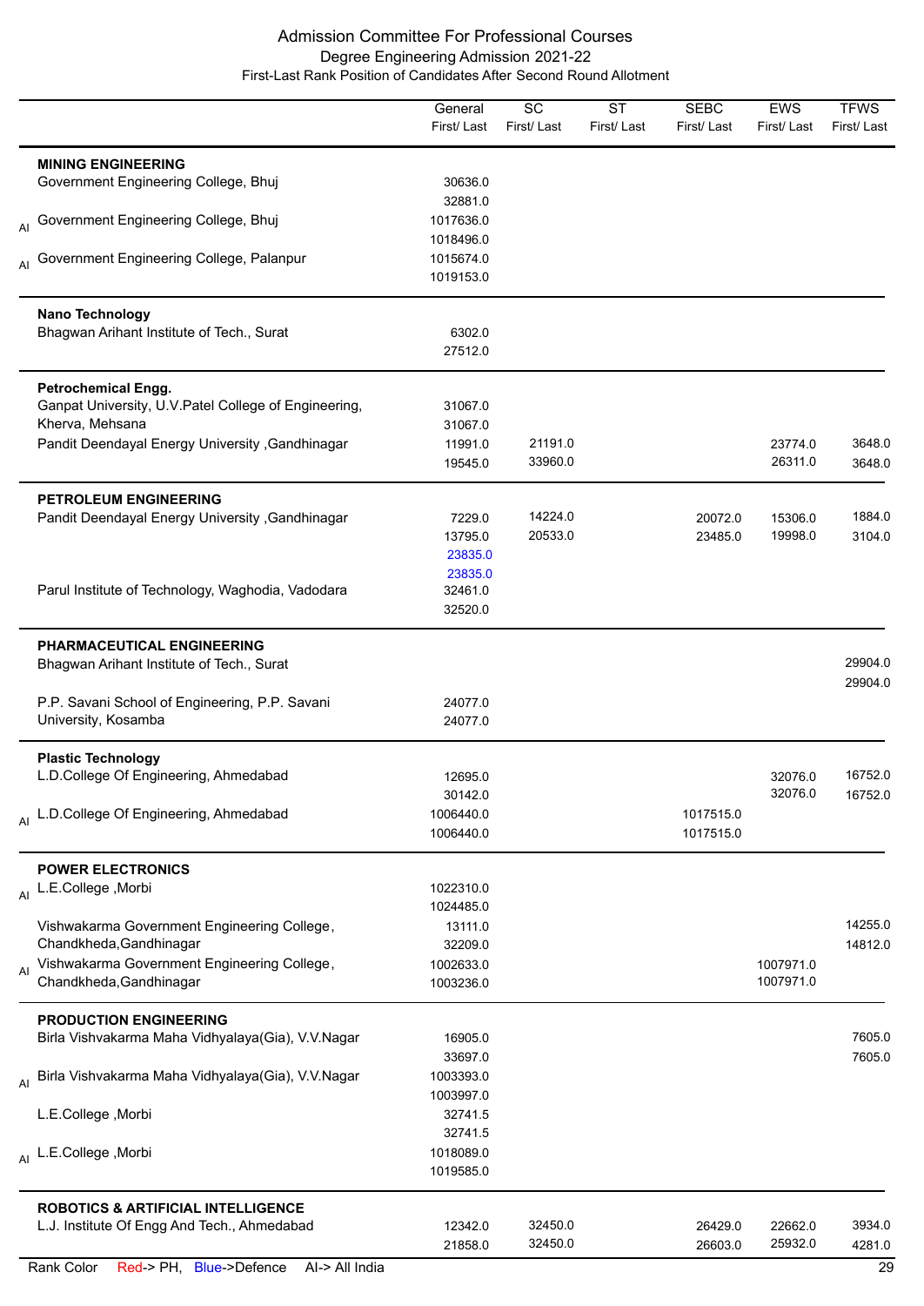# Admission Committee For Professional Courses

## Degree Engineering Admission 2021-22

### First-Last Rank Position of Candidates After Second Round Allotment

| | | General First/ Last | SC First/ Last | ST First/ Last | SEBC First/ Last | EWS First/ Last | TFWS First/ Last |
|---|---|---|---|---|---|---|---|
| | **MINING ENGINEERING** | | | | | | |
| | Government Engineering College, Bhuj | 30636.0<br>32881.0 | | | | | |
| AI | Government Engineering College, Bhuj | 1017636.0<br>1018496.0 | | | | | |
| AI | Government Engineering College, Palanpur | 1015674.0<br>1019153.0 | | | | | |
| | **Nano Technology** | | | | | | |
| | Bhagwan Arihant Institute of Tech., Surat | 6302.0<br>27512.0 | | | | | |
| | **Petrochemical Engg.** | | | | | | |
| | Ganpat University, U.V.Patel College of Engineering, Kherva, Mehsana | 31067.0<br>31067.0 | | | | | |
| | Pandit Deendayal Energy University ,Gandhinagar | 11991.0<br>19545.0 | 21191.0<br>33960.0 | | | 23774.0<br>26311.0 | 3648.0<br>3648.0 |
| | **PETROLEUM ENGINEERING** | | | | | | |
| | Pandit Deendayal Energy University ,Gandhinagar | 7229.0<br>13795.0<br>23835.0 (Defence)<br>23835.0 (Defence) | 14224.0<br>20533.0 | | 20072.0<br>23485.0 | 15306.0<br>19998.0 | 1884.0<br>3104.0 |
| | Parul Institute of Technology, Waghodia, Vadodara | 32461.0<br>32520.0 | | | | | |
| | **PHARMACEUTICAL ENGINEERING** | | | | | | |
| | Bhagwan Arihant Institute of Tech., Surat | | | | | | 29904.0<br>29904.0 |
| | P.P. Savani School of Engineering, P.P. Savani University, Kosamba | 24077.0<br>24077.0 | | | | | |
| | **Plastic Technology** | | | | | | |
| | L.D.College Of Engineering, Ahmedabad | 12695.0<br>30142.0 | | | | 32076.0<br>32076.0 | 16752.0<br>16752.0 |
| AI | L.D.College Of Engineering, Ahmedabad | 1006440.0<br>1006440.0 | | | 1017515.0<br>1017515.0 | | |
| | **POWER ELECTRONICS** | | | | | | |
| AI | L.E.College ,Morbi | 1022310.0<br>1024485.0 | | | | | |
| | Vishwakarma Government Engineering College, Chandkheda,Gandhinagar | 13111.0<br>32209.0 | | | | | 14255.0<br>14812.0 |
| AI | Vishwakarma Government Engineering College, Chandkheda,Gandhinagar | 1002633.0<br>1003236.0 | | | | 1007971.0<br>1007971.0 | |
| | **PRODUCTION ENGINEERING** | | | | | | |
| | Birla Vishvakarma Maha Vidhyalaya(Gia), V.V.Nagar | 16905.0<br>33697.0 | | | | | 7605.0<br>7605.0 |
| AI | Birla Vishvakarma Maha Vidhyalaya(Gia), V.V.Nagar | 1003393.0<br>1003997.0 | | | | | |
| | L.E.College ,Morbi | 32741.5<br>32741.5 | | | | | |
| AI | L.E.College ,Morbi | 1018089.0<br>1019585.0 | | | | | |
| | **ROBOTICS & ARTIFICIAL INTELLIGENCE** | | | | | | |
| | L.J. Institute Of Engg And Tech., Ahmedabad | 12342.0<br>21858.0 | 32450.0<br>32450.0 | | 26429.0<br>26603.0 | 22662.0<br>25932.0 | 3934.0<br>4281.0 |

Rank Color Red-> PH, Blue->Defence AI-> All India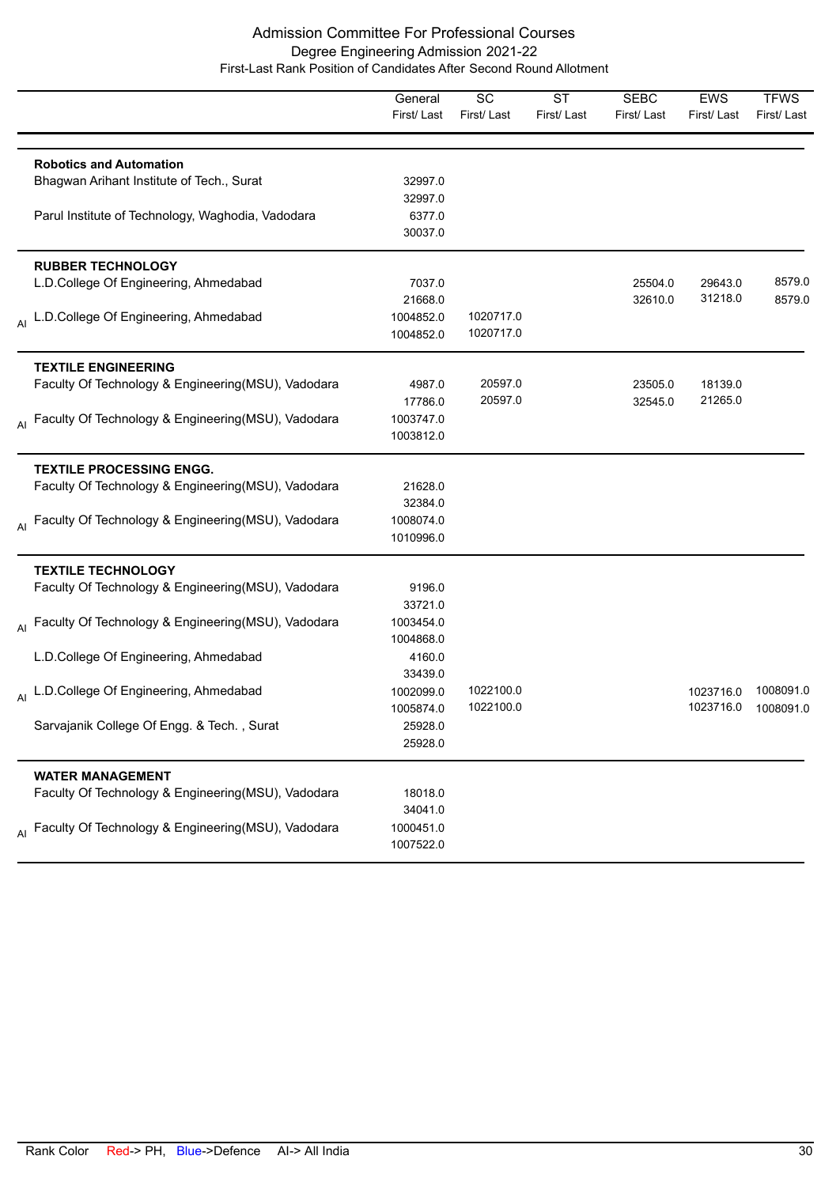# Admission Committee For Professional Courses

## Degree Engineering Admission 2021-22

### First-Last Rank Position of Candidates After Second Round Allotment

| | | General First/ Last | SC First/ Last | ST First/ Last | SEBC First/ Last | EWS First/ Last | TFWS First/ Last |
|---|---|---|---|---|---|---|---|
| | **Robotics and Automation** | | | | | | |
| | Bhagwan Arihant Institute of Tech., Surat | 32997.0<br>32997.0 | | | | | |
| | Parul Institute of Technology, Waghodia, Vadodara | 6377.0<br>30037.0 | | | | | |
| | **RUBBER TECHNOLOGY** | | | | | | |
| | L.D.College Of Engineering, Ahmedabad | 7037.0<br>21668.0 | | | 25504.0<br>32610.0 | 29643.0<br>31218.0 | 8579.0<br>8579.0 |
| AI | L.D.College Of Engineering, Ahmedabad | 1004852.0<br>1004852.0 | 1020717.0<br>1020717.0 | | | | |
| | **TEXTILE ENGINEERING** | | | | | | |
| | Faculty Of Technology & Engineering(MSU), Vadodara | 4987.0<br>17786.0 | 20597.0<br>20597.0 | | 23505.0<br>32545.0 | 18139.0<br>21265.0 | |
| AI | Faculty Of Technology & Engineering(MSU), Vadodara | 1003747.0<br>1003812.0 | | | | | |
| | **TEXTILE PROCESSING ENGG.** | | | | | | |
| | Faculty Of Technology & Engineering(MSU), Vadodara | 21628.0<br>32384.0 | | | | | |
| AI | Faculty Of Technology & Engineering(MSU), Vadodara | 1008074.0<br>1010996.0 | | | | | |
| | **TEXTILE TECHNOLOGY** | | | | | | |
| | Faculty Of Technology & Engineering(MSU), Vadodara | 9196.0<br>33721.0 | | | | | |
| AI | Faculty Of Technology & Engineering(MSU), Vadodara | 1003454.0<br>1004868.0 | | | | | |
| | L.D.College Of Engineering, Ahmedabad | 4160.0<br>33439.0 | | | | | |
| AI | L.D.College Of Engineering, Ahmedabad | 1002099.0<br>1005874.0 | 1022100.0<br>1022100.0 | | | 1023716.0<br>1023716.0 | 1008091.0<br>1008091.0 |
| | Sarvajanik College Of Engg. & Tech. , Surat | 25928.0<br>25928.0 | | | | | |
| | **WATER MANAGEMENT** | | | | | | |
| | Faculty Of Technology & Engineering(MSU), Vadodara | 18018.0<br>34041.0 | | | | | |
| AI | Faculty Of Technology & Engineering(MSU), Vadodara | 1000451.0<br>1007522.0 | | | | | |

Rank Color Red-> PH, Blue->Defence AI-> All India